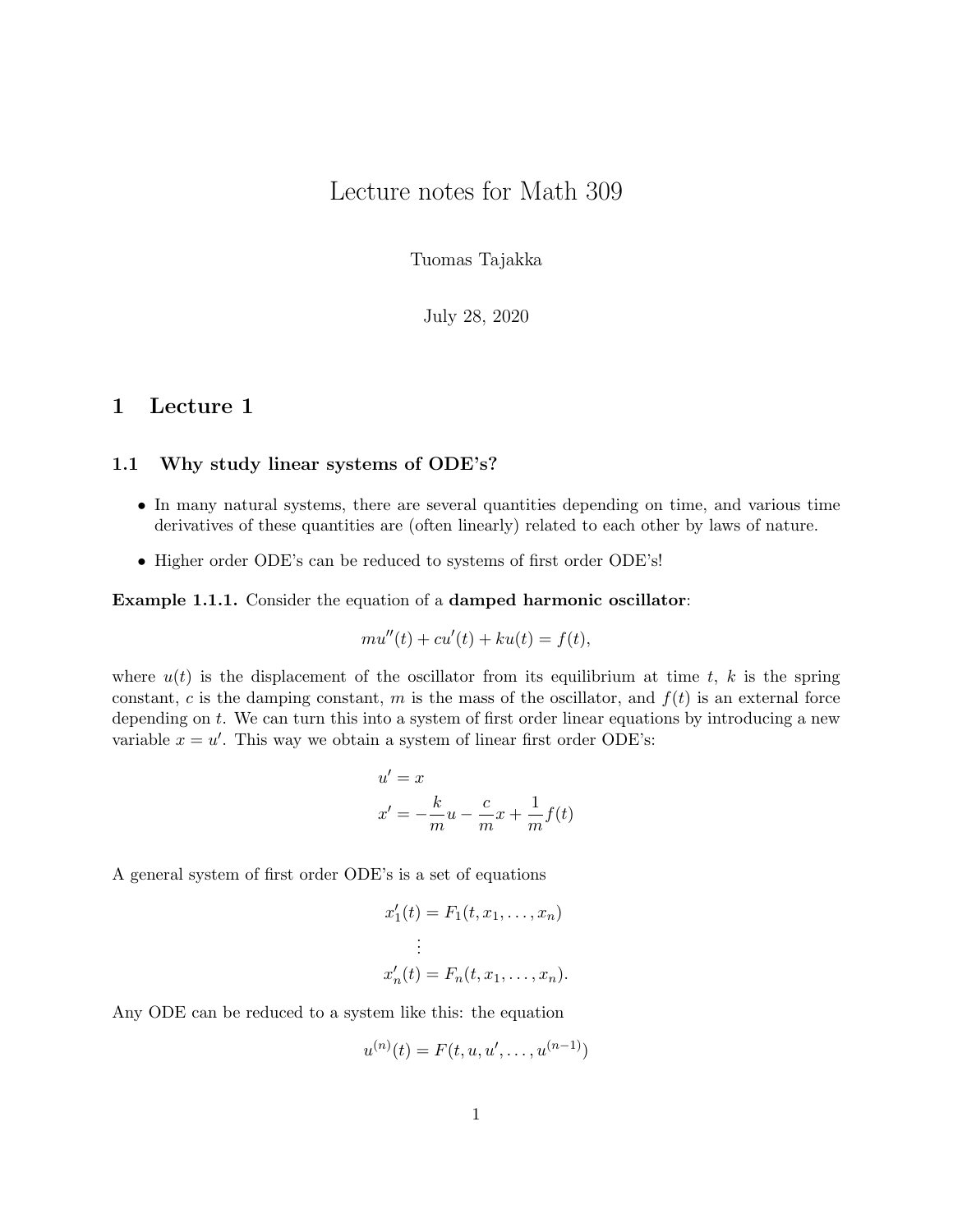# Lecture notes for Math 309

Tuomas Tajakka

July 28, 2020

## 1 Lecture 1

### 1.1 Why study linear systems of ODE's?

- In many natural systems, there are several quantities depending on time, and various time derivatives of these quantities are (often linearly) related to each other by laws of nature.
- Higher order ODE's can be reduced to systems of first order ODE's!

**Example 1.1.1.** Consider the equation of a **damped harmonic oscillator**:

$$mu''(t) + cu'(t) + ku(t) = f(t),$$

where $u(t)$ is the displacement of the oscillator from its equilibrium at time $t$, $k$ is the spring constant, $c$ is the damping constant, $m$ is the mass of the oscillator, and $f(t)$ is an external force depending on $t$. We can turn this into a system of first order linear equations by introducing a new variable $x = u'$. This way we obtain a system of linear first order ODE's:

$$\begin{aligned}
u' &= x \\
x' &= -\frac{k}{m}u - \frac{c}{m}x + \frac{1}{m}f(t)
\end{aligned}$$

A general system of first order ODE's is a set of equations

$$\begin{aligned}
x_1'(t) &= F_1(t, x_1, \dots, x_n) \\
&\vdots \\
x_n'(t) &= F_n(t, x_1, \dots, x_n).
\end{aligned}$$

Any ODE can be reduced to a system like this: the equation

$$u^{(n)}(t) = F(t, u, u', \dots, u^{(n-1)})$$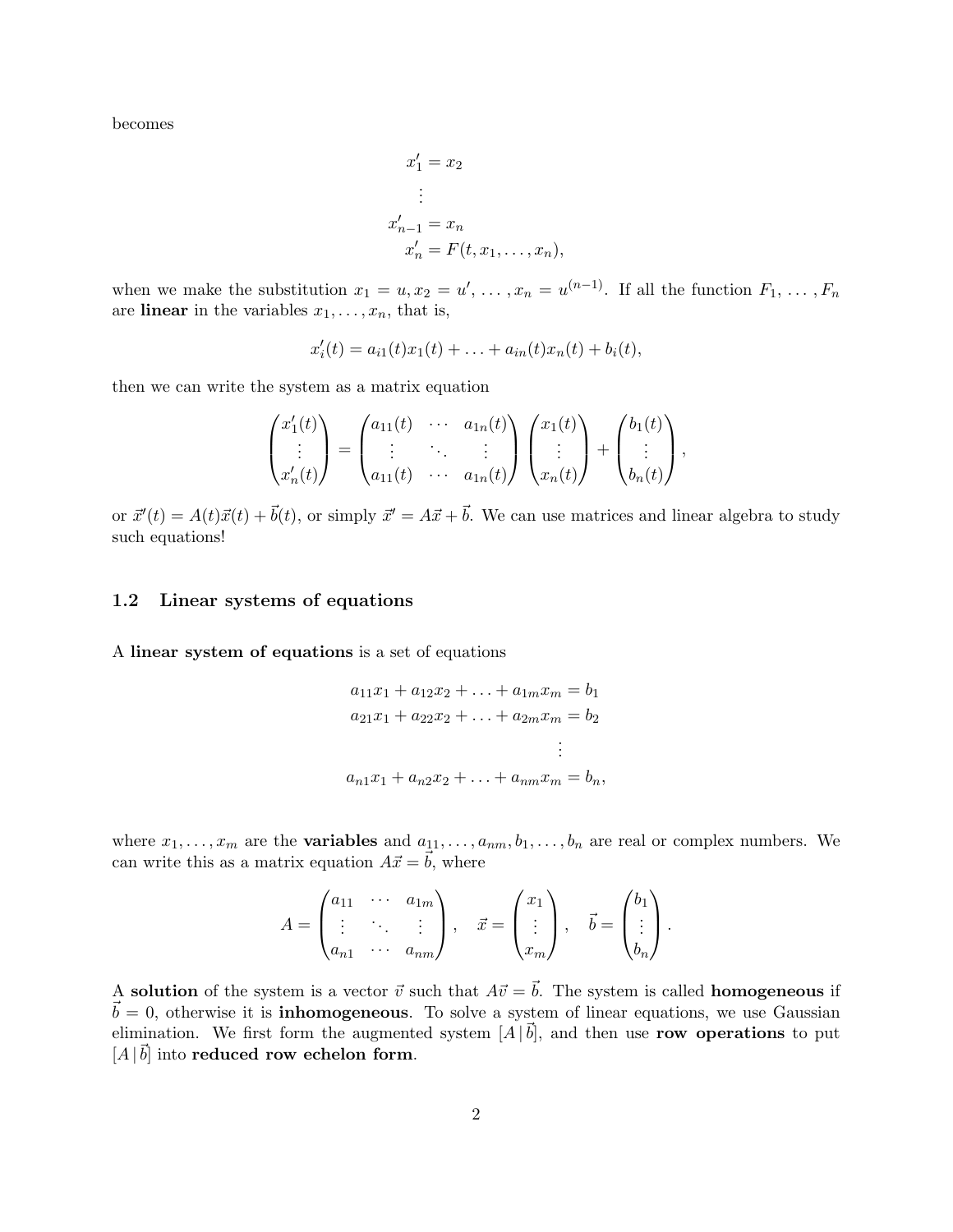becomes

$$
\begin{aligned}
x_1' &= x_2 \\
&\vdots \\
x_{n-1}' &= x_n \\
x_n' &= F(t, x_1, \ldots, x_n),
\end{aligned}
$$

when we make the substitution $x_1 = u, x_2 = u', \ldots, x_n = u^{(n-1)}$. If all the function $F_1, \ldots, F_n$ are **linear** in the variables $x_1, \ldots, x_n$, that is,

$$
x_i'(t) = a_{i1}(t)x_1(t) + \ldots + a_{in}(t)x_n(t) + b_i(t),
$$

then we can write the system as a matrix equation

$$
\begin{pmatrix} x_1'(t) \\ \vdots \\ x_n'(t) \end{pmatrix} = \begin{pmatrix} a_{11}(t) & \cdots & a_{1n}(t) \\ \vdots & \ddots & \vdots \\ a_{11}(t) & \cdots & a_{1n}(t) \end{pmatrix} \begin{pmatrix} x_1(t) \\ \vdots \\ x_n(t) \end{pmatrix} + \begin{pmatrix} b_1(t) \\ \vdots \\ b_n(t) \end{pmatrix},
$$

or $\vec{x}'(t) = A(t)\vec{x}(t) + \vec{b}(t)$, or simply $\vec{x}' = A\vec{x} + \vec{b}$. We can use matrices and linear algebra to study such equations!

## 1.2 Linear systems of equations

A **linear system of equations** is a set of equations

$$
\begin{aligned}
a_{11}x_1 + a_{12}x_2 + \ldots + a_{1m}x_m &= b_1 \\
a_{21}x_1 + a_{22}x_2 + \ldots + a_{2m}x_m &= b_2 \\
&\vdots \\
a_{n1}x_1 + a_{n2}x_2 + \ldots + a_{nm}x_m &= b_n,
\end{aligned}
$$

where $x_1, \ldots, x_m$ are the **variables** and $a_{11}, \ldots, a_{nm}, b_1, \ldots, b_n$ are real or complex numbers. We can write this as a matrix equation $A\vec{x} = \vec{b}$, where

$$
A = \begin{pmatrix} a_{11} & \cdots & a_{1m} \\ \vdots & \ddots & \vdots \\ a_{n1} & \cdots & a_{nm} \end{pmatrix}, \quad \vec{x} = \begin{pmatrix} x_1 \\ \vdots \\ x_m \end{pmatrix}, \quad \vec{b} = \begin{pmatrix} b_1 \\ \vdots \\ b_n \end{pmatrix}.
$$

A **solution** of the system is a vector $\vec{v}$ such that $A\vec{v} = \vec{b}$. The system is called **homogeneous** if $\vec{b} = 0$, otherwise it is **inhomogeneous**. To solve a system of linear equations, we use Gaussian elimination. We first form the augmented system $[A \,|\, \vec{b}]$, and then use **row operations** to put $[A \,|\, \vec{b}]$ into **reduced row echelon form**.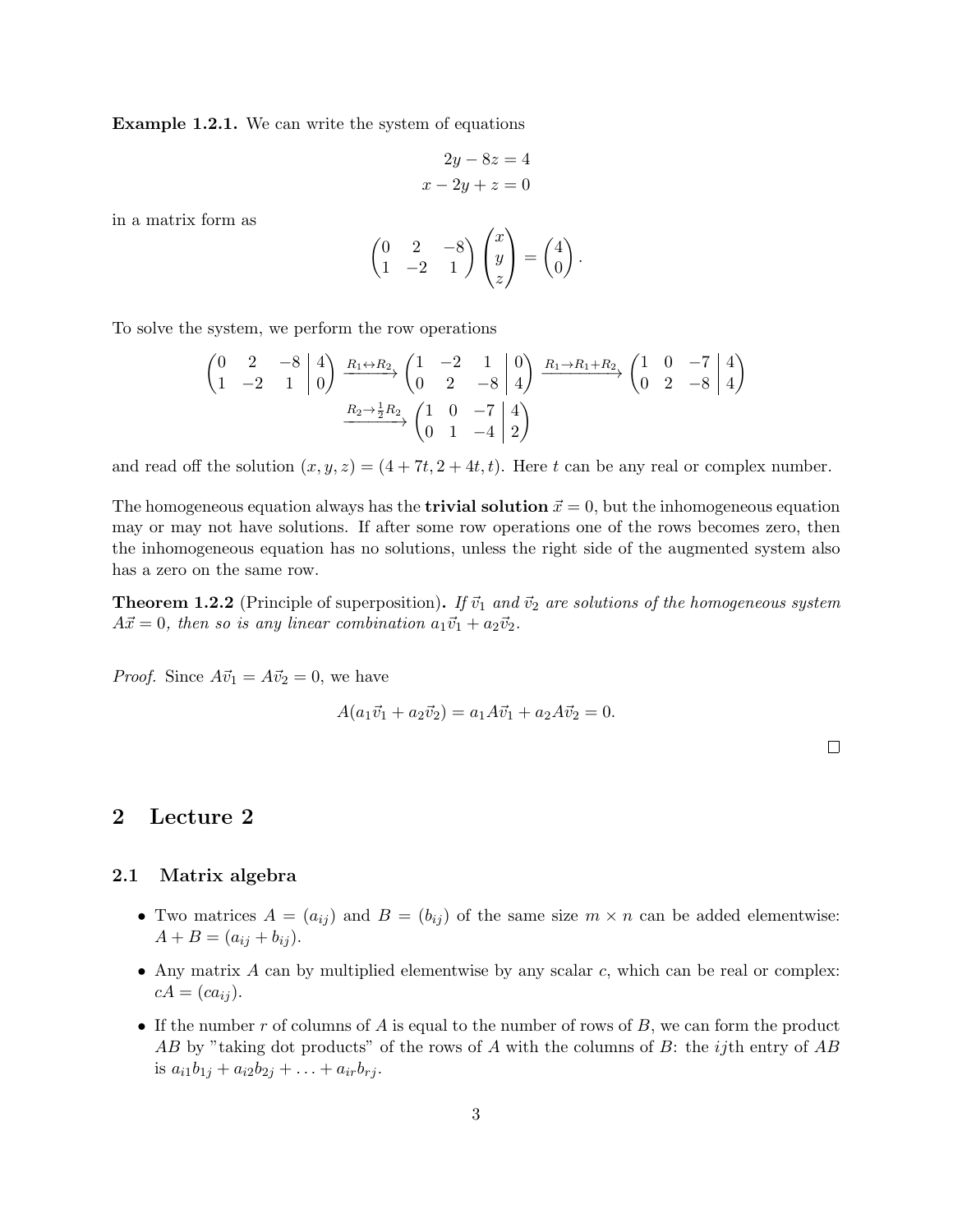**Example 1.2.1.** We can write the system of equations

$$2y - 8z = 4$$
$$x - 2y + z = 0$$

in a matrix form as

$$\begin{pmatrix} 0 & 2 & -8 \\ 1 & -2 & 1 \end{pmatrix} \begin{pmatrix} x \\ y \\ z \end{pmatrix} = \begin{pmatrix} 4 \\ 0 \end{pmatrix}.$$

To solve the system, we perform the row operations

$$\left(\begin{array}{ccc|c} 0 & 2 & -8 & 4 \\ 1 & -2 & 1 & 0 \end{array}\right) \xrightarrow{R_1 \leftrightarrow R_2} \left(\begin{array}{ccc|c} 1 & -2 & 1 & 0 \\ 0 & 2 & -8 & 4 \end{array}\right) \xrightarrow{R_1 \to R_1 + R_2} \left(\begin{array}{ccc|c} 1 & 0 & -7 & 4 \\ 0 & 2 & -8 & 4 \end{array}\right)$$
$$\xrightarrow{R_2 \to \frac{1}{2} R_2} \left(\begin{array}{ccc|c} 1 & 0 & -7 & 4 \\ 0 & 1 & -4 & 2 \end{array}\right)$$

and read off the solution $(x, y, z) = (4 + 7t, 2 + 4t, t)$. Here $t$ can be any real or complex number.

The homogeneous equation always has the **trivial solution** $\vec{x} = 0$, but the inhomogeneous equation may or may not have solutions. If after some row operations one of the rows becomes zero, then the inhomogeneous equation has no solutions, unless the right side of the augmented system also has a zero on the same row.

**Theorem 1.2.2** (Principle of superposition)**.** *If $\vec{v}_1$ and $\vec{v}_2$ are solutions of the homogeneous system $A\vec{x} = 0$, then so is any linear combination $a_1\vec{v}_1 + a_2\vec{v}_2$.*

*Proof.* Since $A\vec{v}_1 = A\vec{v}_2 = 0$, we have

$$A(a_1\vec{v}_1 + a_2\vec{v}_2) = a_1 A\vec{v}_1 + a_2 A\vec{v}_2 = 0.$$

□

# 2 Lecture 2

## 2.1 Matrix algebra

- Two matrices $A = (a_{ij})$ and $B = (b_{ij})$ of the same size $m \times n$ can be added elementwise: $A + B = (a_{ij} + b_{ij})$.
- Any matrix $A$ can by multiplied elementwise by any scalar $c$, which can be real or complex: $cA = (ca_{ij})$.
- If the number $r$ of columns of $A$ is equal to the number of rows of $B$, we can form the product $AB$ by "taking dot products" of the rows of $A$ with the columns of $B$: the $ij$th entry of $AB$ is $a_{i1}b_{1j} + a_{i2}b_{2j} + \ldots + a_{ir}b_{rj}$.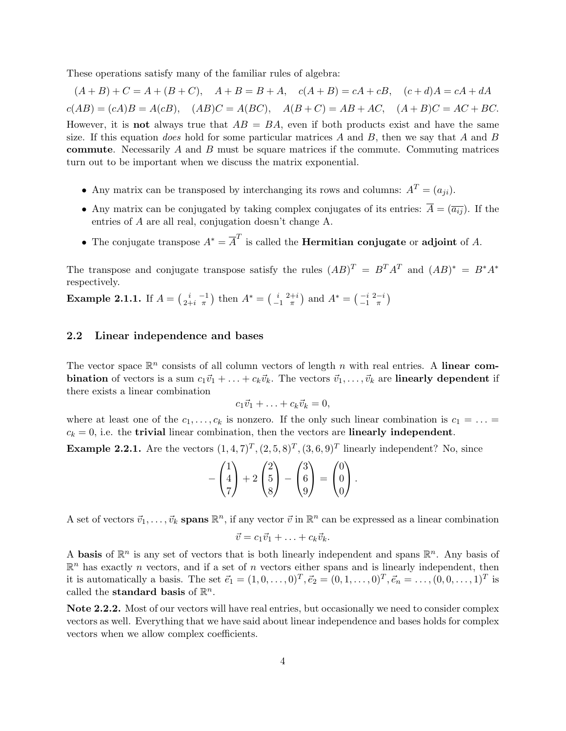These operations satisfy many of the familiar rules of algebra:

$$(A+B)+C = A+(B+C), \quad A+B = B+A, \quad c(A+B) = cA+cB, \quad (c+d)A = cA+dA$$

$$c(AB) = (cA)B = A(cB), \quad (AB)C = A(BC), \quad A(B+C) = AB+AC, \quad (A+B)C = AC+BC.$$

However, it is **not** always true that $AB = BA$, even if both products exist and have the same size. If this equation *does* hold for some particular matrices $A$ and $B$, then we say that $A$ and $B$ **commute**. Necessarily $A$ and $B$ must be square matrices if the commute. Commuting matrices turn out to be important when we discuss the matrix exponential.

- Any matrix can be transposed by interchanging its rows and columns: $A^T = (a_{ji})$.
- Any matrix can be conjugated by taking complex conjugates of its entries: $\overline{A} = (\overline{a_{ij}})$. If the entries of $A$ are all real, conjugation doesn't change A.
- The conjugate transpose $A^* = \overline{A}^T$ is called the **Hermitian conjugate** or **adjoint** of $A$.

The transpose and conjugate transpose satisfy the rules $(AB)^T = B^T A^T$ and $(AB)^* = B^* A^*$ respectively.

**Example 2.1.1.** If $A = \begin{pmatrix} i & -1 \\ 2+i & \pi \end{pmatrix}$ then $A^* = \begin{pmatrix} i & 2+i \\ -1 & \pi \end{pmatrix}$ and $A^* = \begin{pmatrix} -i & 2-i \\ -1 & \pi \end{pmatrix}$

## 2.2 Linear independence and bases

The vector space $\mathbb{R}^n$ consists of all column vectors of length $n$ with real entries. A **linear combination** of vectors is a sum $c_1\vec{v}_1 + \ldots + c_k\vec{v}_k$. The vectors $\vec{v}_1, \ldots, \vec{v}_k$ are **linearly dependent** if there exists a linear combination

$$c_1\vec{v}_1 + \ldots + c_k\vec{v}_k = 0,$$

where at least one of the $c_1, \ldots, c_k$ is nonzero. If the only such linear combination is $c_1 = \ldots = c_k = 0$, i.e. the **trivial** linear combination, then the vectors are **linearly independent**.

**Example 2.2.1.** Are the vectors $(1,4,7)^T, (2,5,8)^T, (3,6,9)^T$ linearly independent? No, since

$$-\begin{pmatrix} 1 \\ 4 \\ 7 \end{pmatrix} + 2\begin{pmatrix} 2 \\ 5 \\ 8 \end{pmatrix} - \begin{pmatrix} 3 \\ 6 \\ 9 \end{pmatrix} = \begin{pmatrix} 0 \\ 0 \\ 0 \end{pmatrix}.$$

A set of vectors $\vec{v}_1, \ldots, \vec{v}_k$ **spans** $\mathbb{R}^n$, if any vector $\vec{v}$ in $\mathbb{R}^n$ can be expressed as a linear combination

$$\vec{v} = c_1\vec{v}_1 + \ldots + c_k\vec{v}_k.$$

A **basis** of $\mathbb{R}^n$ is any set of vectors that is both linearly independent and spans $\mathbb{R}^n$. Any basis of $\mathbb{R}^n$ has exactly $n$ vectors, and if a set of $n$ vectors either spans and is linearly independent, then it is automatically a basis. The set $\vec{e}_1 = (1,0,\ldots,0)^T, \vec{e}_2 = (0,1,\ldots,0)^T, \vec{e}_n = \ldots, (0,0,\ldots,1)^T$ is called the **standard basis** of $\mathbb{R}^n$.

**Note 2.2.2.** Most of our vectors will have real entries, but occasionally we need to consider complex vectors as well. Everything that we have said about linear independence and bases holds for complex vectors when we allow complex coefficients.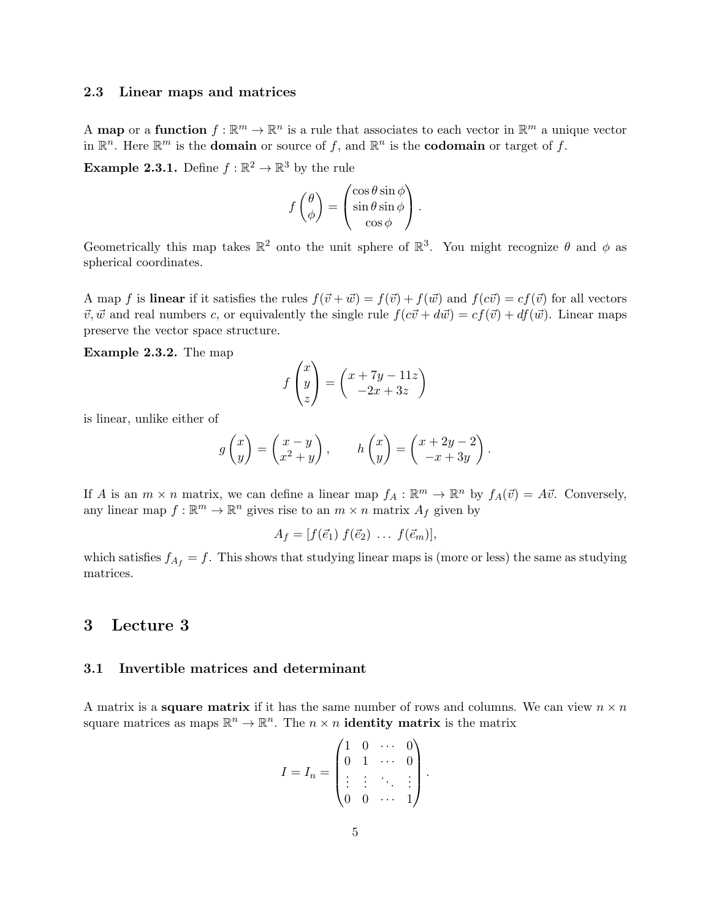### 2.3 Linear maps and matrices

A **map** or a **function** $f : \mathbb{R}^m \to \mathbb{R}^n$ is a rule that associates to each vector in $\mathbb{R}^m$ a unique vector in $\mathbb{R}^n$. Here $\mathbb{R}^m$ is the **domain** or source of $f$, and $\mathbb{R}^n$ is the **codomain** or target of $f$.

**Example 2.3.1.** Define $f : \mathbb{R}^2 \to \mathbb{R}^3$ by the rule

$$f\begin{pmatrix} \theta \\ \phi \end{pmatrix} = \begin{pmatrix} \cos\theta \sin\phi \\ \sin\theta \sin\phi \\ \cos\phi \end{pmatrix}.$$

Geometrically this map takes $\mathbb{R}^2$ onto the unit sphere of $\mathbb{R}^3$. You might recognize $\theta$ and $\phi$ as spherical coordinates.

A map $f$ is **linear** if it satisfies the rules $f(\vec{v} + \vec{w}) = f(\vec{v}) + f(\vec{w})$ and $f(c\vec{v}) = cf(\vec{v})$ for all vectors $\vec{v}, \vec{w}$ and real numbers $c$, or equivalently the single rule $f(c\vec{v} + d\vec{w}) = cf(\vec{v}) + df(\vec{w})$. Linear maps preserve the vector space structure.

**Example 2.3.2.** The map

$$f\begin{pmatrix} x \\ y \\ z \end{pmatrix} = \begin{pmatrix} x + 7y - 11z \\ -2x + 3z \end{pmatrix}$$

is linear, unlike either of

$$g\begin{pmatrix} x \\ y \end{pmatrix} = \begin{pmatrix} x - y \\ x^2 + y \end{pmatrix}, \qquad h\begin{pmatrix} x \\ y \end{pmatrix} = \begin{pmatrix} x + 2y - 2 \\ -x + 3y \end{pmatrix}.$$

If $A$ is an $m \times n$ matrix, we can define a linear map $f_A : \mathbb{R}^m \to \mathbb{R}^n$ by $f_A(\vec{v}) = A\vec{v}$. Conversely, any linear map $f : \mathbb{R}^m \to \mathbb{R}^n$ gives rise to an $m \times n$ matrix $A_f$ given by

$$A_f = [f(\vec{e}_1)\; f(\vec{e}_2)\; \ldots\; f(\vec{e}_m)],$$

which satisfies $f_{A_f} = f$. This shows that studying linear maps is (more or less) the same as studying matrices.

# 3 Lecture 3

### 3.1 Invertible matrices and determinant

A matrix is a **square matrix** if it has the same number of rows and columns. We can view $n \times n$ square matrices as maps $\mathbb{R}^n \to \mathbb{R}^n$. The $n \times n$ **identity matrix** is the matrix

$$I = I_n = \begin{pmatrix} 1 & 0 & \cdots & 0 \\ 0 & 1 & \cdots & 0 \\ \vdots & \vdots & \ddots & \vdots \\ 0 & 0 & \cdots & 1 \end{pmatrix}.$$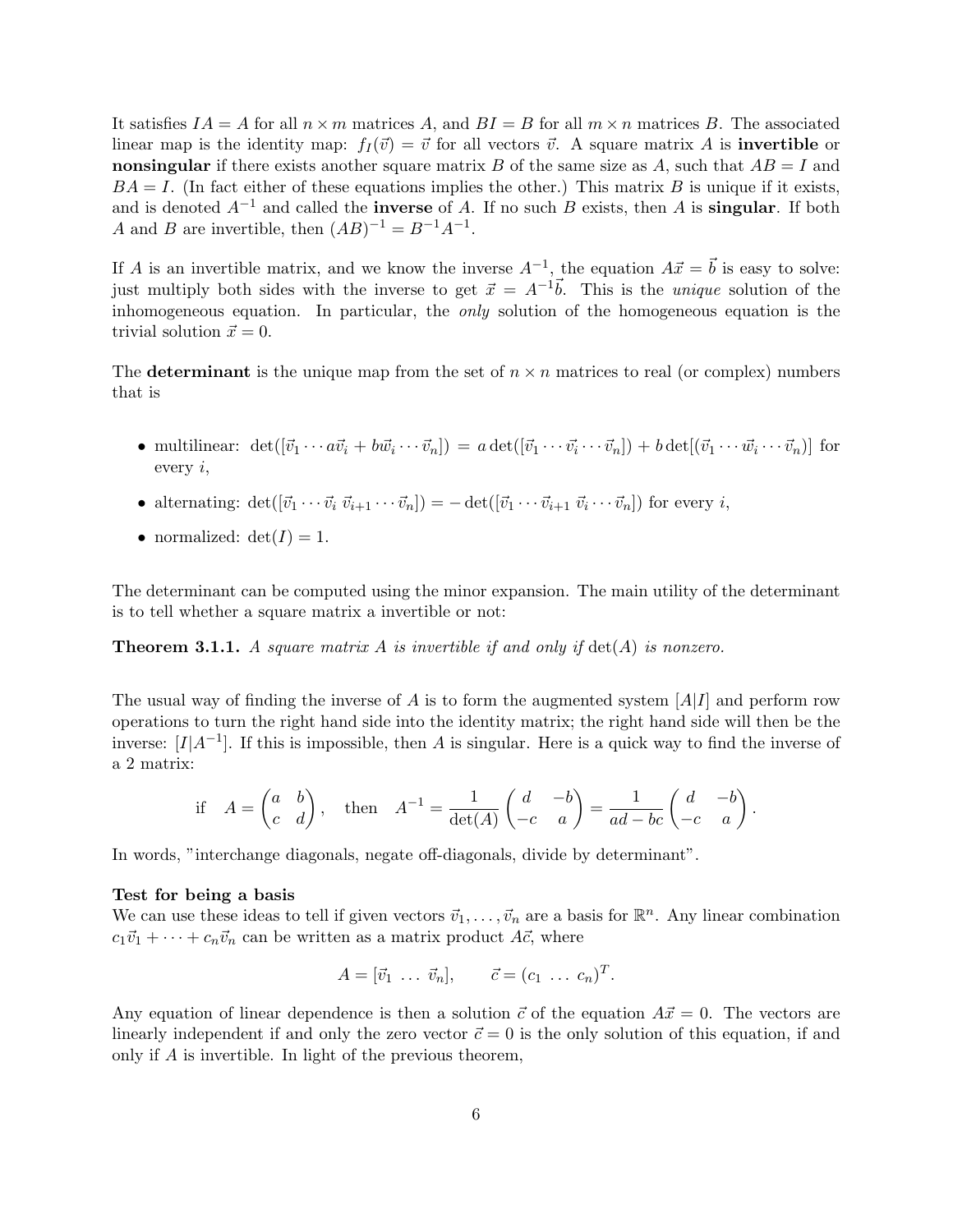It satisfies $IA = A$ for all $n \times m$ matrices $A$, and $BI = B$ for all $m \times n$ matrices $B$. The associated linear map is the identity map: $f_I(\vec{v}) = \vec{v}$ for all vectors $\vec{v}$. A square matrix $A$ is **invertible** or **nonsingular** if there exists another square matrix $B$ of the same size as $A$, such that $AB = I$ and $BA = I$. (In fact either of these equations implies the other.) This matrix $B$ is unique if it exists, and is denoted $A^{-1}$ and called the **inverse** of $A$. If no such $B$ exists, then $A$ is **singular**. If both $A$ and $B$ are invertible, then $(AB)^{-1} = B^{-1}A^{-1}$.

If $A$ is an invertible matrix, and we know the inverse $A^{-1}$, the equation $A\vec{x} = \vec{b}$ is easy to solve: just multiply both sides with the inverse to get $\vec{x} = A^{-1}\vec{b}$. This is the *unique* solution of the inhomogeneous equation. In particular, the *only* solution of the homogeneous equation is the trivial solution $\vec{x} = 0$.

The **determinant** is the unique map from the set of $n \times n$ matrices to real (or complex) numbers that is

- multilinear: $\det([\vec{v}_1 \cdots a\vec{v}_i + b\vec{w}_i \cdots \vec{v}_n]) = a\det([\vec{v}_1 \cdots \vec{v}_i \cdots \vec{v}_n]) + b\det[(\vec{v}_1 \cdots \vec{w}_i \cdots \vec{v}_n)]$ for every $i$,
- alternating: $\det([\vec{v}_1 \cdots \vec{v}_i\ \vec{v}_{i+1} \cdots \vec{v}_n]) = -\det([\vec{v}_1 \cdots \vec{v}_{i+1}\ \vec{v}_i \cdots \vec{v}_n])$ for every $i$,
- normalized: $\det(I) = 1$.

The determinant can be computed using the minor expansion. The main utility of the determinant is to tell whether a square matrix a invertible or not:

**Theorem 3.1.1.** *A square matrix $A$ is invertible if and only if $\det(A)$ is nonzero.*

The usual way of finding the inverse of $A$ is to form the augmented system $[A|I]$ and perform row operations to turn the right hand side into the identity matrix; the right hand side will then be the inverse: $[I|A^{-1}]$. If this is impossible, then $A$ is singular. Here is a quick way to find the inverse of a 2 matrix:

$$\text{if} \quad A = \begin{pmatrix} a & b \\ c & d \end{pmatrix}, \quad \text{then} \quad A^{-1} = \frac{1}{\det(A)} \begin{pmatrix} d & -b \\ -c & a \end{pmatrix} = \frac{1}{ad - bc} \begin{pmatrix} d & -b \\ -c & a \end{pmatrix}.$$

In words, "interchange diagonals, negate off-diagonals, divide by determinant".

**Test for being a basis**

We can use these ideas to tell if given vectors $\vec{v}_1, \ldots, \vec{v}_n$ are a basis for $\mathbb{R}^n$. Any linear combination $c_1\vec{v}_1 + \cdots + c_n\vec{v}_n$ can be written as a matrix product $A\vec{c}$, where

$$A = [\vec{v}_1\ \ldots\ \vec{v}_n], \qquad \vec{c} = (c_1\ \ldots\ c_n)^T.$$

Any equation of linear dependence is then a solution $\vec{c}$ of the equation $A\vec{x} = 0$. The vectors are linearly independent if and only the zero vector $\vec{c} = 0$ is the only solution of this equation, if and only if $A$ is invertible. In light of the previous theorem,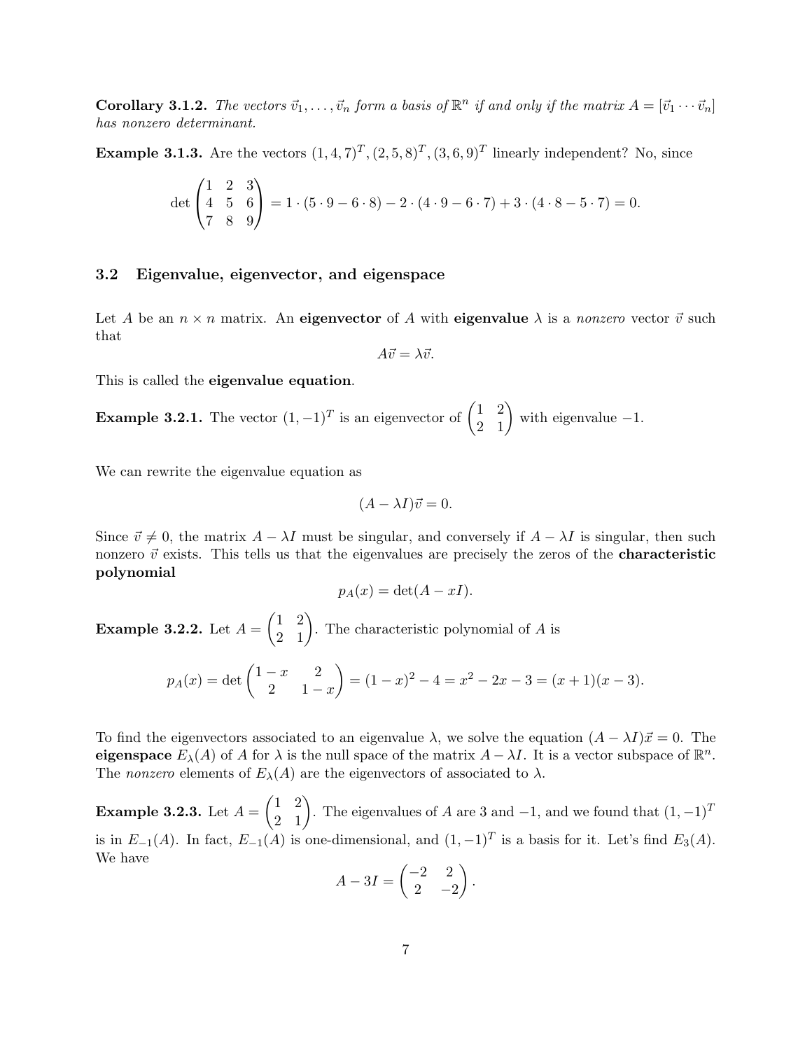**Corollary 3.1.2.** *The vectors $\vec{v}_1, \ldots, \vec{v}_n$ form a basis of $\mathbb{R}^n$ if and only if the matrix $A = [\vec{v}_1 \cdots \vec{v}_n]$ has nonzero determinant.*

**Example 3.1.3.** Are the vectors $(1,4,7)^T, (2,5,8)^T, (3,6,9)^T$ linearly independent? No, since

$$\det \begin{pmatrix} 1 & 2 & 3 \\ 4 & 5 & 6 \\ 7 & 8 & 9 \end{pmatrix} = 1 \cdot (5 \cdot 9 - 6 \cdot 8) - 2 \cdot (4 \cdot 9 - 6 \cdot 7) + 3 \cdot (4 \cdot 8 - 5 \cdot 7) = 0.$$

### 3.2 Eigenvalue, eigenvector, and eigenspace

Let $A$ be an $n \times n$ matrix. An **eigenvector** of $A$ with **eigenvalue** $\lambda$ is a *nonzero* vector $\vec{v}$ such that

$$A\vec{v} = \lambda \vec{v}.$$

This is called the **eigenvalue equation**.

**Example 3.2.1.** The vector $(1,-1)^T$ is an eigenvector of $\begin{pmatrix} 1 & 2 \\ 2 & 1 \end{pmatrix}$ with eigenvalue $-1$.

We can rewrite the eigenvalue equation as

$$(A - \lambda I)\vec{v} = 0.$$

Since $\vec{v} \neq 0$, the matrix $A - \lambda I$ must be singular, and conversely if $A - \lambda I$ is singular, then such nonzero $\vec{v}$ exists. This tells us that the eigenvalues are precisely the zeros of the **characteristic polynomial**

$$p_A(x) = \det(A - xI).$$

**Example 3.2.2.** Let $A = \begin{pmatrix} 1 & 2 \\ 2 & 1 \end{pmatrix}$. The characteristic polynomial of $A$ is

$$p_A(x) = \det \begin{pmatrix} 1-x & 2 \\ 2 & 1-x \end{pmatrix} = (1-x)^2 - 4 = x^2 - 2x - 3 = (x+1)(x-3).$$

To find the eigenvectors associated to an eigenvalue $\lambda$, we solve the equation $(A - \lambda I)\vec{x} = 0$. The **eigenspace** $E_\lambda(A)$ of $A$ for $\lambda$ is the null space of the matrix $A - \lambda I$. It is a vector subspace of $\mathbb{R}^n$. The *nonzero* elements of $E_\lambda(A)$ are the eigenvectors of associated to $\lambda$.

**Example 3.2.3.** Let $A = \begin{pmatrix} 1 & 2 \\ 2 & 1 \end{pmatrix}$. The eigenvalues of $A$ are 3 and $-1$, and we found that $(1,-1)^T$ is in $E_{-1}(A)$. In fact, $E_{-1}(A)$ is one-dimensional, and $(1,-1)^T$ is a basis for it. Let's find $E_3(A)$. We have

$$A - 3I = \begin{pmatrix} -2 & 2 \\ 2 & -2 \end{pmatrix}.$$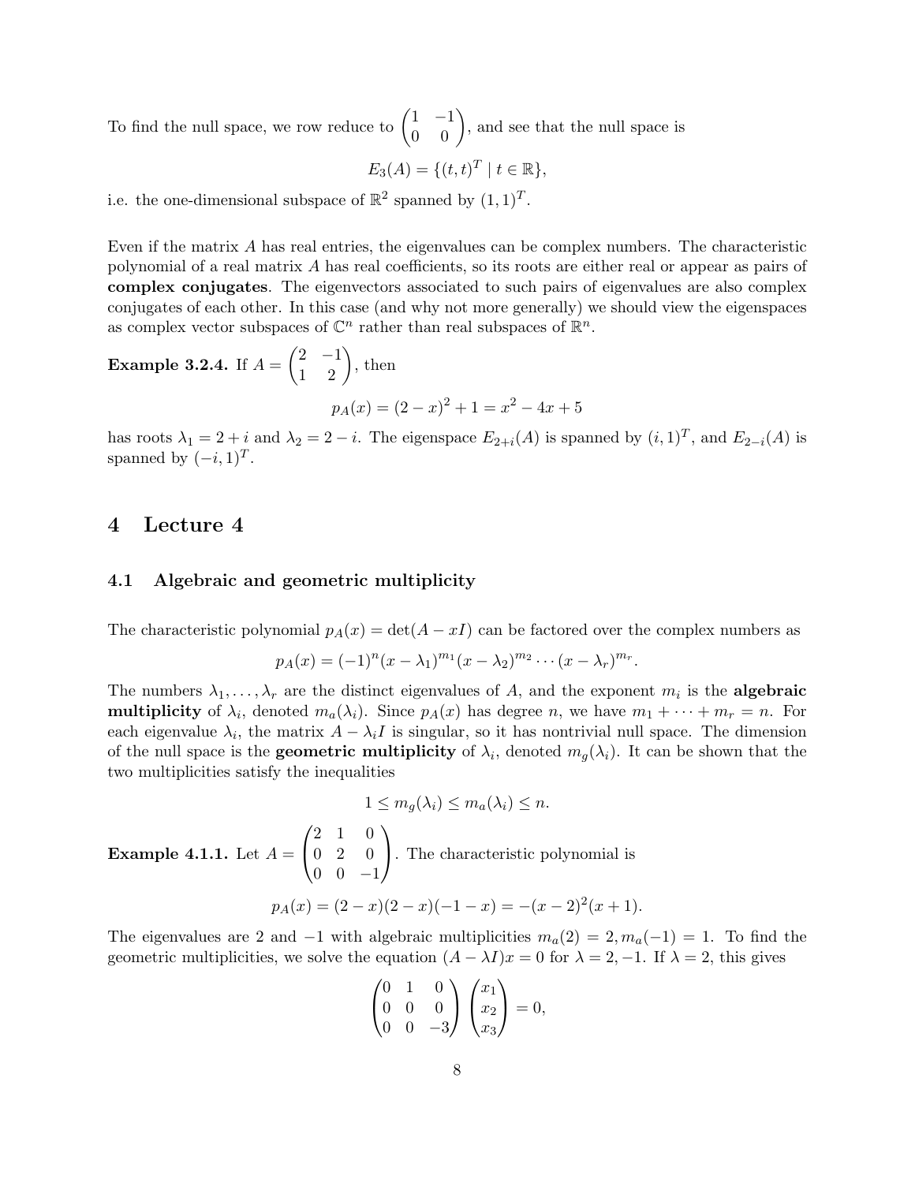To find the null space, we row reduce to $\begin{pmatrix} 1 & -1 \\ 0 & 0 \end{pmatrix}$, and see that the null space is

$$E_3(A) = \{(t,t)^T \mid t \in \mathbb{R}\},$$

i.e. the one-dimensional subspace of $\mathbb{R}^2$ spanned by $(1,1)^T$.

Even if the matrix $A$ has real entries, the eigenvalues can be complex numbers. The characteristic polynomial of a real matrix $A$ has real coefficients, so its roots are either real or appear as pairs of **complex conjugates**. The eigenvectors associated to such pairs of eigenvalues are also complex conjugates of each other. In this case (and why not more generally) we should view the eigenspaces as complex vector subspaces of $\mathbb{C}^n$ rather than real subspaces of $\mathbb{R}^n$.

**Example 3.2.4.** If $A = \begin{pmatrix} 2 & -1 \\ 1 & 2 \end{pmatrix}$, then

$$p_A(x) = (2-x)^2 + 1 = x^2 - 4x + 5$$

has roots $\lambda_1 = 2+i$ and $\lambda_2 = 2-i$. The eigenspace $E_{2+i}(A)$ is spanned by $(i,1)^T$, and $E_{2-i}(A)$ is spanned by $(-i,1)^T$.

# 4 Lecture 4

## 4.1 Algebraic and geometric multiplicity

The characteristic polynomial $p_A(x) = \det(A - xI)$ can be factored over the complex numbers as

$$p_A(x) = (-1)^n (x-\lambda_1)^{m_1}(x-\lambda_2)^{m_2} \cdots (x-\lambda_r)^{m_r}.$$

The numbers $\lambda_1, \ldots, \lambda_r$ are the distinct eigenvalues of $A$, and the exponent $m_i$ is the **algebraic multiplicity** of $\lambda_i$, denoted $m_a(\lambda_i)$. Since $p_A(x)$ has degree $n$, we have $m_1 + \cdots + m_r = n$. For each eigenvalue $\lambda_i$, the matrix $A - \lambda_i I$ is singular, so it has nontrivial null space. The dimension of the null space is the **geometric multiplicity** of $\lambda_i$, denoted $m_g(\lambda_i)$. It can be shown that the two multiplicities satisfy the inequalities

$$1 \le m_g(\lambda_i) \le m_a(\lambda_i) \le n.$$

**Example 4.1.1.** Let $A = \begin{pmatrix} 2 & 1 & 0 \\ 0 & 2 & 0 \\ 0 & 0 & -1 \end{pmatrix}$. The characteristic polynomial is

$$p_A(x) = (2-x)(2-x)(-1-x) = -(x-2)^2(x+1).$$

The eigenvalues are 2 and $-1$ with algebraic multiplicities $m_a(2) = 2, m_a(-1) = 1$. To find the geometric multiplicities, we solve the equation $(A - \lambda I)x = 0$ for $\lambda = 2, -1$. If $\lambda = 2$, this gives

$$\begin{pmatrix} 0 & 1 & 0 \\ 0 & 0 & 0 \\ 0 & 0 & -3 \end{pmatrix} \begin{pmatrix} x_1 \\ x_2 \\ x_3 \end{pmatrix} = 0,$$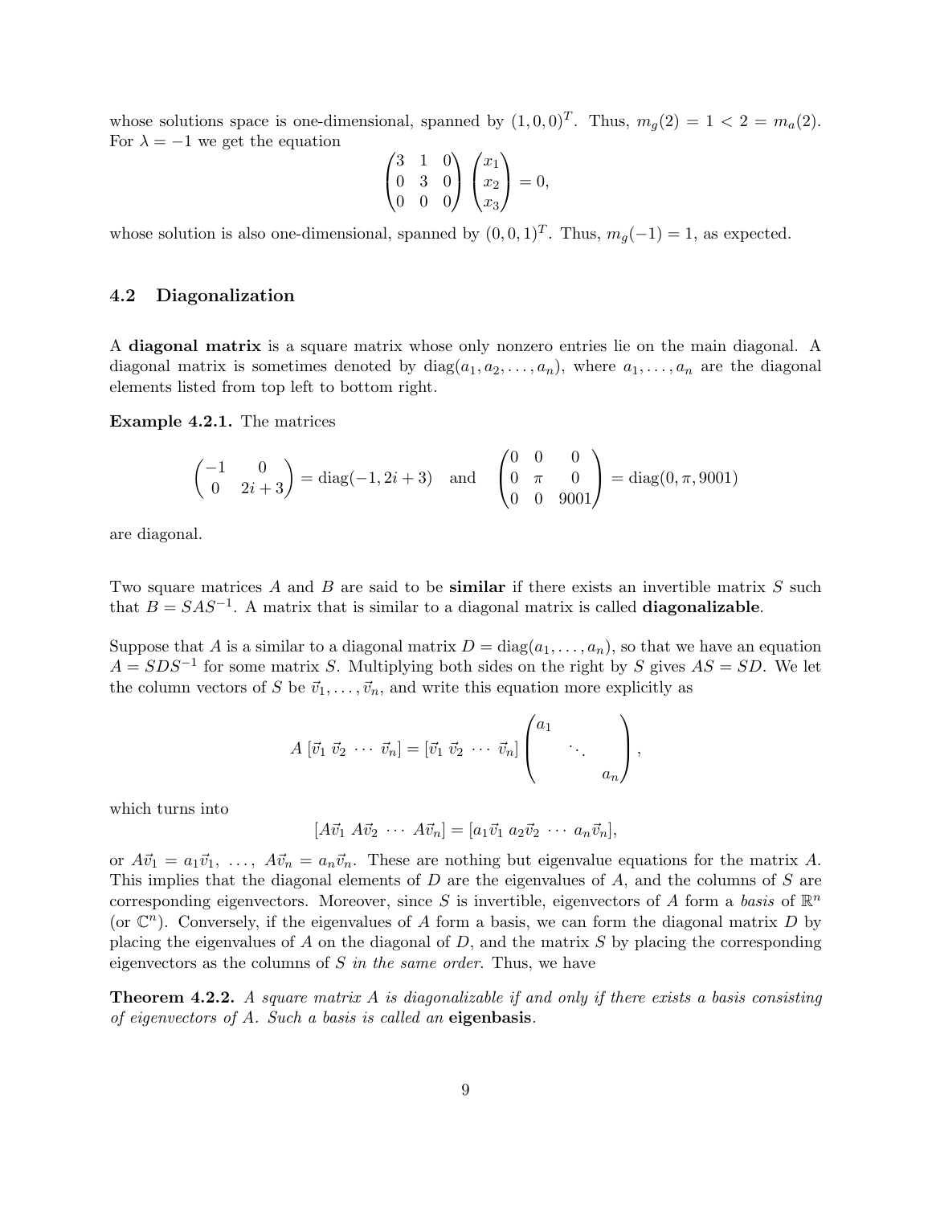whose solutions space is one-dimensional, spanned by $(1, 0, 0)^T$. Thus, $m_g(2) = 1 < 2 = m_a(2)$. For $\lambda = -1$ we get the equation

$$\begin{pmatrix} 3 & 1 & 0 \\ 0 & 3 & 0 \\ 0 & 0 & 0 \end{pmatrix} \begin{pmatrix} x_1 \\ x_2 \\ x_3 \end{pmatrix} = 0,$$

whose solution is also one-dimensional, spanned by $(0, 0, 1)^T$. Thus, $m_g(-1) = 1$, as expected.

## 4.2 Diagonalization

A **diagonal matrix** is a square matrix whose only nonzero entries lie on the main diagonal. A diagonal matrix is sometimes denoted by $\text{diag}(a_1, a_2, \ldots, a_n)$, where $a_1, \ldots, a_n$ are the diagonal elements listed from top left to bottom right.

**Example 4.2.1.** The matrices

$$\begin{pmatrix} -1 & 0 \\ 0 & 2i+3 \end{pmatrix} = \text{diag}(-1, 2i+3) \quad \text{and} \quad \begin{pmatrix} 0 & 0 & 0 \\ 0 & \pi & 0 \\ 0 & 0 & 9001 \end{pmatrix} = \text{diag}(0, \pi, 9001)$$

are diagonal.

Two square matrices $A$ and $B$ are said to be **similar** if there exists an invertible matrix $S$ such that $B = SAS^{-1}$. A matrix that is similar to a diagonal matrix is called **diagonalizable**.

Suppose that $A$ is a similar to a diagonal matrix $D = \text{diag}(a_1, \ldots, a_n)$, so that we have an equation $A = SDS^{-1}$ for some matrix $S$. Multiplying both sides on the right by $S$ gives $AS = SD$. We let the column vectors of $S$ be $\vec{v}_1, \ldots, \vec{v}_n$, and write this equation more explicitly as

$$A\,[\vec{v}_1\ \vec{v}_2\ \cdots\ \vec{v}_n] = [\vec{v}_1\ \vec{v}_2\ \cdots\ \vec{v}_n] \begin{pmatrix} a_1 & & \\ & \ddots & \\ & & a_n \end{pmatrix},$$

which turns into

$$[A\vec{v}_1\ A\vec{v}_2\ \cdots\ A\vec{v}_n] = [a_1\vec{v}_1\ a_2\vec{v}_2\ \cdots\ a_n\vec{v}_n],$$

or $A\vec{v}_1 = a_1\vec{v}_1,\ \ldots,\ A\vec{v}_n = a_n\vec{v}_n$. These are nothing but eigenvalue equations for the matrix $A$. This implies that the diagonal elements of $D$ are the eigenvalues of $A$, and the columns of $S$ are corresponding eigenvectors. Moreover, since $S$ is invertible, eigenvectors of $A$ form a *basis* of $\mathbb{R}^n$ (or $\mathbb{C}^n$). Conversely, if the eigenvalues of $A$ form a basis, we can form the diagonal matrix $D$ by placing the eigenvalues of $A$ on the diagonal of $D$, and the matrix $S$ by placing the corresponding eigenvectors as the columns of $S$ *in the same order*. Thus, we have

**Theorem 4.2.2.** *A square matrix $A$ is diagonalizable if and only if there exists a basis consisting of eigenvectors of $A$. Such a basis is called an* **eigenbasis**.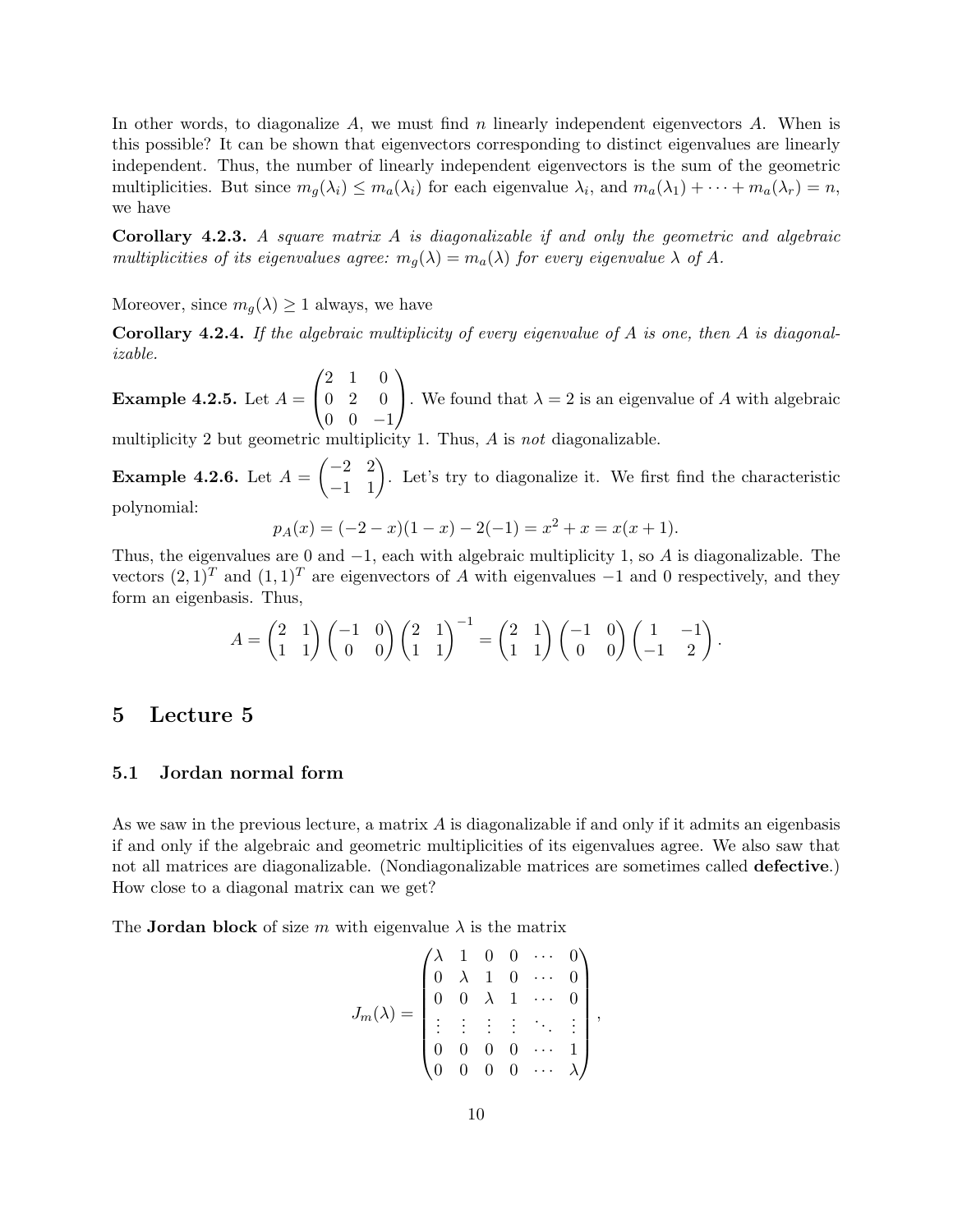In other words, to diagonalize $A$, we must find $n$ linearly independent eigenvectors $A$. When is this possible? It can be shown that eigenvectors corresponding to distinct eigenvalues are linearly independent. Thus, the number of linearly independent eigenvectors is the sum of the geometric multiplicities. But since $m_g(\lambda_i) \leq m_a(\lambda_i)$ for each eigenvalue $\lambda_i$, and $m_a(\lambda_1) + \cdots + m_a(\lambda_r) = n$, we have

**Corollary 4.2.3.** *A square matrix $A$ is diagonalizable if and only the geometric and algebraic multiplicities of its eigenvalues agree: $m_g(\lambda) = m_a(\lambda)$ for every eigenvalue $\lambda$ of $A$.*

Moreover, since $m_g(\lambda) \geq 1$ always, we have

**Corollary 4.2.4.** *If the algebraic multiplicity of every eigenvalue of $A$ is one, then $A$ is diagonalizable.*

**Example 4.2.5.** Let $A = \begin{pmatrix} 2 & 1 & 0 \\ 0 & 2 & 0 \\ 0 & 0 & -1 \end{pmatrix}$. We found that $\lambda = 2$ is an eigenvalue of $A$ with algebraic multiplicity 2 but geometric multiplicity 1. Thus, $A$ is *not* diagonalizable.

**Example 4.2.6.** Let $A = \begin{pmatrix} -2 & 2 \\ -1 & 1 \end{pmatrix}$. Let's try to diagonalize it. We first find the characteristic polynomial:

$$p_A(x) = (-2 - x)(1 - x) - 2(-1) = x^2 + x = x(x+1).$$

Thus, the eigenvalues are 0 and $-1$, each with algebraic multiplicity 1, so $A$ is diagonalizable. The vectors $(2,1)^T$ and $(1,1)^T$ are eigenvectors of $A$ with eigenvalues $-1$ and 0 respectively, and they form an eigenbasis. Thus,

$$A = \begin{pmatrix} 2 & 1 \\ 1 & 1 \end{pmatrix} \begin{pmatrix} -1 & 0 \\ 0 & 0 \end{pmatrix} \begin{pmatrix} 2 & 1 \\ 1 & 1 \end{pmatrix}^{-1} = \begin{pmatrix} 2 & 1 \\ 1 & 1 \end{pmatrix} \begin{pmatrix} -1 & 0 \\ 0 & 0 \end{pmatrix} \begin{pmatrix} 1 & -1 \\ -1 & 2 \end{pmatrix}.$$

# 5 Lecture 5

## 5.1 Jordan normal form

As we saw in the previous lecture, a matrix $A$ is diagonalizable if and only if it admits an eigenbasis if and only if the algebraic and geometric multiplicities of its eigenvalues agree. We also saw that not all matrices are diagonalizable. (Nondiagonalizable matrices are sometimes called **defective**.) How close to a diagonal matrix can we get?

The **Jordan block** of size $m$ with eigenvalue $\lambda$ is the matrix

$$J_m(\lambda) = \begin{pmatrix} \lambda & 1 & 0 & 0 & \cdots & 0 \\ 0 & \lambda & 1 & 0 & \cdots & 0 \\ 0 & 0 & \lambda & 1 & \cdots & 0 \\ \vdots & \vdots & \vdots & \vdots & \ddots & \vdots \\ 0 & 0 & 0 & 0 & \cdots & 1 \\ 0 & 0 & 0 & 0 & \cdots & \lambda \end{pmatrix},$$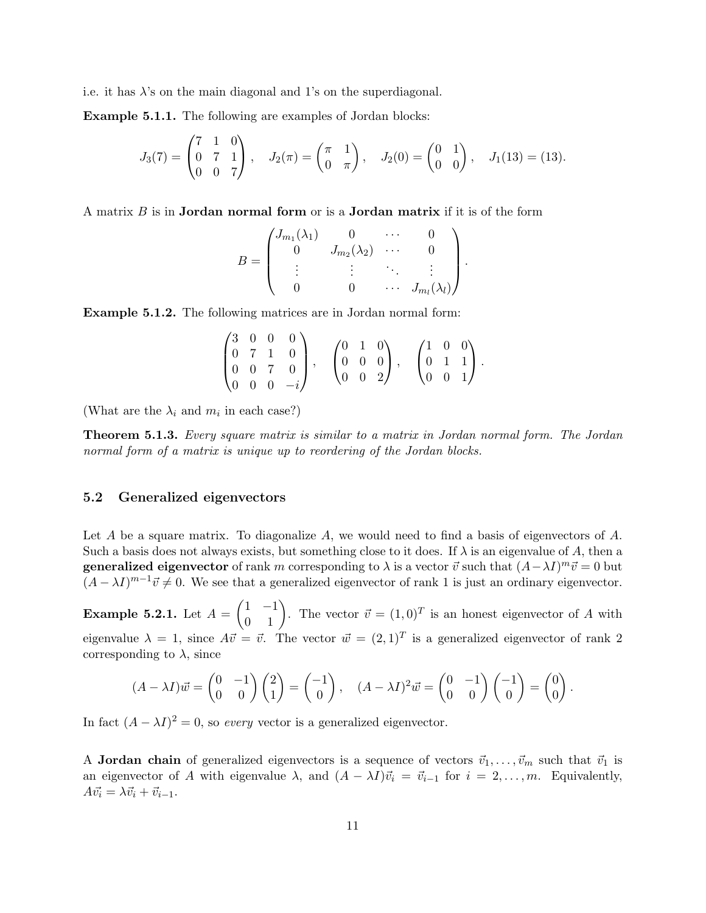i.e. it has $\lambda$'s on the main diagonal and 1's on the superdiagonal.

**Example 5.1.1.** The following are examples of Jordan blocks:

$$J_3(7) = \begin{pmatrix} 7 & 1 & 0 \\ 0 & 7 & 1 \\ 0 & 0 & 7 \end{pmatrix}, \quad J_2(\pi) = \begin{pmatrix} \pi & 1 \\ 0 & \pi \end{pmatrix}, \quad J_2(0) = \begin{pmatrix} 0 & 1 \\ 0 & 0 \end{pmatrix}, \quad J_1(13) = (13).$$

A matrix $B$ is in **Jordan normal form** or is a **Jordan matrix** if it is of the form

$$B = \begin{pmatrix} J_{m_1}(\lambda_1) & 0 & \cdots & 0 \\ 0 & J_{m_2}(\lambda_2) & \cdots & 0 \\ \vdots & \vdots & \ddots & \vdots \\ 0 & 0 & \cdots & J_{m_l}(\lambda_l) \end{pmatrix}.$$

**Example 5.1.2.** The following matrices are in Jordan normal form:

$$\begin{pmatrix} 3 & 0 & 0 & 0 \\ 0 & 7 & 1 & 0 \\ 0 & 0 & 7 & 0 \\ 0 & 0 & 0 & -i \end{pmatrix}, \quad \begin{pmatrix} 0 & 1 & 0 \\ 0 & 0 & 0 \\ 0 & 0 & 2 \end{pmatrix}, \quad \begin{pmatrix} 1 & 0 & 0 \\ 0 & 1 & 1 \\ 0 & 0 & 1 \end{pmatrix}.$$

(What are the $\lambda_i$ and $m_i$ in each case?)

**Theorem 5.1.3.** *Every square matrix is similar to a matrix in Jordan normal form. The Jordan normal form of a matrix is unique up to reordering of the Jordan blocks.*

## 5.2 Generalized eigenvectors

Let $A$ be a square matrix. To diagonalize $A$, we would need to find a basis of eigenvectors of $A$. Such a basis does not always exists, but something close to it does. If $\lambda$ is an eigenvalue of $A$, then a **generalized eigenvector** of rank $m$ corresponding to $\lambda$ is a vector $\vec{v}$ such that $(A-\lambda I)^m \vec{v} = 0$ but $(A-\lambda I)^{m-1}\vec{v} \neq 0$. We see that a generalized eigenvector of rank 1 is just an ordinary eigenvector.

**Example 5.2.1.** Let $A = \begin{pmatrix} 1 & -1 \\ 0 & 1 \end{pmatrix}$. The vector $\vec{v} = (1,0)^T$ is an honest eigenvector of $A$ with eigenvalue $\lambda = 1$, since $A\vec{v} = \vec{v}$. The vector $\vec{w} = (2,1)^T$ is a generalized eigenvector of rank 2 corresponding to $\lambda$, since

$$(A-\lambda I)\vec{w} = \begin{pmatrix} 0 & -1 \\ 0 & 0 \end{pmatrix} \begin{pmatrix} 2 \\ 1 \end{pmatrix} = \begin{pmatrix} -1 \\ 0 \end{pmatrix}, \quad (A-\lambda I)^2 \vec{w} = \begin{pmatrix} 0 & -1 \\ 0 & 0 \end{pmatrix} \begin{pmatrix} -1 \\ 0 \end{pmatrix} = \begin{pmatrix} 0 \\ 0 \end{pmatrix}.$$

In fact $(A-\lambda I)^2 = 0$, so *every* vector is a generalized eigenvector.

A **Jordan chain** of generalized eigenvectors is a sequence of vectors $\vec{v}_1, \ldots, \vec{v}_m$ such that $\vec{v}_1$ is an eigenvector of $A$ with eigenvalue $\lambda$, and $(A-\lambda I)\vec{v}_i = \vec{v}_{i-1}$ for $i = 2, \ldots, m$. Equivalently, $A\vec{v}_i = \lambda\vec{v}_i + \vec{v}_{i-1}$.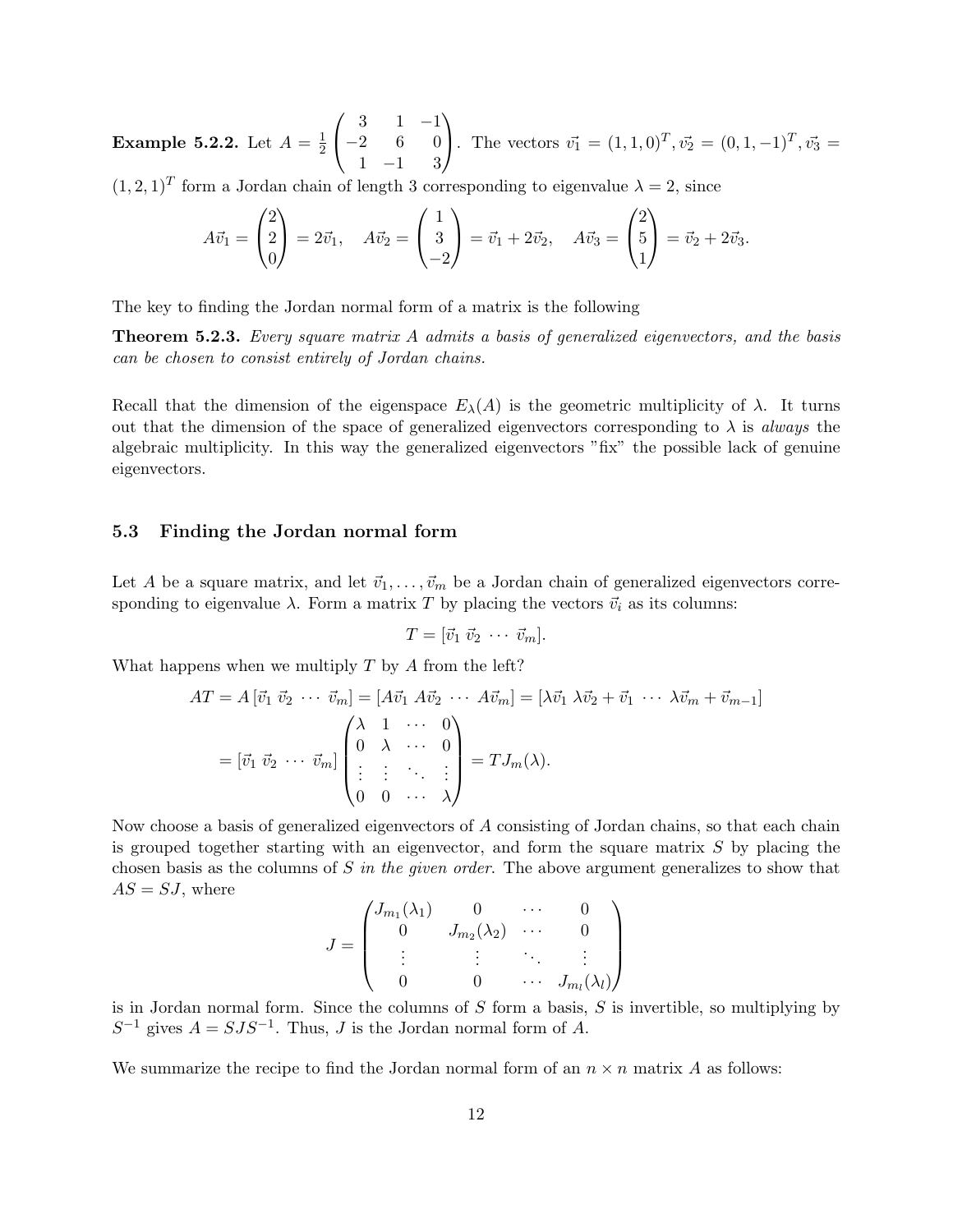**Example 5.2.2.** Let $A = \frac{1}{2}\begin{pmatrix} 3 & 1 & -1 \\ -2 & 6 & 0 \\ 1 & -1 & 3 \end{pmatrix}$. The vectors $\vec{v_1} = (1,1,0)^T, \vec{v_2} = (0,1,-1)^T, \vec{v_3} = (1,2,1)^T$ form a Jordan chain of length 3 corresponding to eigenvalue $\lambda = 2$, since

$$A\vec{v}_1 = \begin{pmatrix} 2 \\ 2 \\ 0 \end{pmatrix} = 2\vec{v}_1, \quad A\vec{v}_2 = \begin{pmatrix} 1 \\ 3 \\ -2 \end{pmatrix} = \vec{v}_1 + 2\vec{v}_2, \quad A\vec{v}_3 = \begin{pmatrix} 2 \\ 5 \\ 1 \end{pmatrix} = \vec{v}_2 + 2\vec{v}_3.$$

The key to finding the Jordan normal form of a matrix is the following

**Theorem 5.2.3.** *Every square matrix $A$ admits a basis of generalized eigenvectors, and the basis can be chosen to consist entirely of Jordan chains.*

Recall that the dimension of the eigenspace $E_\lambda(A)$ is the geometric multiplicity of $\lambda$. It turns out that the dimension of the space of generalized eigenvectors corresponding to $\lambda$ is *always* the algebraic multiplicity. In this way the generalized eigenvectors "fix" the possible lack of genuine eigenvectors.

## 5.3 Finding the Jordan normal form

Let $A$ be a square matrix, and let $\vec{v}_1, \ldots, \vec{v}_m$ be a Jordan chain of generalized eigenvectors corresponding to eigenvalue $\lambda$. Form a matrix $T$ by placing the vectors $\vec{v}_i$ as its columns:

$$T = [\vec{v}_1 \; \vec{v}_2 \; \cdots \; \vec{v}_m].$$

What happens when we multiply $T$ by $A$ from the left?

$$\begin{aligned} AT = A\,[\vec{v}_1 \; \vec{v}_2 \; \cdots \; \vec{v}_m] &= [A\vec{v}_1 \; A\vec{v}_2 \; \cdots \; A\vec{v}_m] = [\lambda\vec{v}_1 \; \lambda\vec{v}_2 + \vec{v}_1 \; \cdots \; \lambda\vec{v}_m + \vec{v}_{m-1}] \\ &= [\vec{v}_1 \; \vec{v}_2 \; \cdots \; \vec{v}_m] \begin{pmatrix} \lambda & 1 & \cdots & 0 \\ 0 & \lambda & \cdots & 0 \\ \vdots & \vdots & \ddots & \vdots \\ 0 & 0 & \cdots & \lambda \end{pmatrix} = TJ_m(\lambda). \end{aligned}$$

Now choose a basis of generalized eigenvectors of $A$ consisting of Jordan chains, so that each chain is grouped together starting with an eigenvector, and form the square matrix $S$ by placing the chosen basis as the columns of $S$ *in the given order*. The above argument generalizes to show that $AS = SJ$, where

$$J = \begin{pmatrix} J_{m_1}(\lambda_1) & 0 & \cdots & 0 \\ 0 & J_{m_2}(\lambda_2) & \cdots & 0 \\ \vdots & \vdots & \ddots & \vdots \\ 0 & 0 & \cdots & J_{m_l}(\lambda_l) \end{pmatrix}$$

is in Jordan normal form. Since the columns of $S$ form a basis, $S$ is invertible, so multiplying by $S^{-1}$ gives $A = SJS^{-1}$. Thus, $J$ is the Jordan normal form of $A$.

We summarize the recipe to find the Jordan normal form of an $n \times n$ matrix $A$ as follows: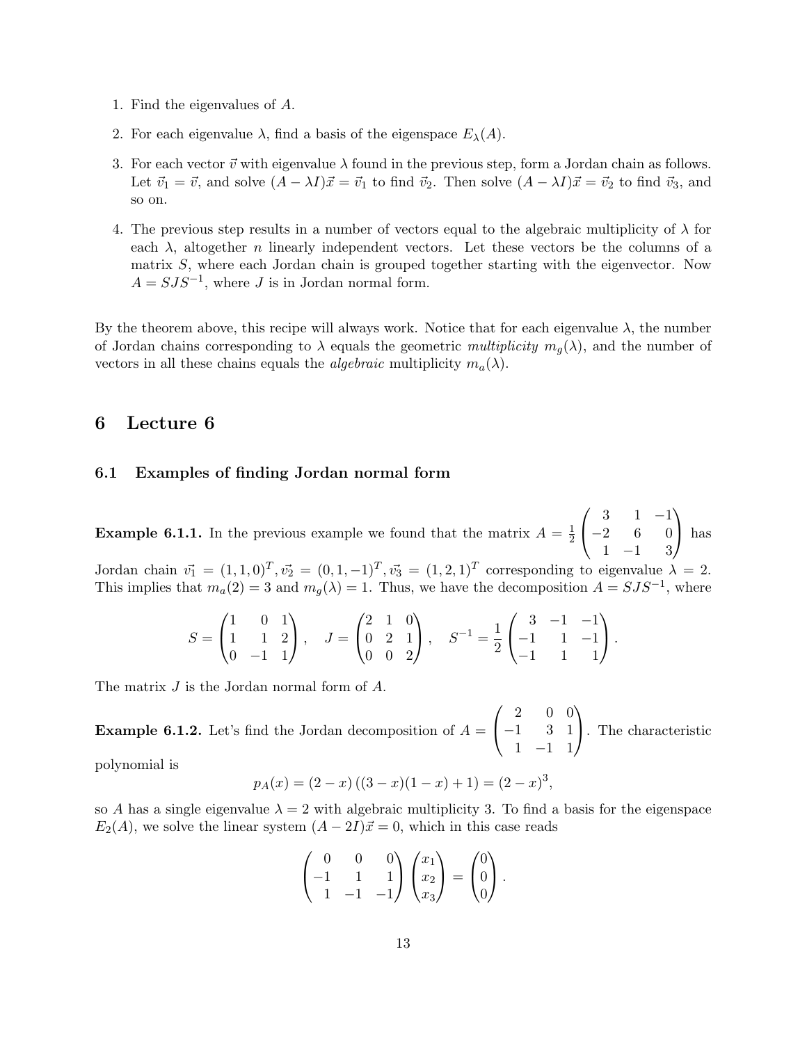1. Find the eigenvalues of $A$.
2. For each eigenvalue $\lambda$, find a basis of the eigenspace $E_\lambda(A)$.
3. For each vector $\vec{v}$ with eigenvalue $\lambda$ found in the previous step, form a Jordan chain as follows. Let $\vec{v}_1 = \vec{v}$, and solve $(A - \lambda I)\vec{x} = \vec{v}_1$ to find $\vec{v}_2$. Then solve $(A - \lambda I)\vec{x} = \vec{v}_2$ to find $\vec{v}_3$, and so on.
4. The previous step results in a number of vectors equal to the algebraic multiplicity of $\lambda$ for each $\lambda$, altogether $n$ linearly independent vectors. Let these vectors be the columns of a matrix $S$, where each Jordan chain is grouped together starting with the eigenvector. Now $A = SJS^{-1}$, where $J$ is in Jordan normal form.

By the theorem above, this recipe will always work. Notice that for each eigenvalue $\lambda$, the number of Jordan chains corresponding to $\lambda$ equals the geometric *multiplicity* $m_g(\lambda)$, and the number of vectors in all these chains equals the *algebraic* multiplicity $m_a(\lambda)$.

# 6 Lecture 6

## 6.1 Examples of finding Jordan normal form

**Example 6.1.1.** In the previous example we found that the matrix $A = \frac{1}{2}\begin{pmatrix} 3 & 1 & -1 \\ -2 & 6 & 0 \\ 1 & -1 & 3 \end{pmatrix}$ has Jordan chain $\vec{v_1} = (1,1,0)^T, \vec{v_2} = (0,1,-1)^T, \vec{v_3} = (1,2,1)^T$ corresponding to eigenvalue $\lambda = 2$. This implies that $m_a(2) = 3$ and $m_g(\lambda) = 1$. Thus, we have the decomposition $A = SJS^{-1}$, where

$$S = \begin{pmatrix} 1 & 0 & 1 \\ 1 & 1 & 2 \\ 0 & -1 & 1 \end{pmatrix}, \quad J = \begin{pmatrix} 2 & 1 & 0 \\ 0 & 2 & 1 \\ 0 & 0 & 2 \end{pmatrix}, \quad S^{-1} = \frac{1}{2}\begin{pmatrix} 3 & -1 & -1 \\ -1 & 1 & -1 \\ -1 & 1 & 1 \end{pmatrix}.$$

The matrix $J$ is the Jordan normal form of $A$.

**Example 6.1.2.** Let's find the Jordan decomposition of $A = \begin{pmatrix} 2 & 0 & 0 \\ -1 & 3 & 1 \\ 1 & -1 & 1 \end{pmatrix}$. The characteristic polynomial is

$$p_A(x) = (2-x)\left((3-x)(1-x)+1\right) = (2-x)^3,$$

so $A$ has a single eigenvalue $\lambda = 2$ with algebraic multiplicity 3. To find a basis for the eigenspace $E_2(A)$, we solve the linear system $(A - 2I)\vec{x} = 0$, which in this case reads

$$\begin{pmatrix} 0 & 0 & 0 \\ -1 & 1 & 1 \\ 1 & -1 & -1 \end{pmatrix} \begin{pmatrix} x_1 \\ x_2 \\ x_3 \end{pmatrix} = \begin{pmatrix} 0 \\ 0 \\ 0 \end{pmatrix}.$$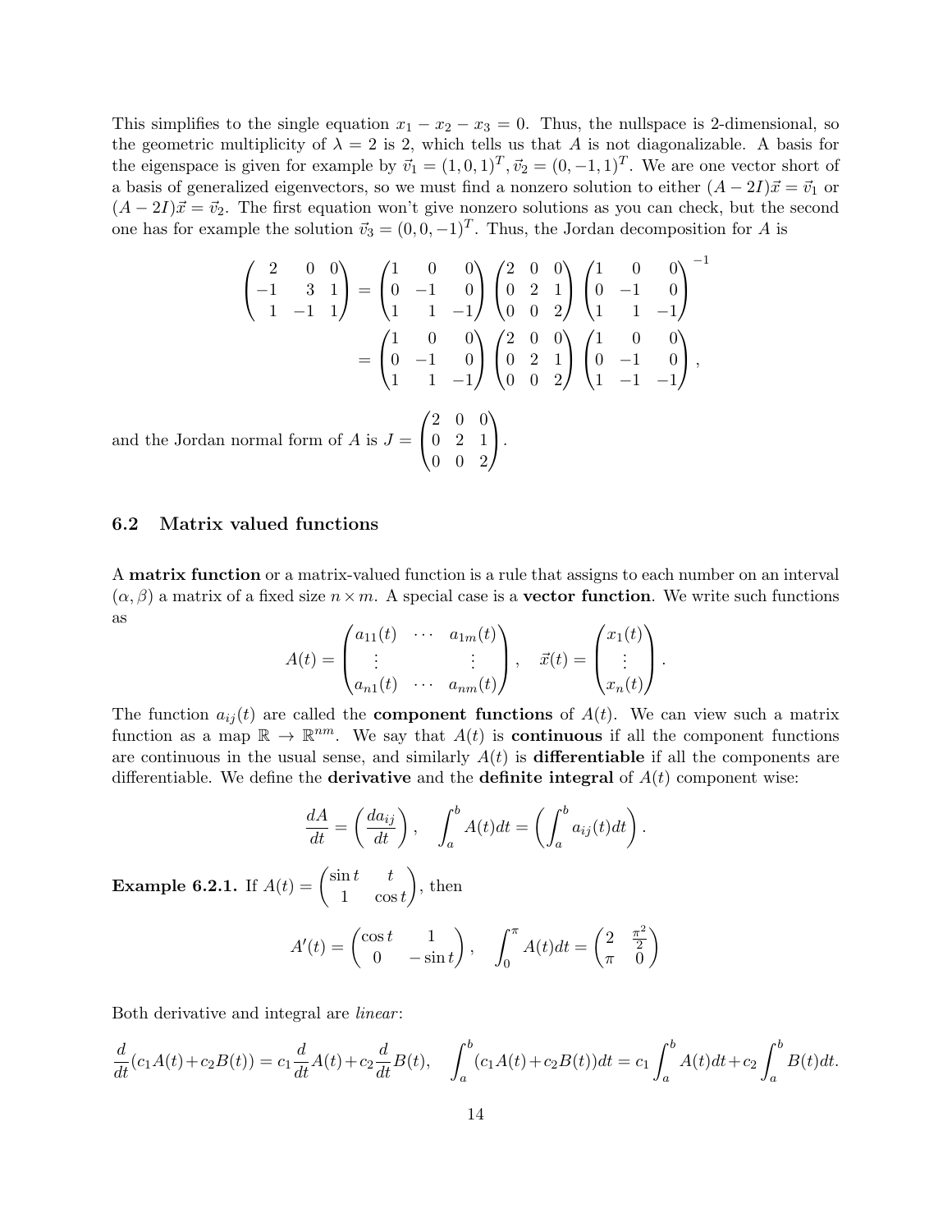This simplifies to the single equation $x_1 - x_2 - x_3 = 0$. Thus, the nullspace is 2-dimensional, so the geometric multiplicity of $\lambda = 2$ is 2, which tells us that $A$ is not diagonalizable. A basis for the eigenspace is given for example by $\vec{v}_1 = (1, 0, 1)^T, \vec{v}_2 = (0, -1, 1)^T$. We are one vector short of a basis of generalized eigenvectors, so we must find a nonzero solution to either $(A - 2I)\vec{x} = \vec{v}_1$ or $(A - 2I)\vec{x} = \vec{v}_2$. The first equation won't give nonzero solutions as you can check, but the second one has for example the solution $\vec{v}_3 = (0, 0, -1)^T$. Thus, the Jordan decomposition for $A$ is

$$\begin{aligned}
\begin{pmatrix} 2 & 0 & 0 \\ -1 & 3 & 1 \\ 1 & -1 & 1 \end{pmatrix} &= \begin{pmatrix} 1 & 0 & 0 \\ 0 & -1 & 0 \\ 1 & 1 & -1 \end{pmatrix} \begin{pmatrix} 2 & 0 & 0 \\ 0 & 2 & 1 \\ 0 & 0 & 2 \end{pmatrix} \begin{pmatrix} 1 & 0 & 0 \\ 0 & -1 & 0 \\ 1 & 1 & -1 \end{pmatrix}^{-1} \\
&= \begin{pmatrix} 1 & 0 & 0 \\ 0 & -1 & 0 \\ 1 & 1 & -1 \end{pmatrix} \begin{pmatrix} 2 & 0 & 0 \\ 0 & 2 & 1 \\ 0 & 0 & 2 \end{pmatrix} \begin{pmatrix} 1 & 0 & 0 \\ 0 & -1 & 0 \\ 1 & -1 & -1 \end{pmatrix},
\end{aligned}$$

and the Jordan normal form of $A$ is $J = \begin{pmatrix} 2 & 0 & 0 \\ 0 & 2 & 1 \\ 0 & 0 & 2 \end{pmatrix}$.

### 6.2 Matrix valued functions

A **matrix function** or a matrix-valued function is a rule that assigns to each number on an interval $(\alpha, \beta)$ a matrix of a fixed size $n \times m$. A special case is a **vector function**. We write such functions as

$$A(t) = \begin{pmatrix} a_{11}(t) & \cdots & a_{1m}(t) \\ \vdots & & \vdots \\ a_{n1}(t) & \cdots & a_{nm}(t) \end{pmatrix}, \quad \vec{x}(t) = \begin{pmatrix} x_1(t) \\ \vdots \\ x_n(t) \end{pmatrix}.$$

The function $a_{ij}(t)$ are called the **component functions** of $A(t)$. We can view such a matrix function as a map $\mathbb{R} \to \mathbb{R}^{nm}$. We say that $A(t)$ is **continuous** if all the component functions are continuous in the usual sense, and similarly $A(t)$ is **differentiable** if all the components are differentiable. We define the **derivative** and the **definite integral** of $A(t)$ component wise:

$$\frac{dA}{dt} = \left( \frac{da_{ij}}{dt} \right), \quad \int_a^b A(t)dt = \left( \int_a^b a_{ij}(t)dt \right).$$

**Example 6.2.1.** If $A(t) = \begin{pmatrix} \sin t & t \\ 1 & \cos t \end{pmatrix}$, then

$$A'(t) = \begin{pmatrix} \cos t & 1 \\ 0 & -\sin t \end{pmatrix}, \quad \int_0^\pi A(t)dt = \begin{pmatrix} 2 & \frac{\pi^2}{2} \\ \pi & 0 \end{pmatrix}$$

Both derivative and integral are *linear*:

$$\frac{d}{dt}(c_1 A(t) + c_2 B(t)) = c_1 \frac{d}{dt} A(t) + c_2 \frac{d}{dt} B(t), \quad \int_a^b (c_1 A(t) + c_2 B(t))dt = c_1 \int_a^b A(t)dt + c_2 \int_a^b B(t)dt.$$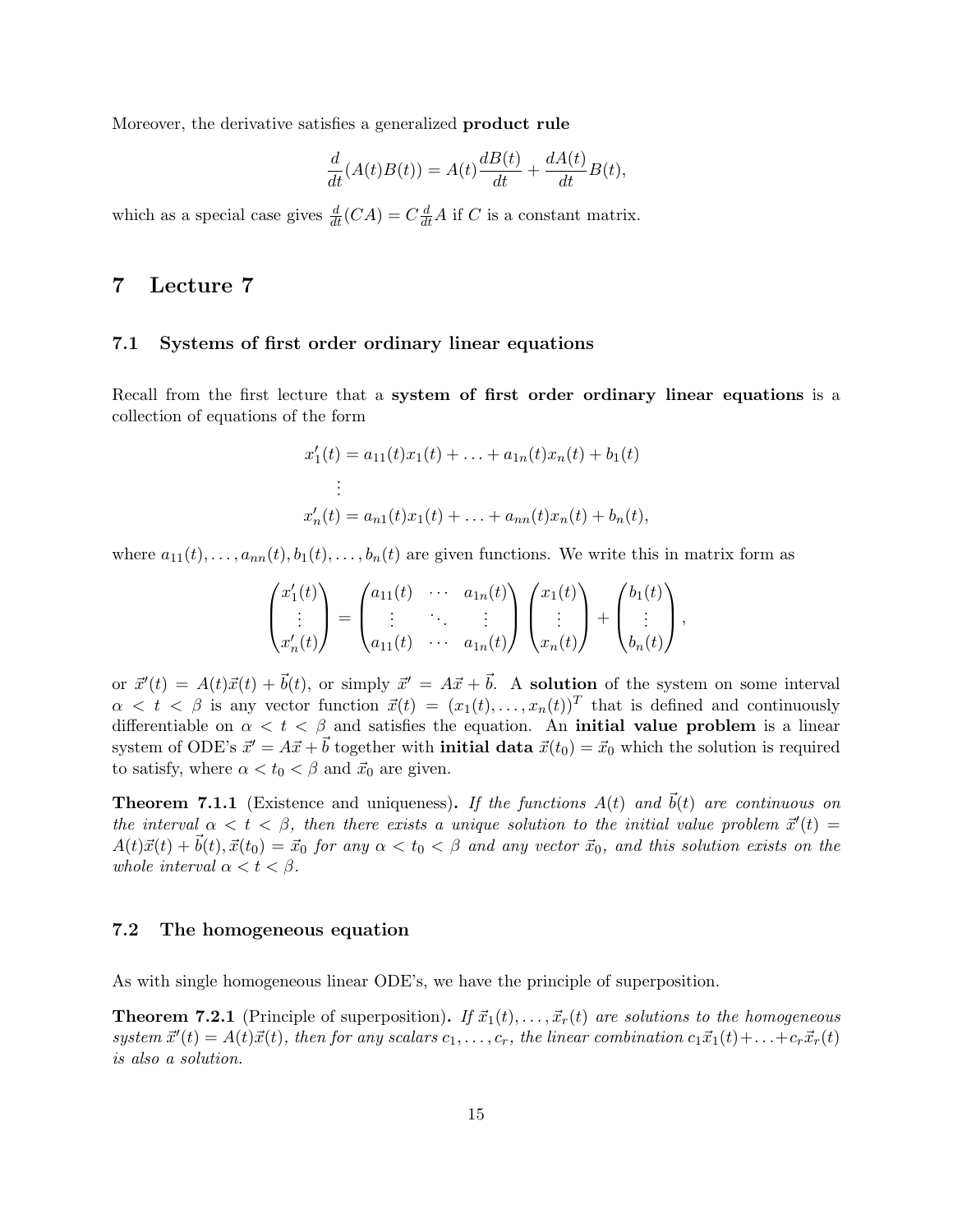Moreover, the derivative satisfies a generalized **product rule**

$$\frac{d}{dt}(A(t)B(t)) = A(t)\frac{dB(t)}{dt} + \frac{dA(t)}{dt}B(t),$$

which as a special case gives $\frac{d}{dt}(CA) = C\frac{d}{dt}A$ if $C$ is a constant matrix.

# 7 Lecture 7

## 7.1 Systems of first order ordinary linear equations

Recall from the first lecture that a **system of first order ordinary linear equations** is a collection of equations of the form

$$\begin{aligned}
x_1'(t) &= a_{11}(t)x_1(t) + \ldots + a_{1n}(t)x_n(t) + b_1(t) \\
&\vdots \\
x_n'(t) &= a_{n1}(t)x_1(t) + \ldots + a_{nn}(t)x_n(t) + b_n(t),
\end{aligned}$$

where $a_{11}(t), \ldots, a_{nn}(t), b_1(t), \ldots, b_n(t)$ are given functions. We write this in matrix form as

$$\begin{pmatrix} x_1'(t) \\ \vdots \\ x_n'(t) \end{pmatrix} = \begin{pmatrix} a_{11}(t) & \cdots & a_{1n}(t) \\ \vdots & \ddots & \vdots \\ a_{11}(t) & \cdots & a_{1n}(t) \end{pmatrix} \begin{pmatrix} x_1(t) \\ \vdots \\ x_n(t) \end{pmatrix} + \begin{pmatrix} b_1(t) \\ \vdots \\ b_n(t) \end{pmatrix},$$

or $\vec{x}'(t) = A(t)\vec{x}(t) + \vec{b}(t)$, or simply $\vec{x}' = A\vec{x} + \vec{b}$. A **solution** of the system on some interval $\alpha < t < \beta$ is any vector function $\vec{x}(t) = (x_1(t), \ldots, x_n(t))^T$ that is defined and continuously differentiable on $\alpha < t < \beta$ and satisfies the equation. An **initial value problem** is a linear system of ODE's $\vec{x}' = A\vec{x} + \vec{b}$ together with **initial data** $\vec{x}(t_0) = \vec{x}_0$ which the solution is required to satisfy, where $\alpha < t_0 < \beta$ and $\vec{x}_0$ are given.

**Theorem 7.1.1** (Existence and uniqueness)**.** *If the functions $A(t)$ and $\vec{b}(t)$ are continuous on the interval $\alpha < t < \beta$, then there exists a unique solution to the initial value problem $\vec{x}'(t) = A(t)\vec{x}(t) + \vec{b}(t), \vec{x}(t_0) = \vec{x}_0$ for any $\alpha < t_0 < \beta$ and any vector $\vec{x}_0$, and this solution exists on the whole interval $\alpha < t < \beta$.*

## 7.2 The homogeneous equation

As with single homogeneous linear ODE's, we have the principle of superposition.

**Theorem 7.2.1** (Principle of superposition)**.** *If $\vec{x}_1(t), \ldots, \vec{x}_r(t)$ are solutions to the homogeneous system $\vec{x}'(t) = A(t)\vec{x}(t)$, then for any scalars $c_1, \ldots, c_r$, the linear combination $c_1\vec{x}_1(t) + \ldots + c_r\vec{x}_r(t)$ is also a solution.*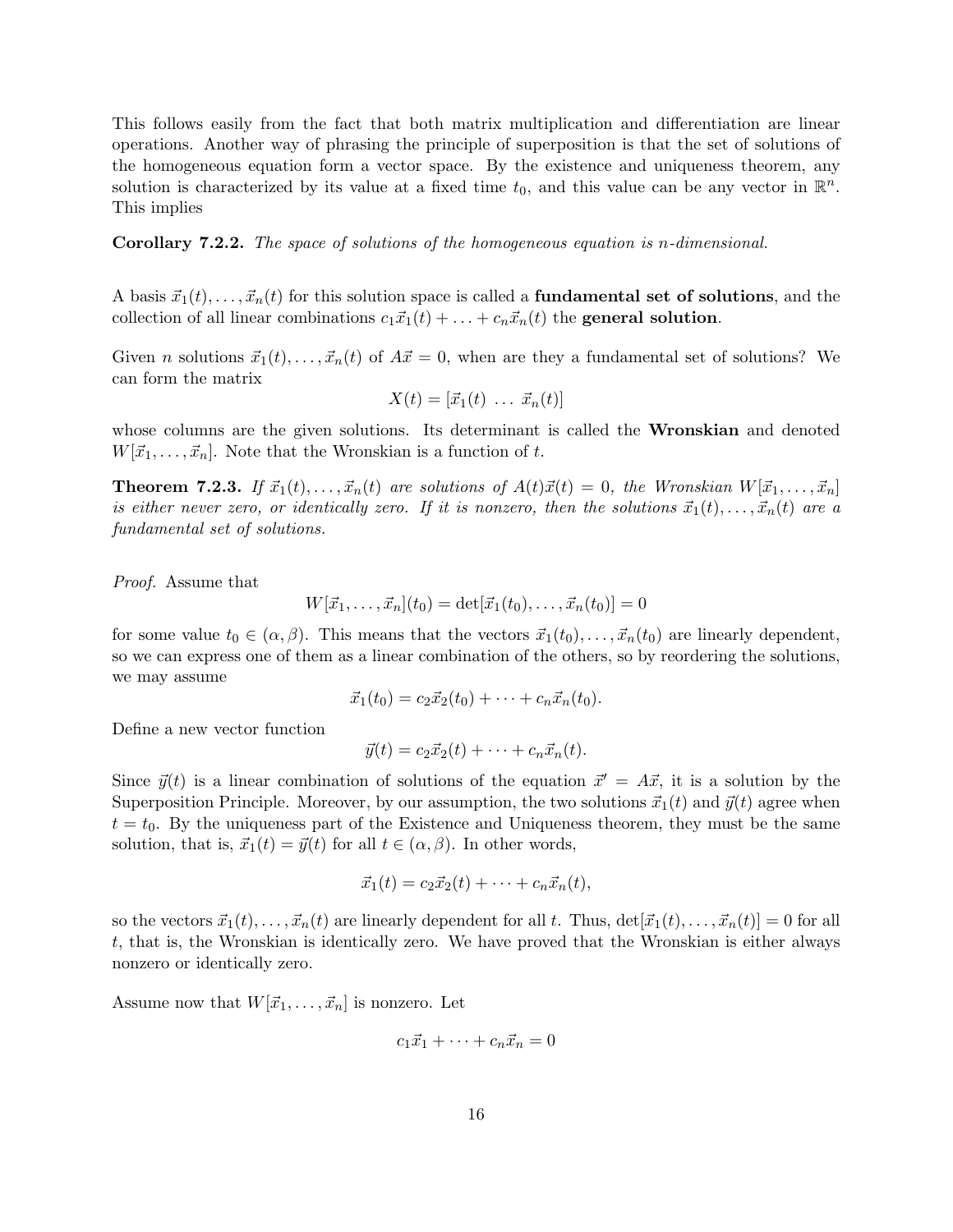This follows easily from the fact that both matrix multiplication and differentiation are linear operations. Another way of phrasing the principle of superposition is that the set of solutions of the homogeneous equation form a vector space. By the existence and uniqueness theorem, any solution is characterized by its value at a fixed time $t_0$, and this value can be any vector in $\mathbb{R}^n$. This implies

**Corollary 7.2.2.** *The space of solutions of the homogeneous equation is $n$-dimensional.*

A basis $\vec{x}_1(t), \ldots, \vec{x}_n(t)$ for this solution space is called a **fundamental set of solutions**, and the collection of all linear combinations $c_1\vec{x}_1(t) + \ldots + c_n\vec{x}_n(t)$ the **general solution**.

Given $n$ solutions $\vec{x}_1(t), \ldots, \vec{x}_n(t)$ of $A\vec{x} = 0$, when are they a fundamental set of solutions? We can form the matrix

$$X(t) = [\vec{x}_1(t) \ \ldots \ \vec{x}_n(t)]$$

whose columns are the given solutions. Its determinant is called the **Wronskian** and denoted $W[\vec{x}_1, \ldots, \vec{x}_n]$. Note that the Wronskian is a function of $t$.

**Theorem 7.2.3.** *If $\vec{x}_1(t), \ldots, \vec{x}_n(t)$ are solutions of $A(t)\vec{x}(t) = 0$, the Wronskian $W[\vec{x}_1, \ldots, \vec{x}_n]$ is either never zero, or identically zero. If it is nonzero, then the solutions $\vec{x}_1(t), \ldots, \vec{x}_n(t)$ are a fundamental set of solutions.*

*Proof.* Assume that

$$W[\vec{x}_1, \ldots, \vec{x}_n](t_0) = \det[\vec{x}_1(t_0), \ldots, \vec{x}_n(t_0)] = 0$$

for some value $t_0 \in (\alpha, \beta)$. This means that the vectors $\vec{x}_1(t_0), \ldots, \vec{x}_n(t_0)$ are linearly dependent, so we can express one of them as a linear combination of the others, so by reordering the solutions, we may assume

$$\vec{x}_1(t_0) = c_2\vec{x}_2(t_0) + \cdots + c_n\vec{x}_n(t_0).$$

Define a new vector function

$$\vec{y}(t) = c_2\vec{x}_2(t) + \cdots + c_n\vec{x}_n(t).$$

Since $\vec{y}(t)$ is a linear combination of solutions of the equation $\vec{x}' = A\vec{x}$, it is a solution by the Superposition Principle. Moreover, by our assumption, the two solutions $\vec{x}_1(t)$ and $\vec{y}(t)$ agree when $t = t_0$. By the uniqueness part of the Existence and Uniqueness theorem, they must be the same solution, that is, $\vec{x}_1(t) = \vec{y}(t)$ for all $t \in (\alpha, \beta)$. In other words,

$$\vec{x}_1(t) = c_2\vec{x}_2(t) + \cdots + c_n\vec{x}_n(t),$$

so the vectors $\vec{x}_1(t), \ldots, \vec{x}_n(t)$ are linearly dependent for all $t$. Thus, $\det[\vec{x}_1(t), \ldots, \vec{x}_n(t)] = 0$ for all $t$, that is, the Wronskian is identically zero. We have proved that the Wronskian is either always nonzero or identically zero.

Assume now that $W[\vec{x}_1, \ldots, \vec{x}_n]$ is nonzero. Let

$$c_1\vec{x}_1 + \cdots + c_n\vec{x}_n = 0$$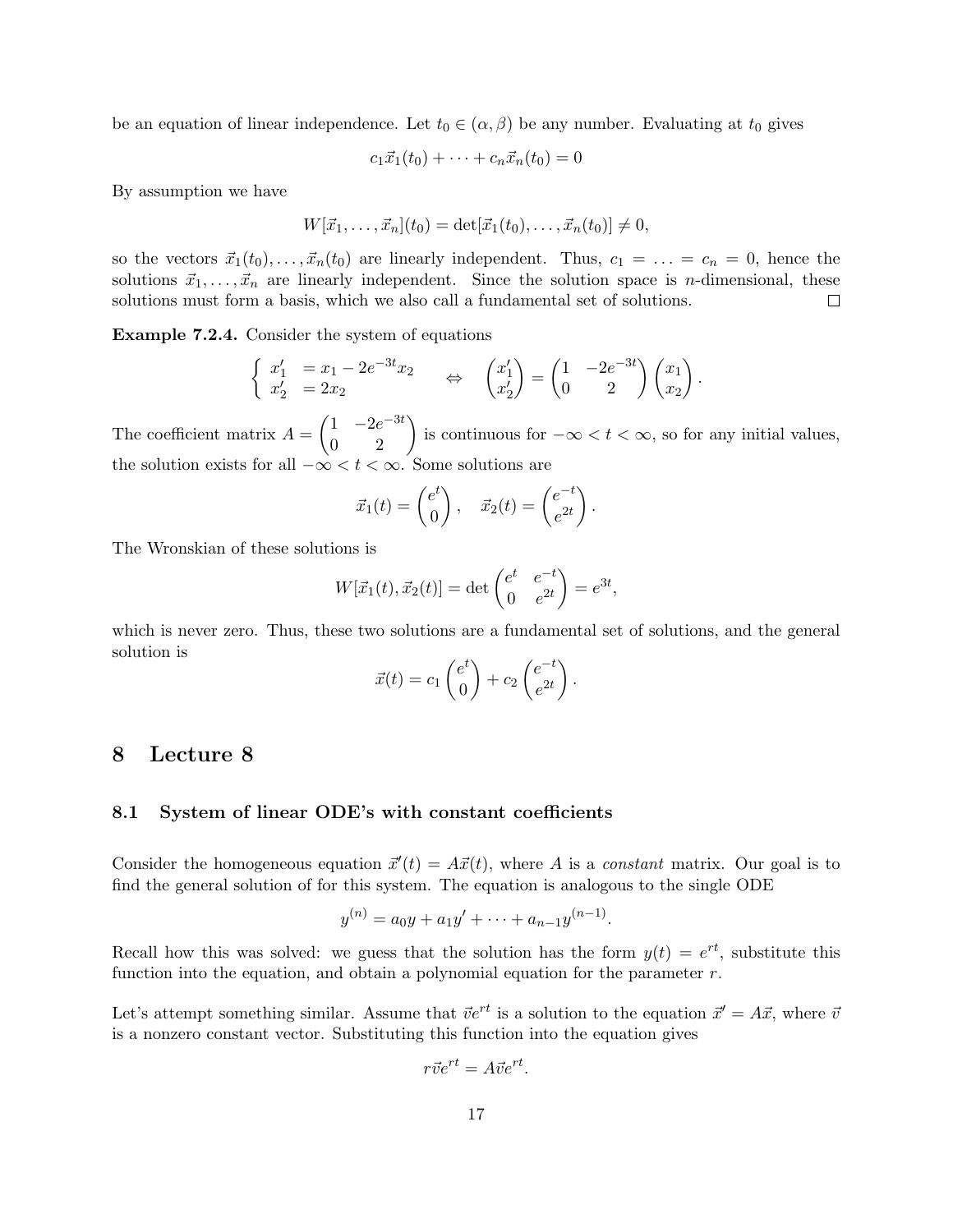be an equation of linear independence. Let $t_0 \in (\alpha, \beta)$ be any number. Evaluating at $t_0$ gives

$$c_1\vec{x}_1(t_0) + \cdots + c_n\vec{x}_n(t_0) = 0$$

By assumption we have

$$W[\vec{x}_1, \ldots, \vec{x}_n](t_0) = \det[\vec{x}_1(t_0), \ldots, \vec{x}_n(t_0)] \neq 0,$$

so the vectors $\vec{x}_1(t_0), \ldots, \vec{x}_n(t_0)$ are linearly independent. Thus, $c_1 = \ldots = c_n = 0$, hence the solutions $\vec{x}_1, \ldots, \vec{x}_n$ are linearly independent. Since the solution space is $n$-dimensional, these solutions must form a basis, which we also call a fundamental set of solutions. □

**Example 7.2.4.** Consider the system of equations

$$\begin{cases} x_1' &= x_1 - 2e^{-3t}x_2 \\ x_2' &= 2x_2 \end{cases} \quad \Leftrightarrow \quad \begin{pmatrix} x_1' \\ x_2' \end{pmatrix} = \begin{pmatrix} 1 & -2e^{-3t} \\ 0 & 2 \end{pmatrix} \begin{pmatrix} x_1 \\ x_2 \end{pmatrix}.$$

The coefficient matrix $A = \begin{pmatrix} 1 & -2e^{-3t} \\ 0 & 2 \end{pmatrix}$ is continuous for $-\infty < t < \infty$, so for any initial values, the solution exists for all $-\infty < t < \infty$. Some solutions are

$$\vec{x}_1(t) = \begin{pmatrix} e^t \\ 0 \end{pmatrix}, \quad \vec{x}_2(t) = \begin{pmatrix} e^{-t} \\ e^{2t} \end{pmatrix}.$$

The Wronskian of these solutions is

$$W[\vec{x}_1(t), \vec{x}_2(t)] = \det \begin{pmatrix} e^t & e^{-t} \\ 0 & e^{2t} \end{pmatrix} = e^{3t},$$

which is never zero. Thus, these two solutions are a fundamental set of solutions, and the general solution is

$$\vec{x}(t) = c_1 \begin{pmatrix} e^t \\ 0 \end{pmatrix} + c_2 \begin{pmatrix} e^{-t} \\ e^{2t} \end{pmatrix}.$$

# 8 Lecture 8

## 8.1 System of linear ODE's with constant coefficients

Consider the homogeneous equation $\vec{x}'(t) = A\vec{x}(t)$, where $A$ is a *constant* matrix. Our goal is to find the general solution of for this system. The equation is analogous to the single ODE

$$y^{(n)} = a_0 y + a_1 y' + \cdots + a_{n-1} y^{(n-1)}.$$

Recall how this was solved: we guess that the solution has the form $y(t) = e^{rt}$, substitute this function into the equation, and obtain a polynomial equation for the parameter $r$.

Let's attempt something similar. Assume that $\vec{v}e^{rt}$ is a solution to the equation $\vec{x}' = A\vec{x}$, where $\vec{v}$ is a nonzero constant vector. Substituting this function into the equation gives

$$r\vec{v}e^{rt} = A\vec{v}e^{rt}.$$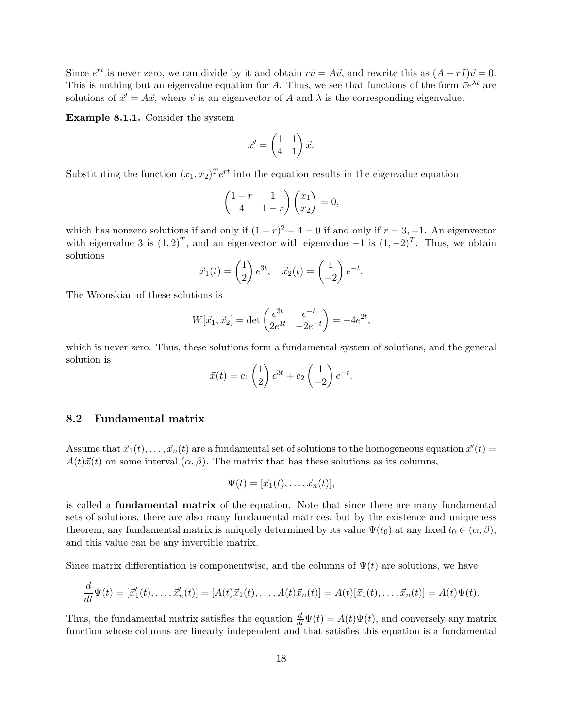Since $e^{rt}$ is never zero, we can divide by it and obtain $r\vec{v} = A\vec{v}$, and rewrite this as $(A - rI)\vec{v} = 0$. This is nothing but an eigenvalue equation for $A$. Thus, we see that functions of the form $\vec{v}e^{\lambda t}$ are solutions of $\vec{x}' = A\vec{x}$, where $\vec{v}$ is an eigenvector of $A$ and $\lambda$ is the corresponding eigenvalue.

**Example 8.1.1.** Consider the system

$$\vec{x}' = \begin{pmatrix} 1 & 1 \\ 4 & 1 \end{pmatrix} \vec{x}.$$

Substituting the function $(x_1, x_2)^T e^{rt}$ into the equation results in the eigenvalue equation

$$\begin{pmatrix} 1-r & 1 \\ 4 & 1-r \end{pmatrix} \begin{pmatrix} x_1 \\ x_2 \end{pmatrix} = 0,$$

which has nonzero solutions if and only if $(1-r)^2 - 4 = 0$ if and only if $r = 3, -1$. An eigenvector with eigenvalue 3 is $(1, 2)^T$, and an eigenvector with eigenvalue $-1$ is $(1, -2)^T$. Thus, we obtain solutions

$$\vec{x}_1(t) = \begin{pmatrix} 1 \\ 2 \end{pmatrix} e^{3t}, \quad \vec{x}_2(t) = \begin{pmatrix} 1 \\ -2 \end{pmatrix} e^{-t}.$$

The Wronskian of these solutions is

$$W[\vec{x}_1, \vec{x}_2] = \det \begin{pmatrix} e^{3t} & e^{-t} \\ 2e^{3t} & -2e^{-t} \end{pmatrix} = -4e^{2t},$$

which is never zero. Thus, these solutions form a fundamental system of solutions, and the general solution is

$$\vec{x}(t) = c_1 \begin{pmatrix} 1 \\ 2 \end{pmatrix} e^{3t} + c_2 \begin{pmatrix} 1 \\ -2 \end{pmatrix} e^{-t}.$$

### 8.2 Fundamental matrix

Assume that $\vec{x}_1(t), \ldots, \vec{x}_n(t)$ are a fundamental set of solutions to the homogeneous equation $\vec{x}'(t) = A(t)\vec{x}(t)$ on some interval $(\alpha, \beta)$. The matrix that has these solutions as its columns,

$$\Psi(t) = [\vec{x}_1(t), \ldots, \vec{x}_n(t)],$$

is called a **fundamental matrix** of the equation. Note that since there are many fundamental sets of solutions, there are also many fundamental matrices, but by the existence and uniqueness theorem, any fundamental matrix is uniquely determined by its value $\Psi(t_0)$ at any fixed $t_0 \in (\alpha, \beta)$, and this value can be any invertible matrix.

Since matrix differentiation is componentwise, and the columns of $\Psi(t)$ are solutions, we have

$$\frac{d}{dt}\Psi(t) = [\vec{x}_1'(t), \ldots, \vec{x}_n'(t)] = [A(t)\vec{x}_1(t), \ldots, A(t)\vec{x}_n(t)] = A(t)[\vec{x}_1(t), \ldots, \vec{x}_n(t)] = A(t)\Psi(t).$$

Thus, the fundamental matrix satisfies the equation $\frac{d}{dt}\Psi(t) = A(t)\Psi(t)$, and conversely any matrix function whose columns are linearly independent and that satisfies this equation is a fundamental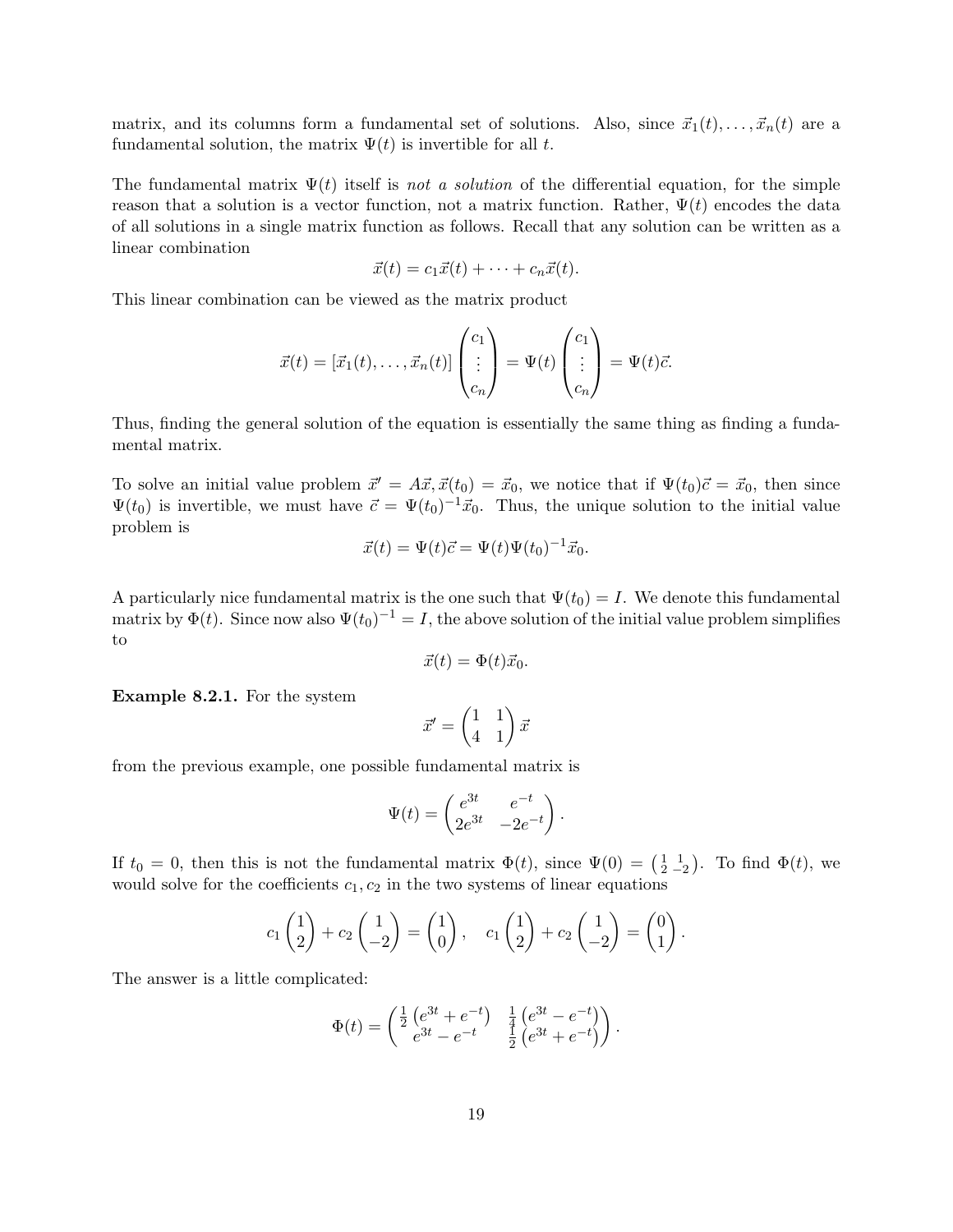matrix, and its columns form a fundamental set of solutions. Also, since $\vec{x}_1(t), \ldots, \vec{x}_n(t)$ are a fundamental solution, the matrix $\Psi(t)$ is invertible for all $t$.

The fundamental matrix $\Psi(t)$ itself is *not a solution* of the differential equation, for the simple reason that a solution is a vector function, not a matrix function. Rather, $\Psi(t)$ encodes the data of all solutions in a single matrix function as follows. Recall that any solution can be written as a linear combination

$$\vec{x}(t) = c_1\vec{x}(t) + \cdots + c_n\vec{x}(t).$$

This linear combination can be viewed as the matrix product

$$\vec{x}(t) = [\vec{x}_1(t), \ldots, \vec{x}_n(t)] \begin{pmatrix} c_1 \\ \vdots \\ c_n \end{pmatrix} = \Psi(t) \begin{pmatrix} c_1 \\ \vdots \\ c_n \end{pmatrix} = \Psi(t)\vec{c}.$$

Thus, finding the general solution of the equation is essentially the same thing as finding a fundamental matrix.

To solve an initial value problem $\vec{x}' = A\vec{x}, \vec{x}(t_0) = \vec{x}_0$, we notice that if $\Psi(t_0)\vec{c} = \vec{x}_0$, then since $\Psi(t_0)$ is invertible, we must have $\vec{c} = \Psi(t_0)^{-1}\vec{x}_0$. Thus, the unique solution to the initial value problem is

$$\vec{x}(t) = \Psi(t)\vec{c} = \Psi(t)\Psi(t_0)^{-1}\vec{x}_0.$$

A particularly nice fundamental matrix is the one such that $\Psi(t_0) = I$. We denote this fundamental matrix by $\Phi(t)$. Since now also $\Psi(t_0)^{-1} = I$, the above solution of the initial value problem simplifies to

$$\vec{x}(t) = \Phi(t)\vec{x}_0.$$

**Example 8.2.1.** For the system

$$\vec{x}' = \begin{pmatrix} 1 & 1 \\ 4 & 1 \end{pmatrix} \vec{x}$$

from the previous example, one possible fundamental matrix is

$$\Psi(t) = \begin{pmatrix} e^{3t} & e^{-t} \\ 2e^{3t} & -2e^{-t} \end{pmatrix}.$$

If $t_0 = 0$, then this is not the fundamental matrix $\Phi(t)$, since $\Psi(0) = \left(\begin{smallmatrix} 1 & 1 \\ 2 & -2 \end{smallmatrix}\right)$. To find $\Phi(t)$, we would solve for the coefficients $c_1, c_2$ in the two systems of linear equations

$$c_1 \begin{pmatrix} 1 \\ 2 \end{pmatrix} + c_2 \begin{pmatrix} 1 \\ -2 \end{pmatrix} = \begin{pmatrix} 1 \\ 0 \end{pmatrix}, \quad c_1 \begin{pmatrix} 1 \\ 2 \end{pmatrix} + c_2 \begin{pmatrix} 1 \\ -2 \end{pmatrix} = \begin{pmatrix} 0 \\ 1 \end{pmatrix}.$$

The answer is a little complicated:

$$\Phi(t) = \begin{pmatrix} \frac{1}{2}\left(e^{3t} + e^{-t}\right) & \frac{1}{4}\left(e^{3t} - e^{-t}\right) \\ e^{3t} - e^{-t} & \frac{1}{2}\left(e^{3t} + e^{-t}\right) \end{pmatrix}.$$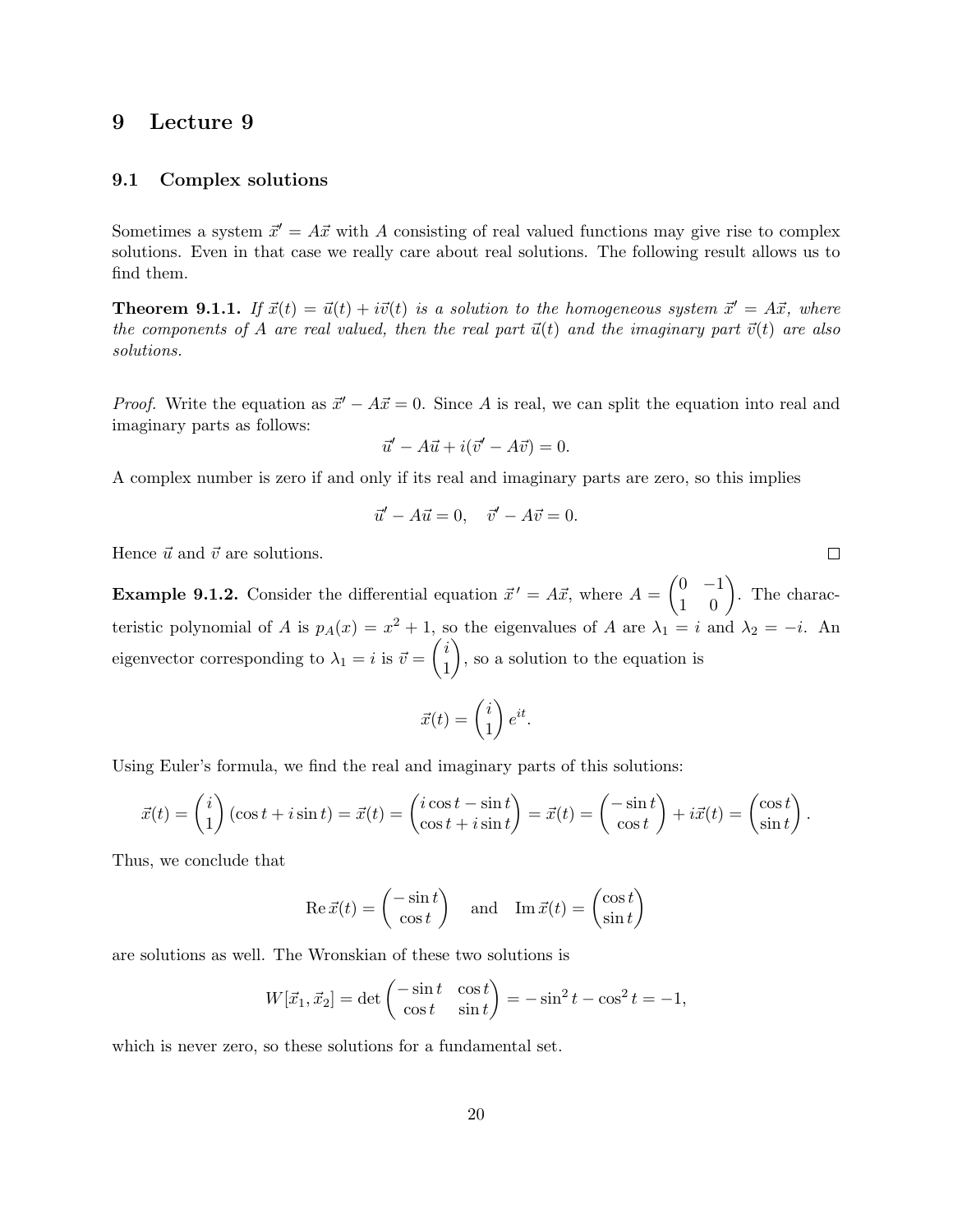# 9 Lecture 9

## 9.1 Complex solutions

Sometimes a system $\vec{x}' = A\vec{x}$ with $A$ consisting of real valued functions may give rise to complex solutions. Even in that case we really care about real solutions. The following result allows us to find them.

**Theorem 9.1.1.** *If $\vec{x}(t) = \vec{u}(t) + i\vec{v}(t)$ is a solution to the homogeneous system $\vec{x}' = A\vec{x}$, where the components of $A$ are real valued, then the real part $\vec{u}(t)$ and the imaginary part $\vec{v}(t)$ are also solutions.*

*Proof.* Write the equation as $\vec{x}' - A\vec{x} = 0$. Since $A$ is real, we can split the equation into real and imaginary parts as follows:

$$\vec{u}' - A\vec{u} + i(\vec{v}' - A\vec{v}) = 0.$$

A complex number is zero if and only if its real and imaginary parts are zero, so this implies

$$\vec{u}' - A\vec{u} = 0, \quad \vec{v}' - A\vec{v} = 0.$$

Hence $\vec{u}$ and $\vec{v}$ are solutions. $\square$

**Example 9.1.2.** Consider the differential equation $\vec{x}\,' = A\vec{x}$, where $A = \begin{pmatrix} 0 & -1 \\ 1 & 0 \end{pmatrix}$. The characteristic polynomial of $A$ is $p_A(x) = x^2 + 1$, so the eigenvalues of $A$ are $\lambda_1 = i$ and $\lambda_2 = -i$. An eigenvector corresponding to $\lambda_1 = i$ is $\vec{v} = \begin{pmatrix} i \\ 1 \end{pmatrix}$, so a solution to the equation is

$$\vec{x}(t) = \begin{pmatrix} i \\ 1 \end{pmatrix} e^{it}.$$

Using Euler's formula, we find the real and imaginary parts of this solutions:

$$\vec{x}(t) = \begin{pmatrix} i \\ 1 \end{pmatrix} (\cos t + i \sin t) = \vec{x}(t) = \begin{pmatrix} i\cos t - \sin t \\ \cos t + i \sin t \end{pmatrix} = \vec{x}(t) = \begin{pmatrix} -\sin t \\ \cos t \end{pmatrix} + i\vec{x}(t) = \begin{pmatrix} \cos t \\ \sin t \end{pmatrix}.$$

Thus, we conclude that

$$\operatorname{Re} \vec{x}(t) = \begin{pmatrix} -\sin t \\ \cos t \end{pmatrix} \quad \text{and} \quad \operatorname{Im} \vec{x}(t) = \begin{pmatrix} \cos t \\ \sin t \end{pmatrix}$$

are solutions as well. The Wronskian of these two solutions is

$$W[\vec{x}_1, \vec{x}_2] = \det \begin{pmatrix} -\sin t & \cos t \\ \cos t & \sin t \end{pmatrix} = -\sin^2 t - \cos^2 t = -1,$$

which is never zero, so these solutions for a fundamental set.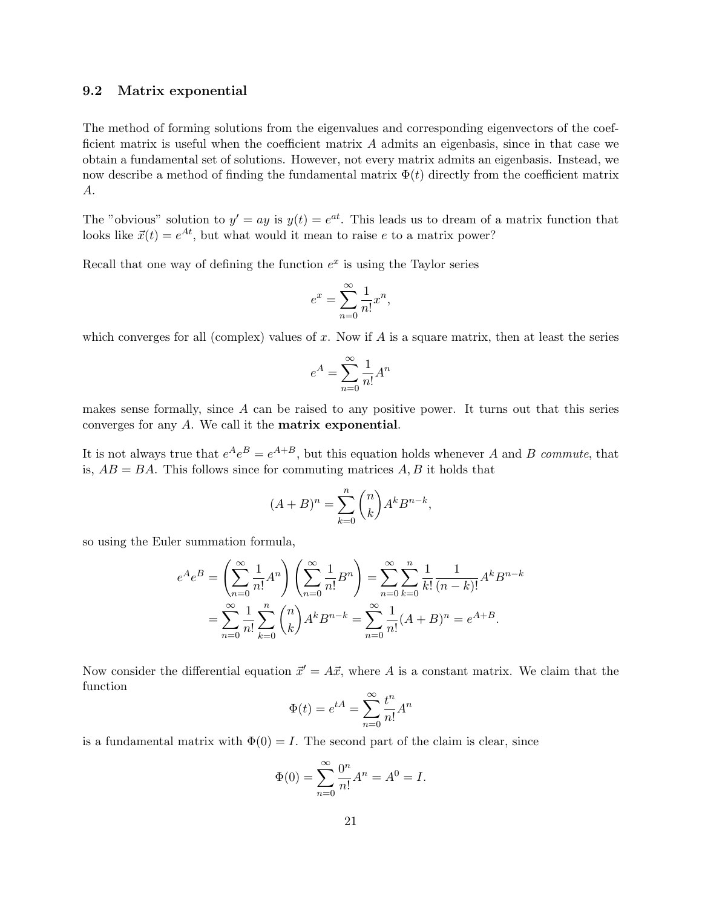### 9.2 Matrix exponential

The method of forming solutions from the eigenvalues and corresponding eigenvectors of the coefficient matrix is useful when the coefficient matrix $A$ admits an eigenbasis, since in that case we obtain a fundamental set of solutions. However, not every matrix admits an eigenbasis. Instead, we now describe a method of finding the fundamental matrix $\Phi(t)$ directly from the coefficient matrix $A$.

The "obvious" solution to $y' = ay$ is $y(t) = e^{at}$. This leads us to dream of a matrix function that looks like $\vec{x}(t) = e^{At}$, but what would it mean to raise $e$ to a matrix power?

Recall that one way of defining the function $e^x$ is using the Taylor series

$$e^x = \sum_{n=0}^{\infty} \frac{1}{n!} x^n,$$

which converges for all (complex) values of $x$. Now if $A$ is a square matrix, then at least the series

$$e^A = \sum_{n=0}^{\infty} \frac{1}{n!} A^n$$

makes sense formally, since $A$ can be raised to any positive power. It turns out that this series converges for any $A$. We call it the **matrix exponential**.

It is not always true that $e^A e^B = e^{A+B}$, but this equation holds whenever $A$ and $B$ *commute*, that is, $AB = BA$. This follows since for commuting matrices $A, B$ it holds that

$$(A+B)^n = \sum_{k=0}^{n} \binom{n}{k} A^k B^{n-k},$$

so using the Euler summation formula,

$$\begin{aligned} e^A e^B &= \left( \sum_{n=0}^{\infty} \frac{1}{n!} A^n \right) \left( \sum_{n=0}^{\infty} \frac{1}{n!} B^n \right) = \sum_{n=0}^{\infty} \sum_{k=0}^{n} \frac{1}{k!} \frac{1}{(n-k)!} A^k B^{n-k} \\ &= \sum_{n=0}^{\infty} \frac{1}{n!} \sum_{k=0}^{n} \binom{n}{k} A^k B^{n-k} = \sum_{n=0}^{\infty} \frac{1}{n!} (A+B)^n = e^{A+B}. \end{aligned}$$

Now consider the differential equation $\vec{x}' = A\vec{x}$, where $A$ is a constant matrix. We claim that the function

$$\Phi(t) = e^{tA} = \sum_{n=0}^{\infty} \frac{t^n}{n!} A^n$$

is a fundamental matrix with $\Phi(0) = I$. The second part of the claim is clear, since

$$\Phi(0) = \sum_{n=0}^{\infty} \frac{0^n}{n!} A^n = A^0 = I.$$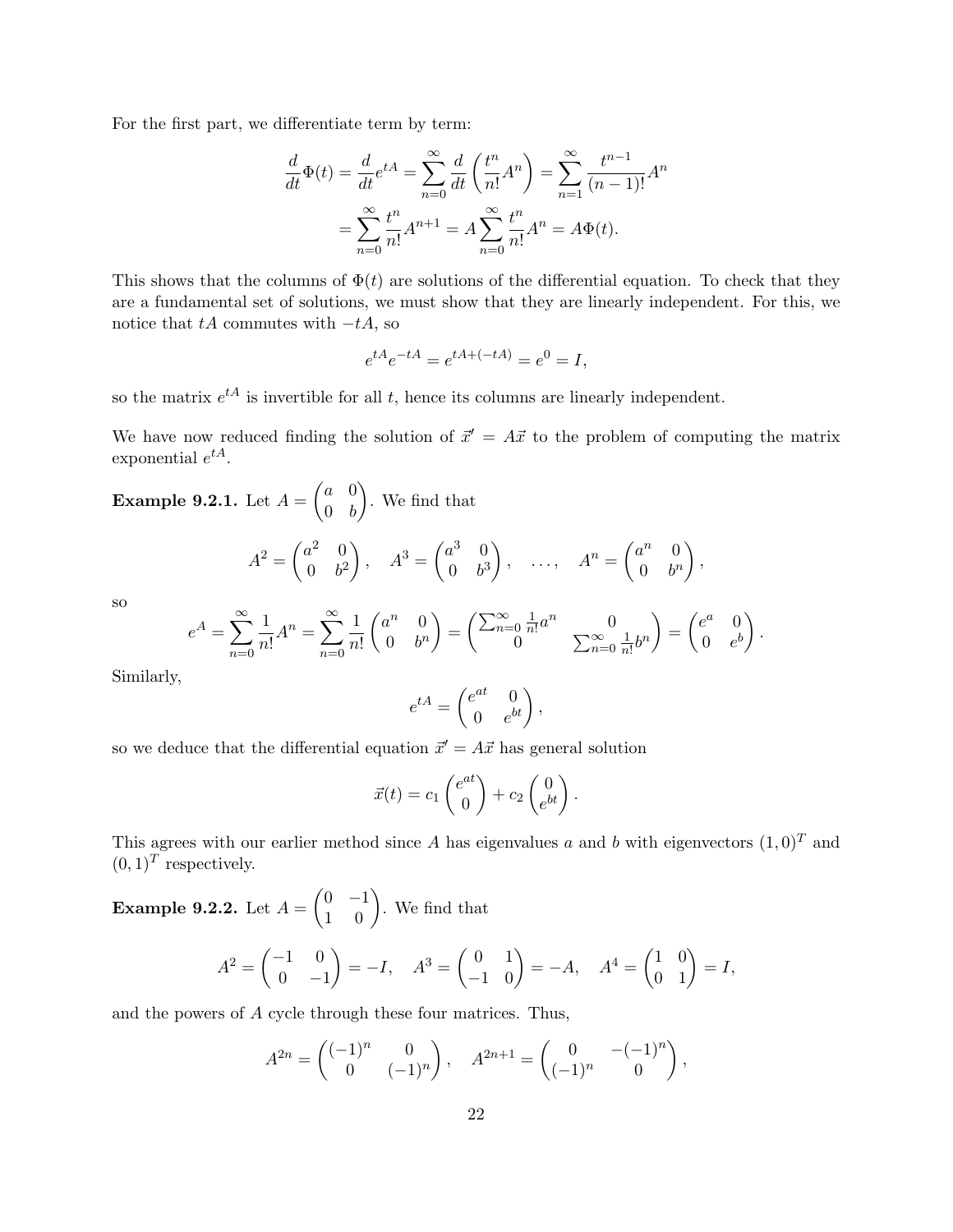For the first part, we differentiate term by term:

$$\frac{d}{dt}\Phi(t) = \frac{d}{dt}e^{tA} = \sum_{n=0}^{\infty} \frac{d}{dt}\left(\frac{t^n}{n!}A^n\right) = \sum_{n=1}^{\infty} \frac{t^{n-1}}{(n-1)!}A^n$$
$$= \sum_{n=0}^{\infty} \frac{t^n}{n!}A^{n+1} = A\sum_{n=0}^{\infty} \frac{t^n}{n!}A^n = A\Phi(t).$$

This shows that the columns of $\Phi(t)$ are solutions of the differential equation. To check that they are a fundamental set of solutions, we must show that they are linearly independent. For this, we notice that $tA$ commutes with $-tA$, so

$$e^{tA}e^{-tA} = e^{tA+(-tA)} = e^0 = I,$$

so the matrix $e^{tA}$ is invertible for all $t$, hence its columns are linearly independent.

We have now reduced finding the solution of $\vec{x}' = A\vec{x}$ to the problem of computing the matrix exponential $e^{tA}$.

**Example 9.2.1.** Let $A = \begin{pmatrix} a & 0 \\ 0 & b \end{pmatrix}$. We find that

$$A^2 = \begin{pmatrix} a^2 & 0 \\ 0 & b^2 \end{pmatrix}, \quad A^3 = \begin{pmatrix} a^3 & 0 \\ 0 & b^3 \end{pmatrix}, \quad \ldots, \quad A^n = \begin{pmatrix} a^n & 0 \\ 0 & b^n \end{pmatrix},$$

so

$$e^A = \sum_{n=0}^{\infty} \frac{1}{n!}A^n = \sum_{n=0}^{\infty} \frac{1}{n!}\begin{pmatrix} a^n & 0 \\ 0 & b^n \end{pmatrix} = \begin{pmatrix} \sum_{n=0}^{\infty} \frac{1}{n!}a^n & 0 \\ 0 & \sum_{n=0}^{\infty} \frac{1}{n!}b^n \end{pmatrix} = \begin{pmatrix} e^a & 0 \\ 0 & e^b \end{pmatrix}.$$

Similarly,

$$e^{tA} = \begin{pmatrix} e^{at} & 0 \\ 0 & e^{bt} \end{pmatrix},$$

so we deduce that the differential equation $\vec{x}' = A\vec{x}$ has general solution

$$\vec{x}(t) = c_1\begin{pmatrix} e^{at} \\ 0 \end{pmatrix} + c_2\begin{pmatrix} 0 \\ e^{bt} \end{pmatrix}.$$

This agrees with our earlier method since $A$ has eigenvalues $a$ and $b$ with eigenvectors $(1,0)^T$ and $(0,1)^T$ respectively.

**Example 9.2.2.** Let $A = \begin{pmatrix} 0 & -1 \\ 1 & 0 \end{pmatrix}$. We find that

$$A^2 = \begin{pmatrix} -1 & 0 \\ 0 & -1 \end{pmatrix} = -I, \quad A^3 = \begin{pmatrix} 0 & 1 \\ -1 & 0 \end{pmatrix} = -A, \quad A^4 = \begin{pmatrix} 1 & 0 \\ 0 & 1 \end{pmatrix} = I,$$

and the powers of $A$ cycle through these four matrices. Thus,

$$A^{2n} = \begin{pmatrix} (-1)^n & 0 \\ 0 & (-1)^n \end{pmatrix}, \quad A^{2n+1} = \begin{pmatrix} 0 & -(-1)^n \\ (-1)^n & 0 \end{pmatrix},$$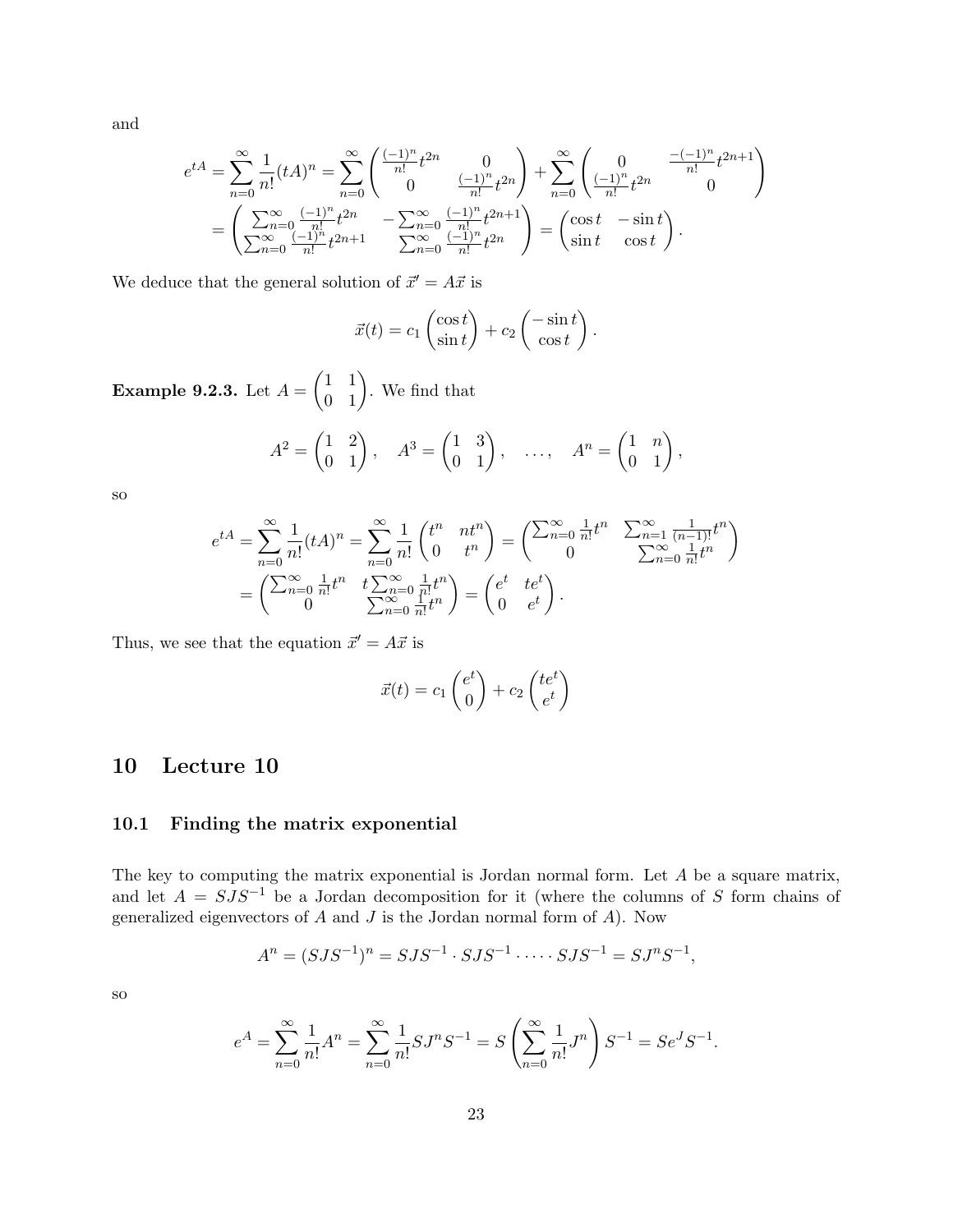and

$$e^{tA} = \sum_{n=0}^{\infty} \frac{1}{n!}(tA)^n = \sum_{n=0}^{\infty} \begin{pmatrix} \frac{(-1)^n}{n!}t^{2n} & 0 \\ 0 & \frac{(-1)^n}{n!}t^{2n} \end{pmatrix} + \sum_{n=0}^{\infty} \begin{pmatrix} 0 & \frac{-(-1)^n}{n!}t^{2n+1} \\ \frac{(-1)^n}{n!}t^{2n} & 0 \end{pmatrix}$$

$$= \begin{pmatrix} \sum_{n=0}^{\infty} \frac{(-1)^n}{n!}t^{2n} & -\sum_{n=0}^{\infty} \frac{(-1)^n}{n!}t^{2n+1} \\ \sum_{n=0}^{\infty} \frac{(-1)^n}{n!}t^{2n+1} & \sum_{n=0}^{\infty} \frac{(-1)^n}{n!}t^{2n} \end{pmatrix} = \begin{pmatrix} \cos t & -\sin t \\ \sin t & \cos t \end{pmatrix}.$$

We deduce that the general solution of $\vec{x}' = A\vec{x}$ is

$$\vec{x}(t) = c_1 \begin{pmatrix} \cos t \\ \sin t \end{pmatrix} + c_2 \begin{pmatrix} -\sin t \\ \cos t \end{pmatrix}.$$

**Example 9.2.3.** Let $A = \begin{pmatrix} 1 & 1 \\ 0 & 1 \end{pmatrix}$. We find that

$$A^2 = \begin{pmatrix} 1 & 2 \\ 0 & 1 \end{pmatrix}, \quad A^3 = \begin{pmatrix} 1 & 3 \\ 0 & 1 \end{pmatrix}, \quad \ldots, \quad A^n = \begin{pmatrix} 1 & n \\ 0 & 1 \end{pmatrix},$$

so

$$e^{tA} = \sum_{n=0}^{\infty} \frac{1}{n!}(tA)^n = \sum_{n=0}^{\infty} \frac{1}{n!} \begin{pmatrix} t^n & nt^n \\ 0 & t^n \end{pmatrix} = \begin{pmatrix} \sum_{n=0}^{\infty} \frac{1}{n!}t^n & \sum_{n=1}^{\infty} \frac{1}{(n-1)!}t^n \\ 0 & \sum_{n=0}^{\infty} \frac{1}{n!}t^n \end{pmatrix}$$

$$= \begin{pmatrix} \sum_{n=0}^{\infty} \frac{1}{n!}t^n & t\sum_{n=0}^{\infty} \frac{1}{n!}t^n \\ 0 & \sum_{n=0}^{\infty} \frac{1}{n!}t^n \end{pmatrix} = \begin{pmatrix} e^t & te^t \\ 0 & e^t \end{pmatrix}.$$

Thus, we see that the equation $\vec{x}' = A\vec{x}$ is

$$\vec{x}(t) = c_1 \begin{pmatrix} e^t \\ 0 \end{pmatrix} + c_2 \begin{pmatrix} te^t \\ e^t \end{pmatrix}$$

# 10 Lecture 10

## 10.1 Finding the matrix exponential

The key to computing the matrix exponential is Jordan normal form. Let $A$ be a square matrix, and let $A = SJS^{-1}$ be a Jordan decomposition for it (where the columns of $S$ form chains of generalized eigenvectors of $A$ and $J$ is the Jordan normal form of $A$). Now

$$A^n = (SJS^{-1})^n = SJS^{-1} \cdot SJS^{-1} \cdot \cdots \cdot SJS^{-1} = SJ^nS^{-1},$$

so

$$e^A = \sum_{n=0}^{\infty} \frac{1}{n!}A^n = \sum_{n=0}^{\infty} \frac{1}{n!}SJ^nS^{-1} = S\left(\sum_{n=0}^{\infty} \frac{1}{n!}J^n\right)S^{-1} = Se^JS^{-1}.$$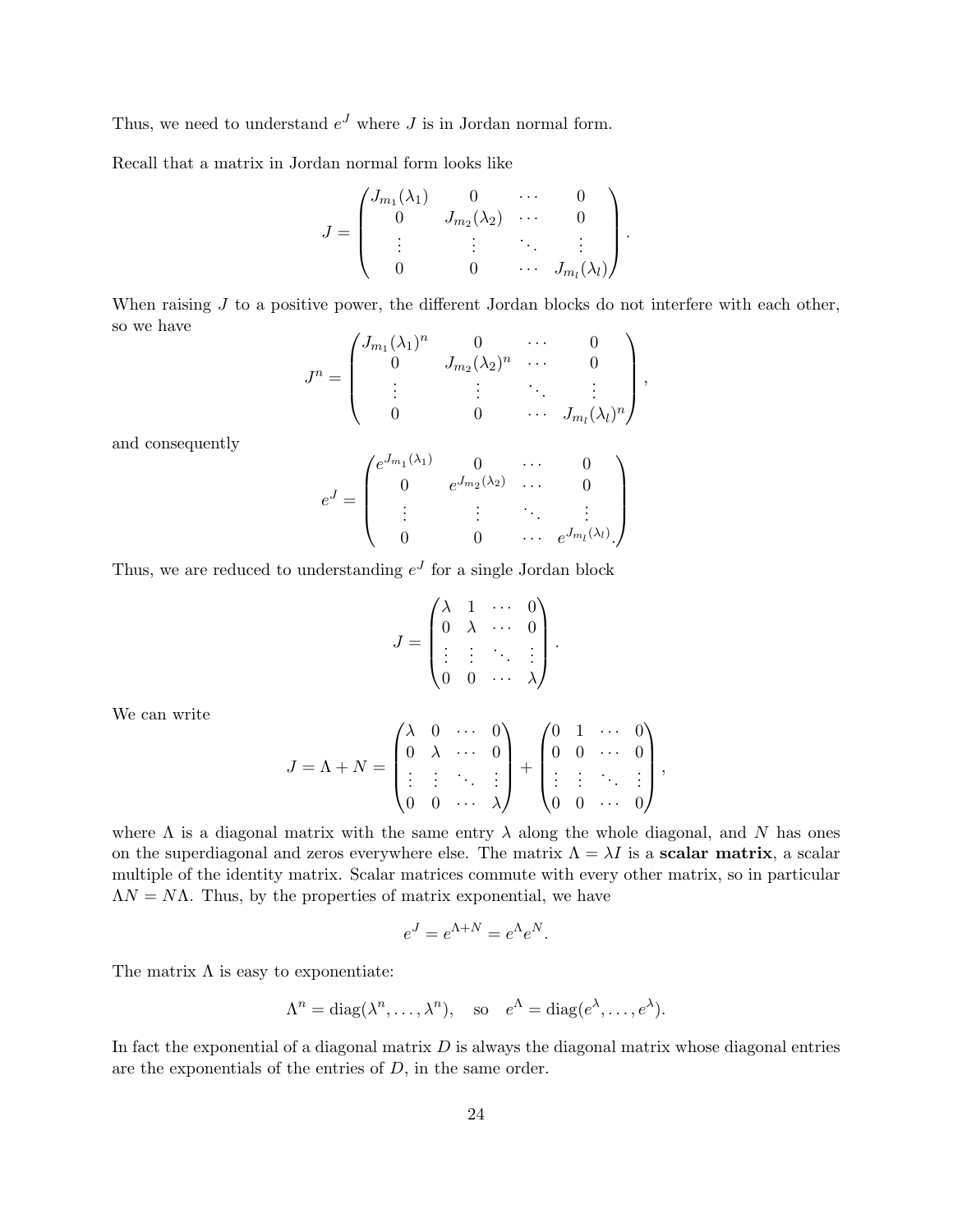Thus, we need to understand $e^J$ where $J$ is in Jordan normal form.

Recall that a matrix in Jordan normal form looks like

$$J = \begin{pmatrix} J_{m_1}(\lambda_1) & 0 & \cdots & 0 \\ 0 & J_{m_2}(\lambda_2) & \cdots & 0 \\ \vdots & \vdots & \ddots & \vdots \\ 0 & 0 & \cdots & J_{m_l}(\lambda_l) \end{pmatrix}.$$

When raising $J$ to a positive power, the different Jordan blocks do not interfere with each other, so we have

$$J^n = \begin{pmatrix} J_{m_1}(\lambda_1)^n & 0 & \cdots & 0 \\ 0 & J_{m_2}(\lambda_2)^n & \cdots & 0 \\ \vdots & \vdots & \ddots & \vdots \\ 0 & 0 & \cdots & J_{m_l}(\lambda_l)^n \end{pmatrix},$$

and consequently

$$e^J = \begin{pmatrix} e^{J_{m_1}(\lambda_1)} & 0 & \cdots & 0 \\ 0 & e^{J_{m_2}(\lambda_2)} & \cdots & 0 \\ \vdots & \vdots & \ddots & \vdots \\ 0 & 0 & \cdots & e^{J_{m_l}(\lambda_l)}. \end{pmatrix}$$

Thus, we are reduced to understanding $e^J$ for a single Jordan block

$$J = \begin{pmatrix} \lambda & 1 & \cdots & 0 \\ 0 & \lambda & \cdots & 0 \\ \vdots & \vdots & \ddots & \vdots \\ 0 & 0 & \cdots & \lambda \end{pmatrix}.$$

We can write

$$J = \Lambda + N = \begin{pmatrix} \lambda & 0 & \cdots & 0 \\ 0 & \lambda & \cdots & 0 \\ \vdots & \vdots & \ddots & \vdots \\ 0 & 0 & \cdots & \lambda \end{pmatrix} + \begin{pmatrix} 0 & 1 & \cdots & 0 \\ 0 & 0 & \cdots & 0 \\ \vdots & \vdots & \ddots & \vdots \\ 0 & 0 & \cdots & 0 \end{pmatrix},$$

where $\Lambda$ is a diagonal matrix with the same entry $\lambda$ along the whole diagonal, and $N$ has ones on the superdiagonal and zeros everywhere else. The matrix $\Lambda = \lambda I$ is a **scalar matrix**, a scalar multiple of the identity matrix. Scalar matrices commute with every other matrix, so in particular $\Lambda N = N\Lambda$. Thus, by the properties of matrix exponential, we have

$$e^J = e^{\Lambda + N} = e^\Lambda e^N.$$

The matrix $\Lambda$ is easy to exponentiate:

$$\Lambda^n = \operatorname{diag}(\lambda^n, \ldots, \lambda^n), \quad \text{so} \quad e^\Lambda = \operatorname{diag}(e^\lambda, \ldots, e^\lambda).$$

In fact the exponential of a diagonal matrix $D$ is always the diagonal matrix whose diagonal entries are the exponentials of the entries of $D$, in the same order.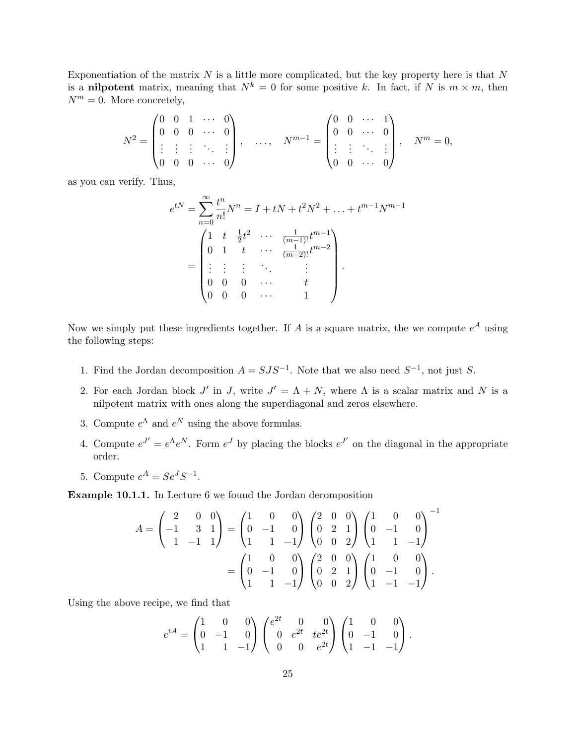Exponentiation of the matrix $N$ is a little more complicated, but the key property here is that $N$ is a **nilpotent** matrix, meaning that $N^k = 0$ for some positive $k$. In fact, if $N$ is $m \times m$, then $N^m = 0$. More concretely,

$$N^2 = \begin{pmatrix} 0 & 0 & 1 & \cdots & 0 \\ 0 & 0 & 0 & \cdots & 0 \\ \vdots & \vdots & \vdots & \ddots & \vdots \\ 0 & 0 & 0 & \cdots & 0 \end{pmatrix}, \quad \ldots, \quad N^{m-1} = \begin{pmatrix} 0 & 0 & \cdots & 1 \\ 0 & 0 & \cdots & 0 \\ \vdots & \vdots & \ddots & \vdots \\ 0 & 0 & \cdots & 0 \end{pmatrix}, \quad N^m = 0,$$

as you can verify. Thus,

$$e^{tN} = \sum_{n=0}^{\infty} \frac{t^n}{n!} N^n = I + tN + t^2 N^2 + \ldots + t^{m-1} N^{m-1}$$
$$= \begin{pmatrix} 1 & t & \frac{1}{2}t^2 & \cdots & \frac{1}{(m-1)!}t^{m-1} \\ 0 & 1 & t & \cdots & \frac{1}{(m-2)!}t^{m-2} \\ \vdots & \vdots & \vdots & \ddots & \vdots \\ 0 & 0 & 0 & \cdots & t \\ 0 & 0 & 0 & \cdots & 1 \end{pmatrix}.$$

Now we simply put these ingredients together. If $A$ is a square matrix, the we compute $e^A$ using the following steps:

1. Find the Jordan decomposition $A = SJS^{-1}$. Note that we also need $S^{-1}$, not just $S$.
2. For each Jordan block $J'$ in $J$, write $J' = \Lambda + N$, where $\Lambda$ is a scalar matrix and $N$ is a nilpotent matrix with ones along the superdiagonal and zeros elsewhere.
3. Compute $e^\Lambda$ and $e^N$ using the above formulas.
4. Compute $e^{J'} = e^\Lambda e^N$. Form $e^J$ by placing the blocks $e^{J'}$ on the diagonal in the appropriate order.
5. Compute $e^A = Se^J S^{-1}$.

**Example 10.1.1.** In Lecture 6 we found the Jordan decomposition

$$A = \begin{pmatrix} 2 & 0 & 0 \\ -1 & 3 & 1 \\ 1 & -1 & 1 \end{pmatrix} = \begin{pmatrix} 1 & 0 & 0 \\ 0 & -1 & 0 \\ 1 & 1 & -1 \end{pmatrix} \begin{pmatrix} 2 & 0 & 0 \\ 0 & 2 & 1 \\ 0 & 0 & 2 \end{pmatrix} \begin{pmatrix} 1 & 0 & 0 \\ 0 & -1 & 0 \\ 1 & 1 & -1 \end{pmatrix}^{-1}$$
$$= \begin{pmatrix} 1 & 0 & 0 \\ 0 & -1 & 0 \\ 1 & 1 & -1 \end{pmatrix} \begin{pmatrix} 2 & 0 & 0 \\ 0 & 2 & 1 \\ 0 & 0 & 2 \end{pmatrix} \begin{pmatrix} 1 & 0 & 0 \\ 0 & -1 & 0 \\ 1 & -1 & -1 \end{pmatrix}.$$

Using the above recipe, we find that

$$e^{tA} = \begin{pmatrix} 1 & 0 & 0 \\ 0 & -1 & 0 \\ 1 & 1 & -1 \end{pmatrix} \begin{pmatrix} e^{2t} & 0 & 0 \\ 0 & e^{2t} & te^{2t} \\ 0 & 0 & e^{2t} \end{pmatrix} \begin{pmatrix} 1 & 0 & 0 \\ 0 & -1 & 0 \\ 1 & -1 & -1 \end{pmatrix}.$$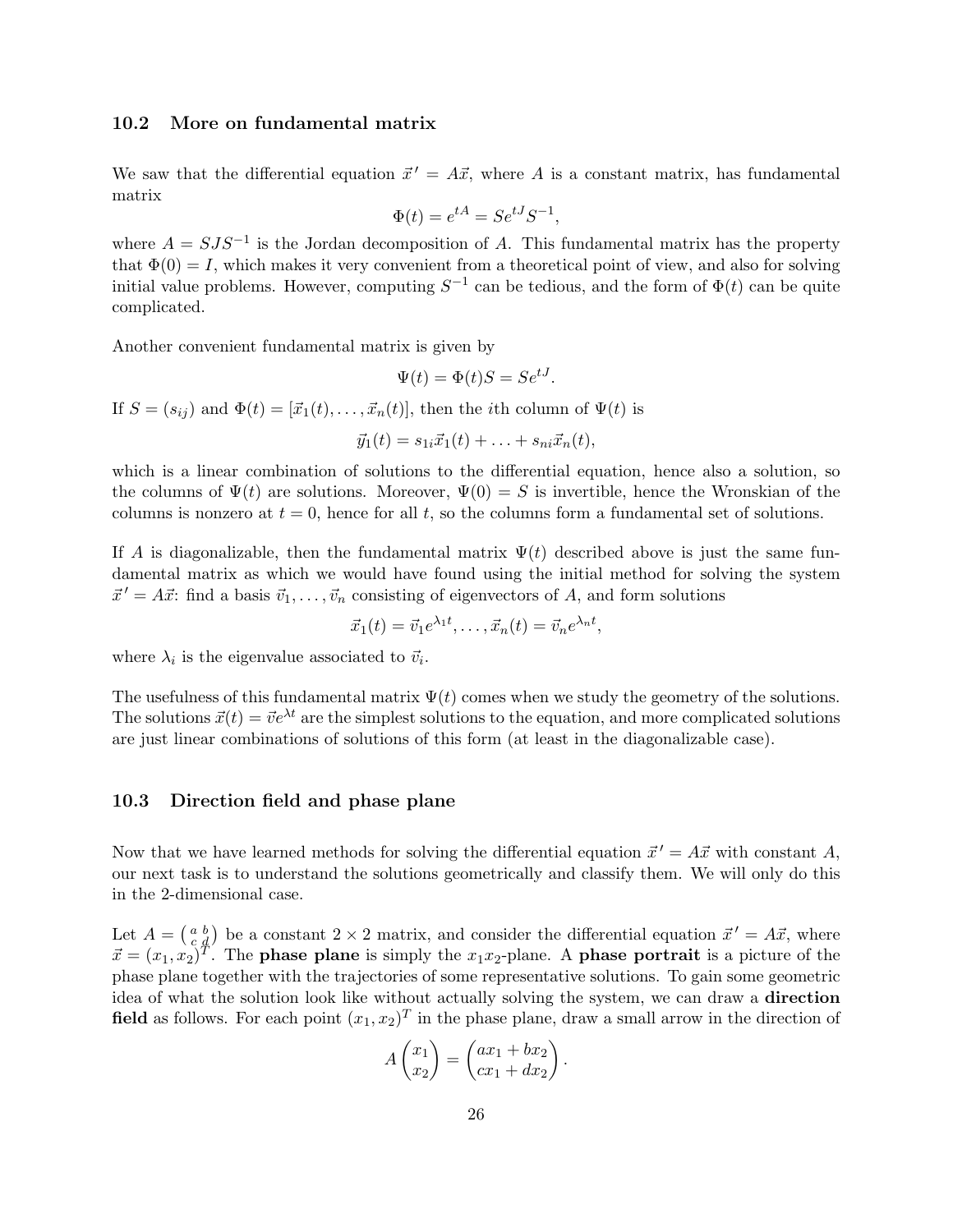### 10.2 More on fundamental matrix

We saw that the differential equation $\vec{x}\,' = A\vec{x}$, where $A$ is a constant matrix, has fundamental matrix

$$\Phi(t) = e^{tA} = Se^{tJ}S^{-1},$$

where $A = SJS^{-1}$ is the Jordan decomposition of $A$. This fundamental matrix has the property that $\Phi(0) = I$, which makes it very convenient from a theoretical point of view, and also for solving initial value problems. However, computing $S^{-1}$ can be tedious, and the form of $\Phi(t)$ can be quite complicated.

Another convenient fundamental matrix is given by

$$\Psi(t) = \Phi(t)S = Se^{tJ}.$$

If $S = (s_{ij})$ and $\Phi(t) = [\vec{x}_1(t), \ldots, \vec{x}_n(t)]$, then the $i$th column of $\Psi(t)$ is

$$\vec{y}_1(t) = s_{1i}\vec{x}_1(t) + \ldots + s_{ni}\vec{x}_n(t),$$

which is a linear combination of solutions to the differential equation, hence also a solution, so the columns of $\Psi(t)$ are solutions. Moreover, $\Psi(0) = S$ is invertible, hence the Wronskian of the columns is nonzero at $t = 0$, hence for all $t$, so the columns form a fundamental set of solutions.

If $A$ is diagonalizable, then the fundamental matrix $\Psi(t)$ described above is just the same fundamental matrix as which we would have found using the initial method for solving the system $\vec{x}\,' = A\vec{x}$: find a basis $\vec{v}_1, \ldots, \vec{v}_n$ consisting of eigenvectors of $A$, and form solutions

$$\vec{x}_1(t) = \vec{v}_1 e^{\lambda_1 t}, \ldots, \vec{x}_n(t) = \vec{v}_n e^{\lambda_n t},$$

where $\lambda_i$ is the eigenvalue associated to $\vec{v}_i$.

The usefulness of this fundamental matrix $\Psi(t)$ comes when we study the geometry of the solutions. The solutions $\vec{x}(t) = \vec{v}e^{\lambda t}$ are the simplest solutions to the equation, and more complicated solutions are just linear combinations of solutions of this form (at least in the diagonalizable case).

### 10.3 Direction field and phase plane

Now that we have learned methods for solving the differential equation $\vec{x}\,' = A\vec{x}$ with constant $A$, our next task is to understand the solutions geometrically and classify them. We will only do this in the 2-dimensional case.

Let $A = \left(\begin{smallmatrix} a & b \\ c & d \end{smallmatrix}\right)$ be a constant $2 \times 2$ matrix, and consider the differential equation $\vec{x}\,' = A\vec{x}$, where $\vec{x} = (x_1, x_2)^T$. The **phase plane** is simply the $x_1x_2$-plane. A **phase portrait** is a picture of the phase plane together with the trajectories of some representative solutions. To gain some geometric idea of what the solution look like without actually solving the system, we can draw a **direction field** as follows. For each point $(x_1, x_2)^T$ in the phase plane, draw a small arrow in the direction of

$$A\begin{pmatrix} x_1 \\ x_2 \end{pmatrix} = \begin{pmatrix} ax_1 + bx_2 \\ cx_1 + dx_2 \end{pmatrix}.$$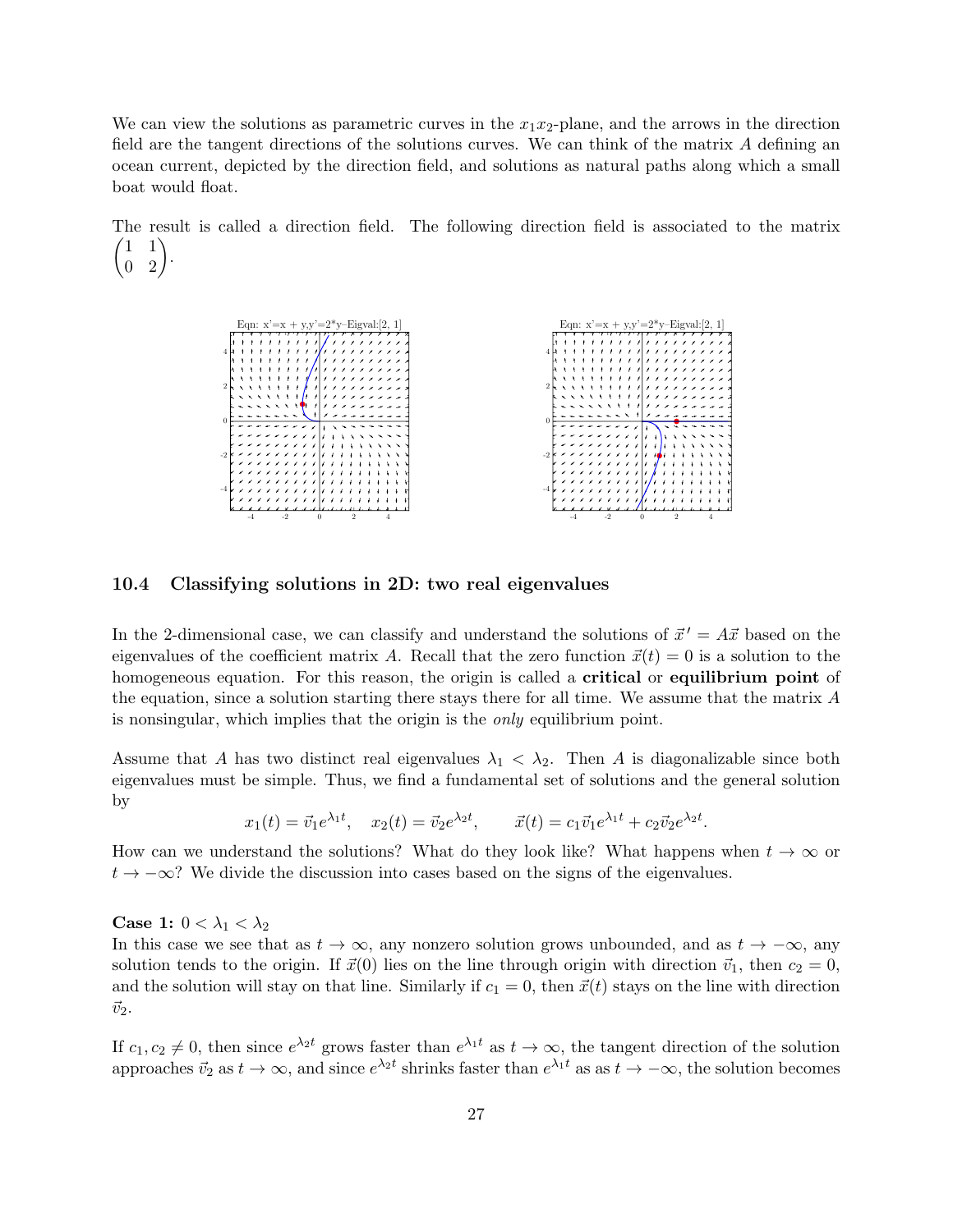We can view the solutions as parametric curves in the $x_1x_2$-plane, and the arrows in the direction field are the tangent directions of the solutions curves. We can think of the matrix $A$ defining an ocean current, depicted by the direction field, and solutions as natural paths along which a small boat would float.

The result is called a direction field. The following direction field is associated to the matrix $\begin{pmatrix} 1 & 1 \\ 0 & 2 \end{pmatrix}$.

## 10.4 Classifying solutions in 2D: two real eigenvalues

In the 2-dimensional case, we can classify and understand the solutions of $\vec{x}\,' = A\vec{x}$ based on the eigenvalues of the coefficient matrix $A$. Recall that the zero function $\vec{x}(t) = 0$ is a solution to the homogeneous equation. For this reason, the origin is called a **critical** or **equilibrium point** of the equation, since a solution starting there stays there for all time. We assume that the matrix $A$ is nonsingular, which implies that the origin is the *only* equilibrium point.

Assume that $A$ has two distinct real eigenvalues $\lambda_1 < \lambda_2$. Then $A$ is diagonalizable since both eigenvalues must be simple. Thus, we find a fundamental set of solutions and the general solution by

$$x_1(t) = \vec{v}_1 e^{\lambda_1 t}, \quad x_2(t) = \vec{v}_2 e^{\lambda_2 t}, \qquad \vec{x}(t) = c_1 \vec{v}_1 e^{\lambda_1 t} + c_2 \vec{v}_2 e^{\lambda_2 t}.$$

How can we understand the solutions? What do they look like? What happens when $t \to \infty$ or $t \to -\infty$? We divide the discussion into cases based on the signs of the eigenvalues.

**Case 1:** $0 < \lambda_1 < \lambda_2$
In this case we see that as $t \to \infty$, any nonzero solution grows unbounded, and as $t \to -\infty$, any solution tends to the origin. If $\vec{x}(0)$ lies on the line through origin with direction $\vec{v}_1$, then $c_2 = 0$, and the solution will stay on that line. Similarly if $c_1 = 0$, then $\vec{x}(t)$ stays on the line with direction $\vec{v}_2$.

If $c_1, c_2 \neq 0$, then since $e^{\lambda_2 t}$ grows faster than $e^{\lambda_1 t}$ as $t \to \infty$, the tangent direction of the solution approaches $\vec{v}_2$ as $t \to \infty$, and since $e^{\lambda_2 t}$ shrinks faster than $e^{\lambda_1 t}$ as as $t \to -\infty$, the solution becomes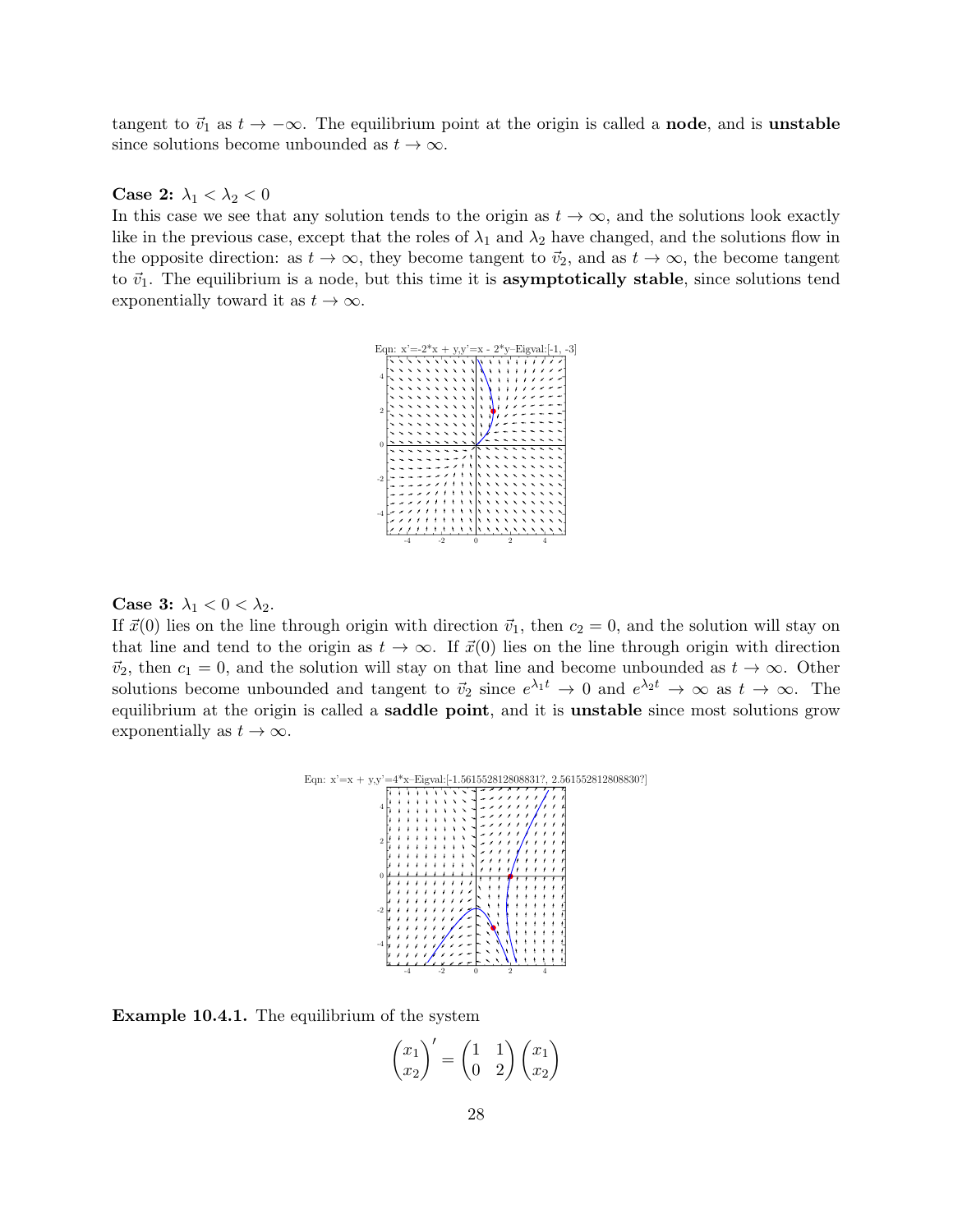tangent to $\vec{v}_1$ as $t \to -\infty$. The equilibrium point at the origin is called a **node**, and is **unstable** since solutions become unbounded as $t \to \infty$.

**Case 2:** $\lambda_1 < \lambda_2 < 0$

In this case we see that any solution tends to the origin as $t \to \infty$, and the solutions look exactly like in the previous case, except that the roles of $\lambda_1$ and $\lambda_2$ have changed, and the solutions flow in the opposite direction: as $t \to \infty$, they become tangent to $\vec{v}_2$, and as $t \to \infty$, the become tangent to $\vec{v}_1$. The equilibrium is a node, but this time it is **asymptotically stable**, since solutions tend exponentially toward it as $t \to \infty$.

Eqn: x'=-2*x + y,y'=x - 2*y–Eigval:[-1, -3]

**Case 3:** $\lambda_1 < 0 < \lambda_2$.

If $\vec{x}(0)$ lies on the line through origin with direction $\vec{v}_1$, then $c_2 = 0$, and the solution will stay on that line and tend to the origin as $t \to \infty$. If $\vec{x}(0)$ lies on the line through origin with direction $\vec{v}_2$, then $c_1 = 0$, and the solution will stay on that line and become unbounded as $t \to \infty$. Other solutions become unbounded and tangent to $\vec{v}_2$ since $e^{\lambda_1 t} \to 0$ and $e^{\lambda_2 t} \to \infty$ as $t \to \infty$. The equilibrium at the origin is called a **saddle point**, and it is **unstable** since most solutions grow exponentially as $t \to \infty$.

Eqn: x'=x + y,y'=4*x–Eigval:[-1.561552812808831?, 2.561552812808830?]

**Example 10.4.1.** The equilibrium of the system

$$\begin{pmatrix} x_1 \\ x_2 \end{pmatrix}' = \begin{pmatrix} 1 & 1 \\ 0 & 2 \end{pmatrix} \begin{pmatrix} x_1 \\ x_2 \end{pmatrix}$$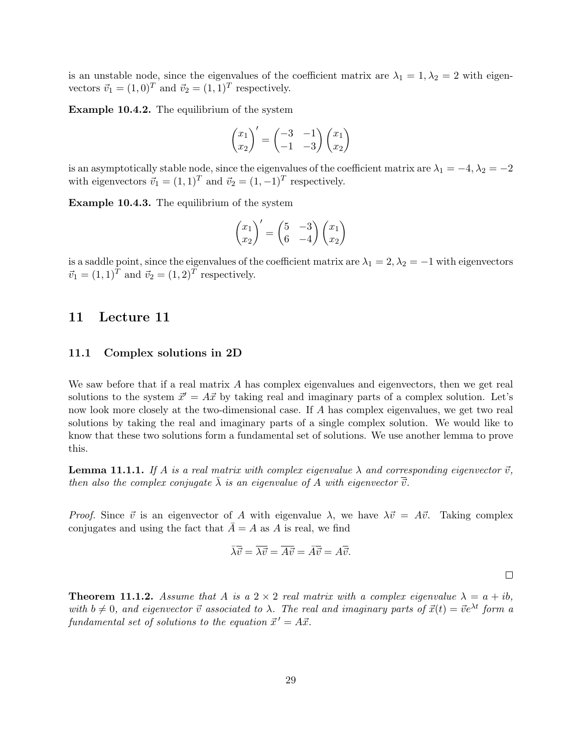is an unstable node, since the eigenvalues of the coefficient matrix are $\lambda_1 = 1, \lambda_2 = 2$ with eigenvectors $\vec{v}_1 = (1, 0)^T$ and $\vec{v}_2 = (1, 1)^T$ respectively.

**Example 10.4.2.** The equilibrium of the system

$$\begin{pmatrix} x_1 \\ x_2 \end{pmatrix}' = \begin{pmatrix} -3 & -1 \\ -1 & -3 \end{pmatrix} \begin{pmatrix} x_1 \\ x_2 \end{pmatrix}$$

is an asymptotically stable node, since the eigenvalues of the coefficient matrix are $\lambda_1 = -4, \lambda_2 = -2$ with eigenvectors $\vec{v}_1 = (1, 1)^T$ and $\vec{v}_2 = (1, -1)^T$ respectively.

**Example 10.4.3.** The equilibrium of the system

$$\begin{pmatrix} x_1 \\ x_2 \end{pmatrix}' = \begin{pmatrix} 5 & -3 \\ 6 & -4 \end{pmatrix} \begin{pmatrix} x_1 \\ x_2 \end{pmatrix}$$

is a saddle point, since the eigenvalues of the coefficient matrix are $\lambda_1 = 2, \lambda_2 = -1$ with eigenvectors $\vec{v}_1 = (1, 1)^T$ and $\vec{v}_2 = (1, 2)^T$ respectively.

# 11 Lecture 11

## 11.1 Complex solutions in 2D

We saw before that if a real matrix $A$ has complex eigenvalues and eigenvectors, then we get real solutions to the system $\vec{x}' = A\vec{x}$ by taking real and imaginary parts of a complex solution. Let's now look more closely at the two-dimensional case. If $A$ has complex eigenvalues, we get two real solutions by taking the real and imaginary parts of a single complex solution. We would like to know that these two solutions form a fundamental set of solutions. We use another lemma to prove this.

**Lemma 11.1.1.** *If $A$ is a real matrix with complex eigenvalue $\lambda$ and corresponding eigenvector $\vec{v}$, then also the complex conjugate $\bar{\lambda}$ is an eigenvalue of $A$ with eigenvector $\overline{\vec{v}}$.*

*Proof.* Since $\vec{v}$ is an eigenvector of $A$ with eigenvalue $\lambda$, we have $\lambda\vec{v} = A\vec{v}$. Taking complex conjugates and using the fact that $\bar{A} = A$ as $A$ is real, we find

$$\bar{\lambda}\overline{\vec{v}} = \overline{\lambda\vec{v}} = \overline{A\vec{v}} = \bar{A}\overline{\vec{v}} = A\overline{\vec{v}}.$$

□

**Theorem 11.1.2.** *Assume that $A$ is a $2 \times 2$ real matrix with a complex eigenvalue $\lambda = a + ib$, with $b \neq 0$, and eigenvector $\vec{v}$ associated to $\lambda$. The real and imaginary parts of $\vec{x}(t) = \vec{v}e^{\lambda t}$ form a fundamental set of solutions to the equation $\vec{x}' = A\vec{x}$.*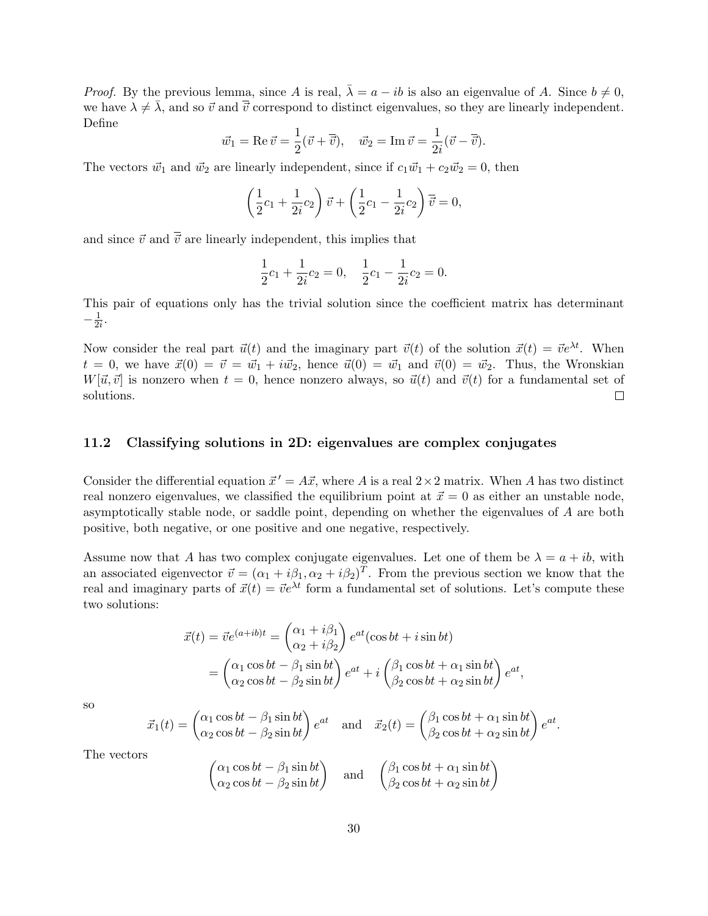*Proof.* By the previous lemma, since $A$ is real, $\bar{\lambda} = a - ib$ is also an eigenvalue of $A$. Since $b \neq 0$, we have $\lambda \neq \bar{\lambda}$, and so $\vec{v}$ and $\overline{\vec{v}}$ correspond to distinct eigenvalues, so they are linearly independent. Define

$$\vec{w}_1 = \operatorname{Re} \vec{v} = \frac{1}{2}(\vec{v} + \overline{\vec{v}}), \quad \vec{w}_2 = \operatorname{Im} \vec{v} = \frac{1}{2i}(\vec{v} - \overline{\vec{v}}).$$

The vectors $\vec{w}_1$ and $\vec{w}_2$ are linearly independent, since if $c_1\vec{w}_1 + c_2\vec{w}_2 = 0$, then

$$\left(\frac{1}{2}c_1 + \frac{1}{2i}c_2\right)\vec{v} + \left(\frac{1}{2}c_1 - \frac{1}{2i}c_2\right)\overline{\vec{v}} = 0,$$

and since $\vec{v}$ and $\overline{\vec{v}}$ are linearly independent, this implies that

$$\frac{1}{2}c_1 + \frac{1}{2i}c_2 = 0, \quad \frac{1}{2}c_1 - \frac{1}{2i}c_2 = 0.$$

This pair of equations only has the trivial solution since the coefficient matrix has determinant $-\frac{1}{2i}$.

Now consider the real part $\vec{u}(t)$ and the imaginary part $\vec{v}(t)$ of the solution $\vec{x}(t) = \vec{v}e^{\lambda t}$. When $t = 0$, we have $\vec{x}(0) = \vec{v} = \vec{w}_1 + i\vec{w}_2$, hence $\vec{u}(0) = \vec{w}_1$ and $\vec{v}(0) = \vec{w}_2$. Thus, the Wronskian $W[\vec{u}, \vec{v}]$ is nonzero when $t = 0$, hence nonzero always, so $\vec{u}(t)$ and $\vec{v}(t)$ for a fundamental set of solutions. □

### 11.2 Classifying solutions in 2D: eigenvalues are complex conjugates

Consider the differential equation $\vec{x}\,' = A\vec{x}$, where $A$ is a real $2\times 2$ matrix. When $A$ has two distinct real nonzero eigenvalues, we classified the equilibrium point at $\vec{x} = 0$ as either an unstable node, asymptotically stable node, or saddle point, depending on whether the eigenvalues of $A$ are both positive, both negative, or one positive and one negative, respectively.

Assume now that $A$ has two complex conjugate eigenvalues. Let one of them be $\lambda = a + ib$, with an associated eigenvector $\vec{v} = (\alpha_1 + i\beta_1, \alpha_2 + i\beta_2)^T$. From the previous section we know that the real and imaginary parts of $\vec{x}(t) = \vec{v}e^{\lambda t}$ form a fundamental set of solutions. Let's compute these two solutions:

$$\begin{aligned}
\vec{x}(t) = \vec{v}e^{(a+ib)t} &= \begin{pmatrix} \alpha_1 + i\beta_1 \\ \alpha_2 + i\beta_2 \end{pmatrix} e^{at}(\cos bt + i \sin bt) \\
&= \begin{pmatrix} \alpha_1 \cos bt - \beta_1 \sin bt \\ \alpha_2 \cos bt - \beta_2 \sin bt \end{pmatrix} e^{at} + i \begin{pmatrix} \beta_1 \cos bt + \alpha_1 \sin bt \\ \beta_2 \cos bt + \alpha_2 \sin bt \end{pmatrix} e^{at},
\end{aligned}$$

so

$$\vec{x}_1(t) = \begin{pmatrix} \alpha_1 \cos bt - \beta_1 \sin bt \\ \alpha_2 \cos bt - \beta_2 \sin bt \end{pmatrix} e^{at} \quad \text{and} \quad \vec{x}_2(t) = \begin{pmatrix} \beta_1 \cos bt + \alpha_1 \sin bt \\ \beta_2 \cos bt + \alpha_2 \sin bt \end{pmatrix} e^{at}.$$

The vectors

$$\begin{pmatrix} \alpha_1 \cos bt - \beta_1 \sin bt \\ \alpha_2 \cos bt - \beta_2 \sin bt \end{pmatrix} \quad \text{and} \quad \begin{pmatrix} \beta_1 \cos bt + \alpha_1 \sin bt \\ \beta_2 \cos bt + \alpha_2 \sin bt \end{pmatrix}$$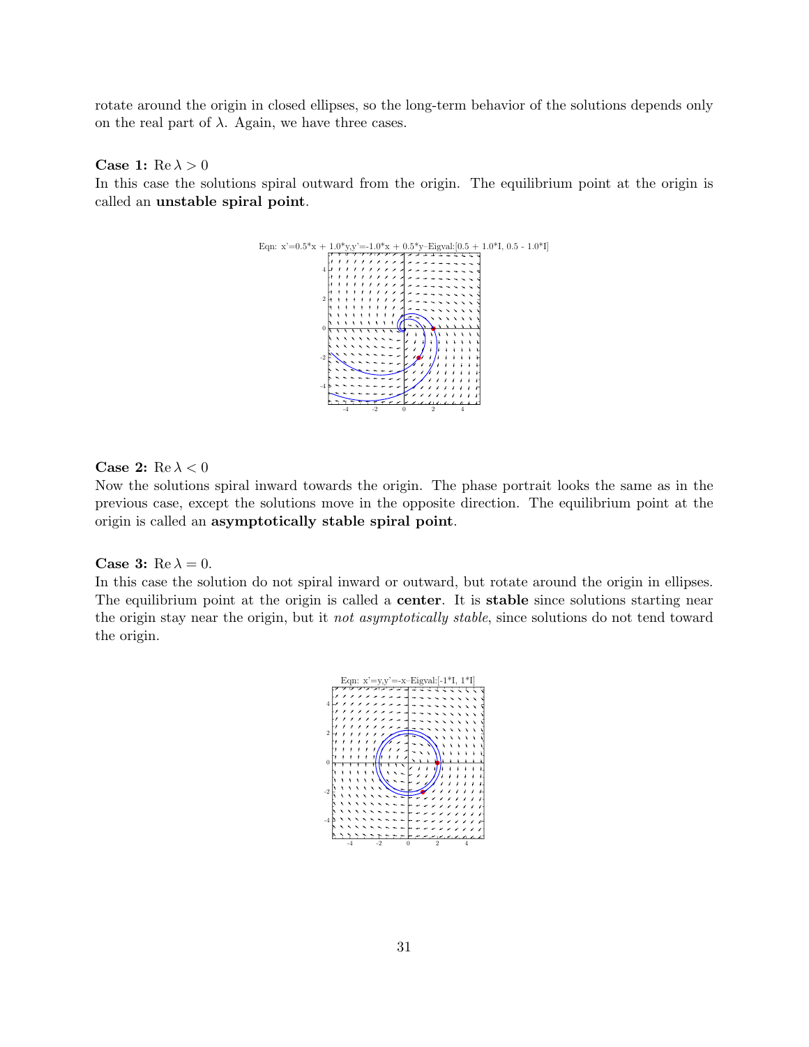rotate around the origin in closed ellipses, so the long-term behavior of the solutions depends only on the real part of $\lambda$. Again, we have three cases.

**Case 1:** $\operatorname{Re} \lambda > 0$
In this case the solutions spiral outward from the origin. The equilibrium point at the origin is called an **unstable spiral point**.

Eqn: x'=0.5*x + 1.0*y,y'=-1.0*x + 0.5*y–Eigval:[0.5 + 1.0*I, 0.5 - 1.0*I]

**Case 2:** $\operatorname{Re} \lambda < 0$
Now the solutions spiral inward towards the origin. The phase portrait looks the same as in the previous case, except the solutions move in the opposite direction. The equilibrium point at the origin is called an **asymptotically stable spiral point**.

**Case 3:** $\operatorname{Re} \lambda = 0$.
In this case the solution do not spiral inward or outward, but rotate around the origin in ellipses. The equilibrium point at the origin is called a **center**. It is **stable** since solutions starting near the origin stay near the origin, but it *not asymptotically stable*, since solutions do not tend toward the origin.

Eqn: x'=y,y'=-x–Eigval:[-1*I, 1*I]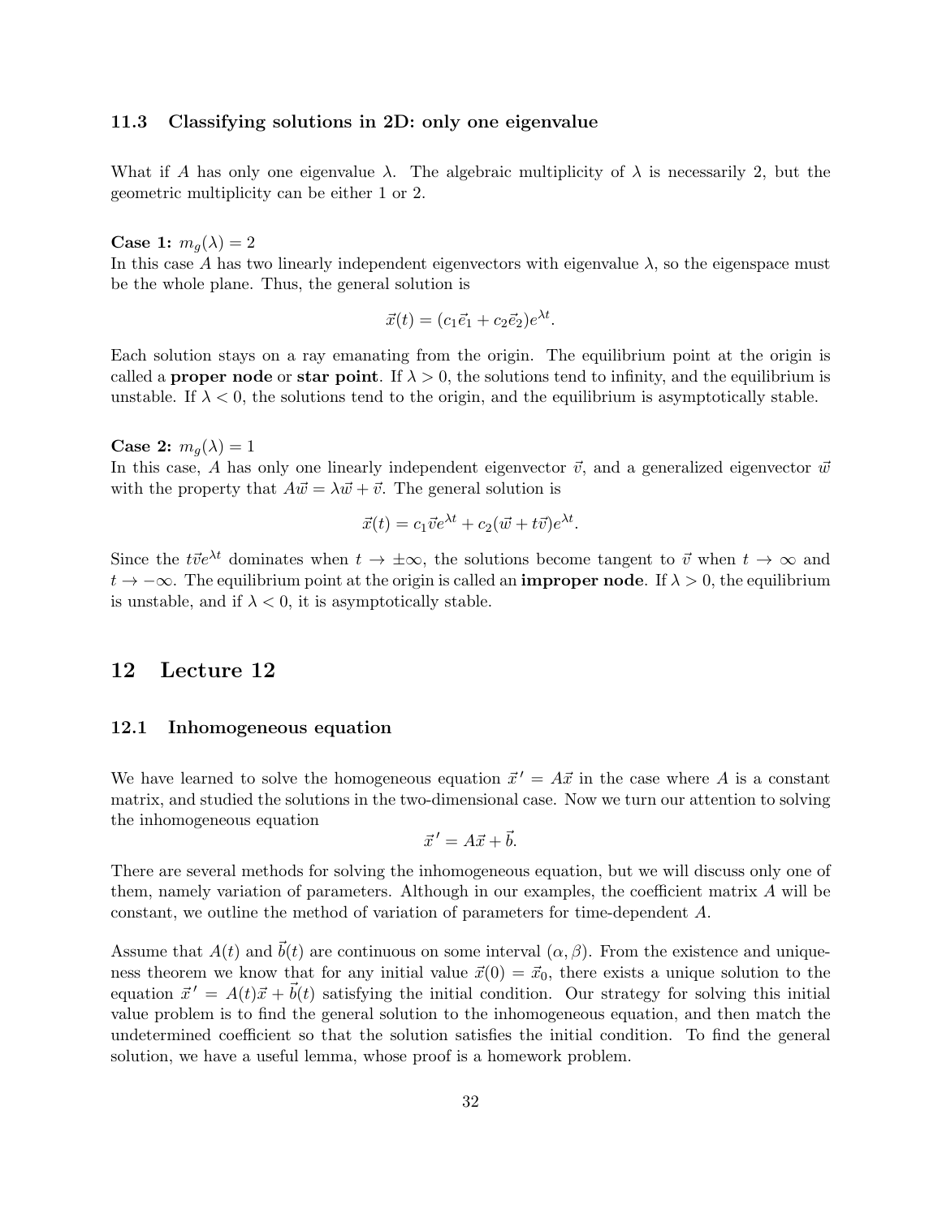### 11.3 Classifying solutions in 2D: only one eigenvalue

What if $A$ has only one eigenvalue $\lambda$. The algebraic multiplicity of $\lambda$ is necessarily 2, but the geometric multiplicity can be either 1 or 2.

**Case 1:** $m_g(\lambda) = 2$
In this case $A$ has two linearly independent eigenvectors with eigenvalue $\lambda$, so the eigenspace must be the whole plane. Thus, the general solution is

$$\vec{x}(t) = (c_1\vec{e}_1 + c_2\vec{e}_2)e^{\lambda t}.$$

Each solution stays on a ray emanating from the origin. The equilibrium point at the origin is called a **proper node** or **star point**. If $\lambda > 0$, the solutions tend to infinity, and the equilibrium is unstable. If $\lambda < 0$, the solutions tend to the origin, and the equilibrium is asymptotically stable.

**Case 2:** $m_g(\lambda) = 1$
In this case, $A$ has only one linearly independent eigenvector $\vec{v}$, and a generalized eigenvector $\vec{w}$ with the property that $A\vec{w} = \lambda\vec{w} + \vec{v}$. The general solution is

$$\vec{x}(t) = c_1\vec{v}e^{\lambda t} + c_2(\vec{w} + t\vec{v})e^{\lambda t}.$$

Since the $t\vec{v}e^{\lambda t}$ dominates when $t \to \pm\infty$, the solutions become tangent to $\vec{v}$ when $t \to \infty$ and $t \to -\infty$. The equilibrium point at the origin is called an **improper node**. If $\lambda > 0$, the equilibrium is unstable, and if $\lambda < 0$, it is asymptotically stable.

## 12 Lecture 12

### 12.1 Inhomogeneous equation

We have learned to solve the homogeneous equation $\vec{x}\,' = A\vec{x}$ in the case where $A$ is a constant matrix, and studied the solutions in the two-dimensional case. Now we turn our attention to solving the inhomogeneous equation

$$\vec{x}\,' = A\vec{x} + \vec{b}.$$

There are several methods for solving the inhomogeneous equation, but we will discuss only one of them, namely variation of parameters. Although in our examples, the coefficient matrix $A$ will be constant, we outline the method of variation of parameters for time-dependent $A$.

Assume that $A(t)$ and $\vec{b}(t)$ are continuous on some interval $(\alpha, \beta)$. From the existence and uniqueness theorem we know that for any initial value $\vec{x}(0) = \vec{x}_0$, there exists a unique solution to the equation $\vec{x}\,' = A(t)\vec{x} + \vec{b}(t)$ satisfying the initial condition. Our strategy for solving this initial value problem is to find the general solution to the inhomogeneous equation, and then match the undetermined coefficient so that the solution satisfies the initial condition. To find the general solution, we have a useful lemma, whose proof is a homework problem.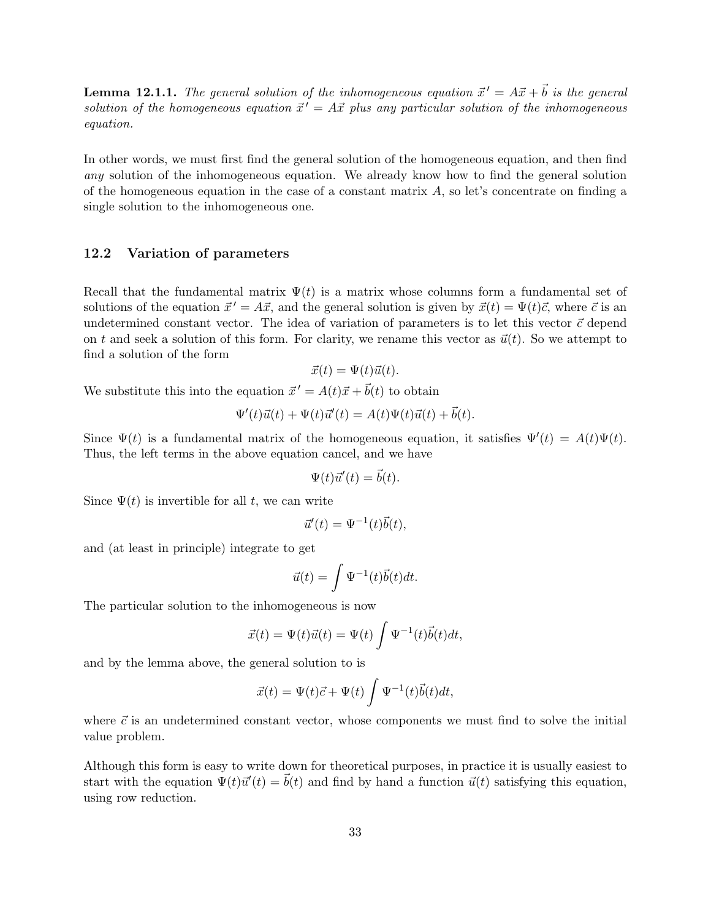**Lemma 12.1.1.** *The general solution of the inhomogeneous equation $\vec{x}\,' = A\vec{x} + \vec{b}$ is the general solution of the homogeneous equation $\vec{x}\,' = A\vec{x}$ plus any particular solution of the inhomogeneous equation.*

In other words, we must first find the general solution of the homogeneous equation, and then find *any* solution of the inhomogeneous equation. We already know how to find the general solution of the homogeneous equation in the case of a constant matrix $A$, so let's concentrate on finding a single solution to the inhomogeneous one.

## 12.2 Variation of parameters

Recall that the fundamental matrix $\Psi(t)$ is a matrix whose columns form a fundamental set of solutions of the equation $\vec{x}\,' = A\vec{x}$, and the general solution is given by $\vec{x}(t) = \Psi(t)\vec{c}$, where $\vec{c}$ is an undetermined constant vector. The idea of variation of parameters is to let this vector $\vec{c}$ depend on $t$ and seek a solution of this form. For clarity, we rename this vector as $\vec{u}(t)$. So we attempt to find a solution of the form

$$\vec{x}(t) = \Psi(t)\vec{u}(t).$$

We substitute this into the equation $\vec{x}\,' = A(t)\vec{x} + \vec{b}(t)$ to obtain

$$\Psi'(t)\vec{u}(t) + \Psi(t)\vec{u}'(t) = A(t)\Psi(t)\vec{u}(t) + \vec{b}(t).$$

Since $\Psi(t)$ is a fundamental matrix of the homogeneous equation, it satisfies $\Psi'(t) = A(t)\Psi(t)$. Thus, the left terms in the above equation cancel, and we have

$$\Psi(t)\vec{u}'(t) = \vec{b}(t).$$

Since $\Psi(t)$ is invertible for all $t$, we can write

$$\vec{u}'(t) = \Psi^{-1}(t)\vec{b}(t),$$

and (at least in principle) integrate to get

$$\vec{u}(t) = \int \Psi^{-1}(t)\vec{b}(t)dt.$$

The particular solution to the inhomogeneous is now

$$\vec{x}(t) = \Psi(t)\vec{u}(t) = \Psi(t)\int \Psi^{-1}(t)\vec{b}(t)dt,$$

and by the lemma above, the general solution to is

$$\vec{x}(t) = \Psi(t)\vec{c} + \Psi(t)\int \Psi^{-1}(t)\vec{b}(t)dt,$$

where $\vec{c}$ is an undetermined constant vector, whose components we must find to solve the initial value problem.

Although this form is easy to write down for theoretical purposes, in practice it is usually easiest to start with the equation $\Psi(t)\vec{u}'(t) = \vec{b}(t)$ and find by hand a function $\vec{u}(t)$ satisfying this equation, using row reduction.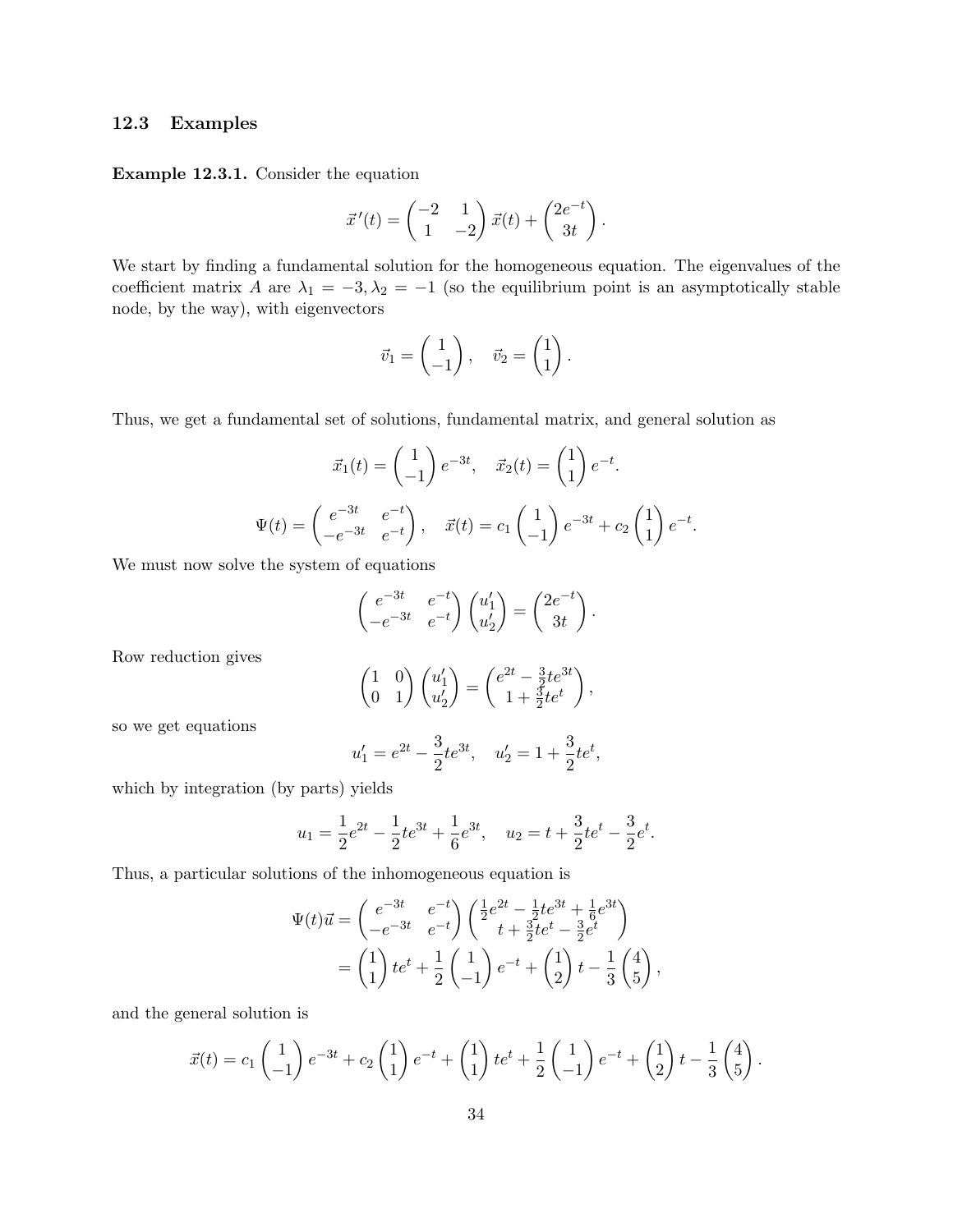### 12.3 Examples

**Example 12.3.1.** Consider the equation

$$\vec{x}\,'(t) = \begin{pmatrix} -2 & 1 \\ 1 & -2 \end{pmatrix} \vec{x}(t) + \begin{pmatrix} 2e^{-t} \\ 3t \end{pmatrix}.$$

We start by finding a fundamental solution for the homogeneous equation. The eigenvalues of the coefficient matrix $A$ are $\lambda_1 = -3, \lambda_2 = -1$ (so the equilibrium point is an asymptotically stable node, by the way), with eigenvectors

$$\vec{v}_1 = \begin{pmatrix} 1 \\ -1 \end{pmatrix}, \quad \vec{v}_2 = \begin{pmatrix} 1 \\ 1 \end{pmatrix}.$$

Thus, we get a fundamental set of solutions, fundamental matrix, and general solution as

$$\vec{x}_1(t) = \begin{pmatrix} 1 \\ -1 \end{pmatrix} e^{-3t}, \quad \vec{x}_2(t) = \begin{pmatrix} 1 \\ 1 \end{pmatrix} e^{-t}.$$

$$\Psi(t) = \begin{pmatrix} e^{-3t} & e^{-t} \\ -e^{-3t} & e^{-t} \end{pmatrix}, \quad \vec{x}(t) = c_1 \begin{pmatrix} 1 \\ -1 \end{pmatrix} e^{-3t} + c_2 \begin{pmatrix} 1 \\ 1 \end{pmatrix} e^{-t}.$$

We must now solve the system of equations

$$\begin{pmatrix} e^{-3t} & e^{-t} \\ -e^{-3t} & e^{-t} \end{pmatrix} \begin{pmatrix} u_1' \\ u_2' \end{pmatrix} = \begin{pmatrix} 2e^{-t} \\ 3t \end{pmatrix}.$$

Row reduction gives

$$\begin{pmatrix} 1 & 0 \\ 0 & 1 \end{pmatrix} \begin{pmatrix} u_1' \\ u_2' \end{pmatrix} = \begin{pmatrix} e^{2t} - \frac{3}{2}te^{3t} \\ 1 + \frac{3}{2}te^{t} \end{pmatrix},$$

so we get equations

$$u_1' = e^{2t} - \frac{3}{2}te^{3t}, \quad u_2' = 1 + \frac{3}{2}te^{t},$$

which by integration (by parts) yields

$$u_1 = \frac{1}{2}e^{2t} - \frac{1}{2}te^{3t} + \frac{1}{6}e^{3t}, \quad u_2 = t + \frac{3}{2}te^{t} - \frac{3}{2}e^{t}.$$

Thus, a particular solutions of the inhomogeneous equation is

$$\begin{aligned} \Psi(t)\vec{u} &= \begin{pmatrix} e^{-3t} & e^{-t} \\ -e^{-3t} & e^{-t} \end{pmatrix} \begin{pmatrix} \frac{1}{2}e^{2t} - \frac{1}{2}te^{3t} + \frac{1}{6}e^{3t} \\ t + \frac{3}{2}te^{t} - \frac{3}{2}e^{t} \end{pmatrix} \\ &= \begin{pmatrix} 1 \\ 1 \end{pmatrix} te^{t} + \frac{1}{2} \begin{pmatrix} 1 \\ -1 \end{pmatrix} e^{-t} + \begin{pmatrix} 1 \\ 2 \end{pmatrix} t - \frac{1}{3} \begin{pmatrix} 4 \\ 5 \end{pmatrix}, \end{aligned}$$

and the general solution is

$$\vec{x}(t) = c_1 \begin{pmatrix} 1 \\ -1 \end{pmatrix} e^{-3t} + c_2 \begin{pmatrix} 1 \\ 1 \end{pmatrix} e^{-t} + \begin{pmatrix} 1 \\ 1 \end{pmatrix} te^{t} + \frac{1}{2} \begin{pmatrix} 1 \\ -1 \end{pmatrix} e^{-t} + \begin{pmatrix} 1 \\ 2 \end{pmatrix} t - \frac{1}{3} \begin{pmatrix} 4 \\ 5 \end{pmatrix}.$$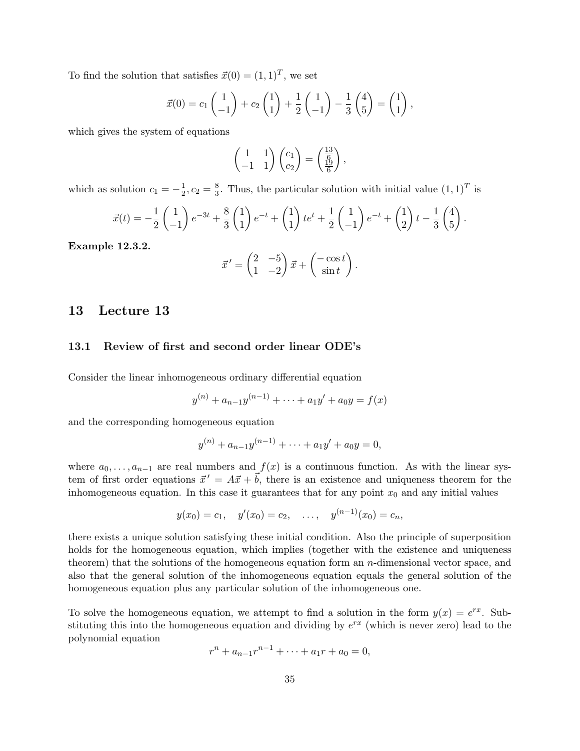To find the solution that satisfies $\vec{x}(0) = (1,1)^T$, we set

$$\vec{x}(0) = c_1 \begin{pmatrix} 1 \\ -1 \end{pmatrix} + c_2 \begin{pmatrix} 1 \\ 1 \end{pmatrix} + \frac{1}{2} \begin{pmatrix} 1 \\ -1 \end{pmatrix} - \frac{1}{3} \begin{pmatrix} 4 \\ 5 \end{pmatrix} = \begin{pmatrix} 1 \\ 1 \end{pmatrix},$$

which gives the system of equations

$$\begin{pmatrix} 1 & 1 \\ -1 & 1 \end{pmatrix} \begin{pmatrix} c_1 \\ c_2 \end{pmatrix} = \begin{pmatrix} \frac{13}{6} \\ \frac{19}{6} \end{pmatrix},$$

which as solution $c_1 = -\frac{1}{2}, c_2 = \frac{8}{3}$. Thus, the particular solution with initial value $(1,1)^T$ is

$$\vec{x}(t) = -\frac{1}{2} \begin{pmatrix} 1 \\ -1 \end{pmatrix} e^{-3t} + \frac{8}{3} \begin{pmatrix} 1 \\ 1 \end{pmatrix} e^{-t} + \begin{pmatrix} 1 \\ 1 \end{pmatrix} te^{t} + \frac{1}{2} \begin{pmatrix} 1 \\ -1 \end{pmatrix} e^{-t} + \begin{pmatrix} 1 \\ 2 \end{pmatrix} t - \frac{1}{3} \begin{pmatrix} 4 \\ 5 \end{pmatrix}.$$

**Example 12.3.2.**

$$\vec{x}\,' = \begin{pmatrix} 2 & -5 \\ 1 & -2 \end{pmatrix} \vec{x} + \begin{pmatrix} -\cos t \\ \sin t \end{pmatrix}.$$

# 13 Lecture 13

## 13.1 Review of first and second order linear ODE's

Consider the linear inhomogeneous ordinary differential equation

$$y^{(n)} + a_{n-1}y^{(n-1)} + \cdots + a_1 y' + a_0 y = f(x)$$

and the corresponding homogeneous equation

$$y^{(n)} + a_{n-1}y^{(n-1)} + \cdots + a_1 y' + a_0 y = 0,$$

where $a_0, \ldots, a_{n-1}$ are real numbers and $f(x)$ is a continuous function. As with the linear system of first order equations $\vec{x}\,' = A\vec{x} + \vec{b}$, there is an existence and uniqueness theorem for the inhomogeneous equation. In this case it guarantees that for any point $x_0$ and any initial values

$$y(x_0) = c_1, \quad y'(x_0) = c_2, \quad \ldots, \quad y^{(n-1)}(x_0) = c_n,$$

there exists a unique solution satisfying these initial condition. Also the principle of superposition holds for the homogeneous equation, which implies (together with the existence and uniqueness theorem) that the solutions of the homogeneous equation form an $n$-dimensional vector space, and also that the general solution of the inhomogeneous equation equals the general solution of the homogeneous equation plus any particular solution of the inhomogeneous one.

To solve the homogeneous equation, we attempt to find a solution in the form $y(x) = e^{rx}$. Substituting this into the homogeneous equation and dividing by $e^{rx}$ (which is never zero) lead to the polynomial equation

$$r^n + a_{n-1}r^{n-1} + \cdots + a_1 r + a_0 = 0,$$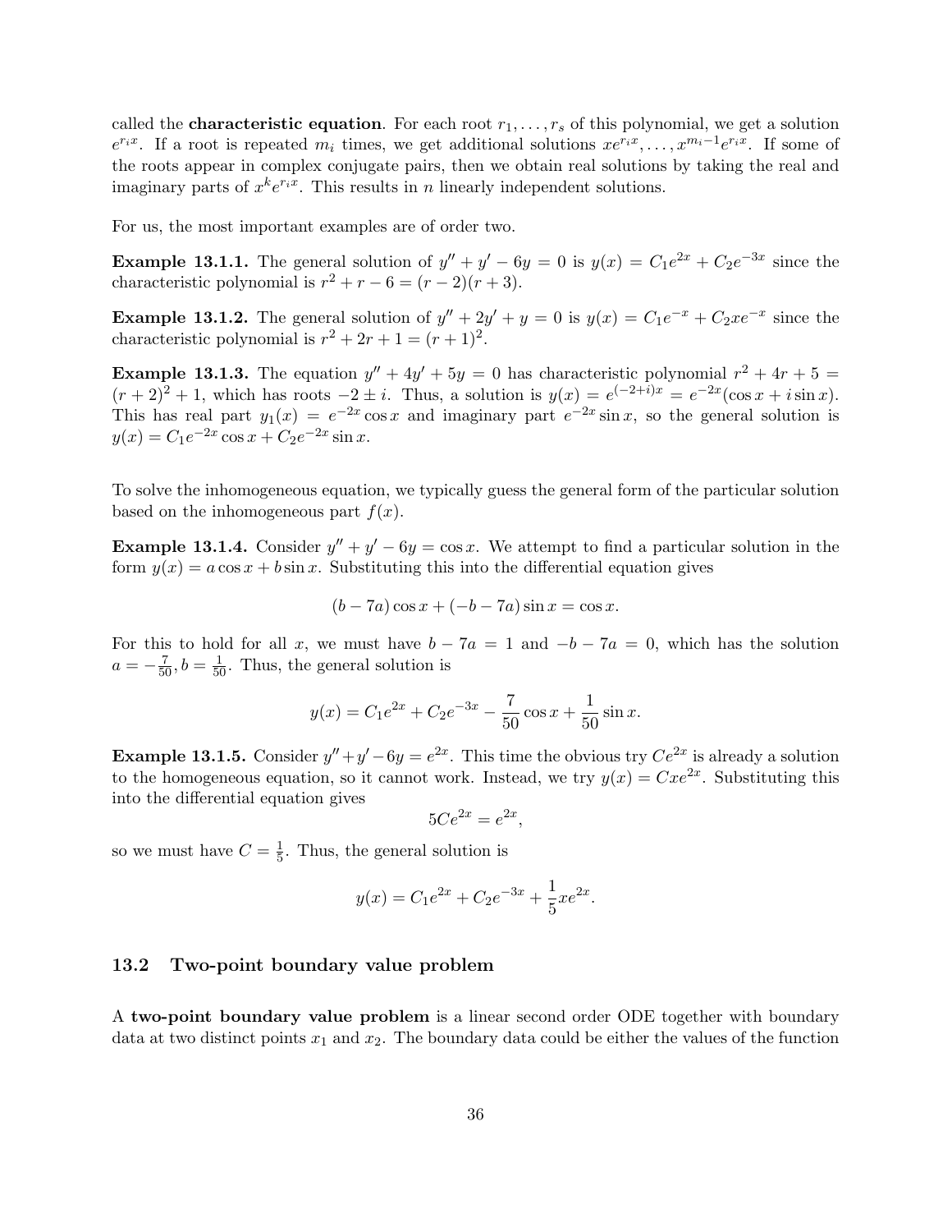called the **characteristic equation**. For each root $r_1, \ldots, r_s$ of this polynomial, we get a solution $e^{r_i x}$. If a root is repeated $m_i$ times, we get additional solutions $xe^{r_i x}, \ldots, x^{m_i - 1}e^{r_i x}$. If some of the roots appear in complex conjugate pairs, then we obtain real solutions by taking the real and imaginary parts of $x^k e^{r_i x}$. This results in $n$ linearly independent solutions.

For us, the most important examples are of order two.

**Example 13.1.1.** The general solution of $y'' + y' - 6y = 0$ is $y(x) = C_1 e^{2x} + C_2 e^{-3x}$ since the characteristic polynomial is $r^2 + r - 6 = (r-2)(r+3)$.

**Example 13.1.2.** The general solution of $y'' + 2y' + y = 0$ is $y(x) = C_1 e^{-x} + C_2 x e^{-x}$ since the characteristic polynomial is $r^2 + 2r + 1 = (r+1)^2$.

**Example 13.1.3.** The equation $y'' + 4y' + 5y = 0$ has characteristic polynomial $r^2 + 4r + 5 = (r+2)^2 + 1$, which has roots $-2 \pm i$. Thus, a solution is $y(x) = e^{(-2+i)x} = e^{-2x}(\cos x + i \sin x)$. This has real part $y_1(x) = e^{-2x}\cos x$ and imaginary part $e^{-2x}\sin x$, so the general solution is $y(x) = C_1 e^{-2x}\cos x + C_2 e^{-2x}\sin x$.

To solve the inhomogeneous equation, we typically guess the general form of the particular solution based on the inhomogeneous part $f(x)$.

**Example 13.1.4.** Consider $y'' + y' - 6y = \cos x$. We attempt to find a particular solution in the form $y(x) = a\cos x + b\sin x$. Substituting this into the differential equation gives

$$(b - 7a)\cos x + (-b - 7a)\sin x = \cos x.$$

For this to hold for all $x$, we must have $b - 7a = 1$ and $-b - 7a = 0$, which has the solution $a = -\frac{7}{50}, b = \frac{1}{50}$. Thus, the general solution is

$$y(x) = C_1 e^{2x} + C_2 e^{-3x} - \frac{7}{50}\cos x + \frac{1}{50}\sin x.$$

**Example 13.1.5.** Consider $y'' + y' - 6y = e^{2x}$. This time the obvious try $Ce^{2x}$ is already a solution to the homogeneous equation, so it cannot work. Instead, we try $y(x) = Cxe^{2x}$. Substituting this into the differential equation gives

$$5Ce^{2x} = e^{2x},$$

so we must have $C = \frac{1}{5}$. Thus, the general solution is

$$y(x) = C_1 e^{2x} + C_2 e^{-3x} + \frac{1}{5} x e^{2x}.$$

### 13.2 Two-point boundary value problem

A **two-point boundary value problem** is a linear second order ODE together with boundary data at two distinct points $x_1$ and $x_2$. The boundary data could be either the values of the function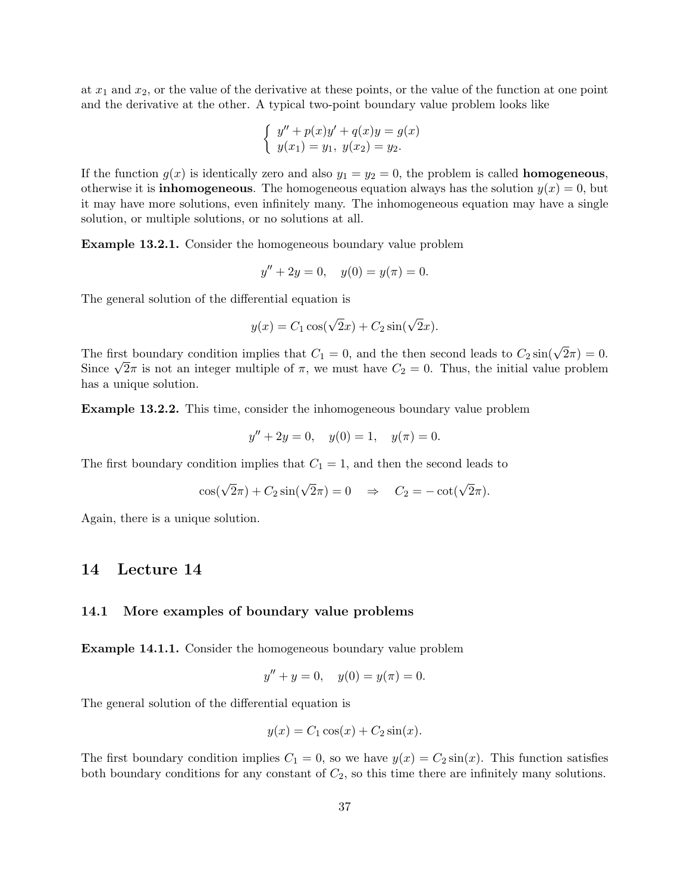at $x_1$ and $x_2$, or the value of the derivative at these points, or the value of the function at one point and the derivative at the other. A typical two-point boundary value problem looks like

$$\begin{cases} y'' + p(x)y' + q(x)y = g(x) \\ y(x_1) = y_1,\ y(x_2) = y_2. \end{cases}$$

If the function $g(x)$ is identically zero and also $y_1 = y_2 = 0$, the problem is called **homogeneous**, otherwise it is **inhomogeneous**. The homogeneous equation always has the solution $y(x) = 0$, but it may have more solutions, even infinitely many. The inhomogeneous equation may have a single solution, or multiple solutions, or no solutions at all.

**Example 13.2.1.** Consider the homogeneous boundary value problem

$$y'' + 2y = 0, \quad y(0) = y(\pi) = 0.$$

The general solution of the differential equation is

$$y(x) = C_1 \cos(\sqrt{2}x) + C_2 \sin(\sqrt{2}x).$$

The first boundary condition implies that $C_1 = 0$, and the then second leads to $C_2 \sin(\sqrt{2}\pi) = 0$. Since $\sqrt{2}\pi$ is not an integer multiple of $\pi$, we must have $C_2 = 0$. Thus, the initial value problem has a unique solution.

**Example 13.2.2.** This time, consider the inhomogeneous boundary value problem

$$y'' + 2y = 0, \quad y(0) = 1, \quad y(\pi) = 0.$$

The first boundary condition implies that $C_1 = 1$, and then the second leads to

$$\cos(\sqrt{2}\pi) + C_2 \sin(\sqrt{2}\pi) = 0 \quad \Rightarrow \quad C_2 = -\cot(\sqrt{2}\pi).$$

Again, there is a unique solution.

# 14 Lecture 14

## 14.1 More examples of boundary value problems

**Example 14.1.1.** Consider the homogeneous boundary value problem

$$y'' + y = 0, \quad y(0) = y(\pi) = 0.$$

The general solution of the differential equation is

$$y(x) = C_1 \cos(x) + C_2 \sin(x).$$

The first boundary condition implies $C_1 = 0$, so we have $y(x) = C_2 \sin(x)$. This function satisfies both boundary conditions for any constant of $C_2$, so this time there are infinitely many solutions.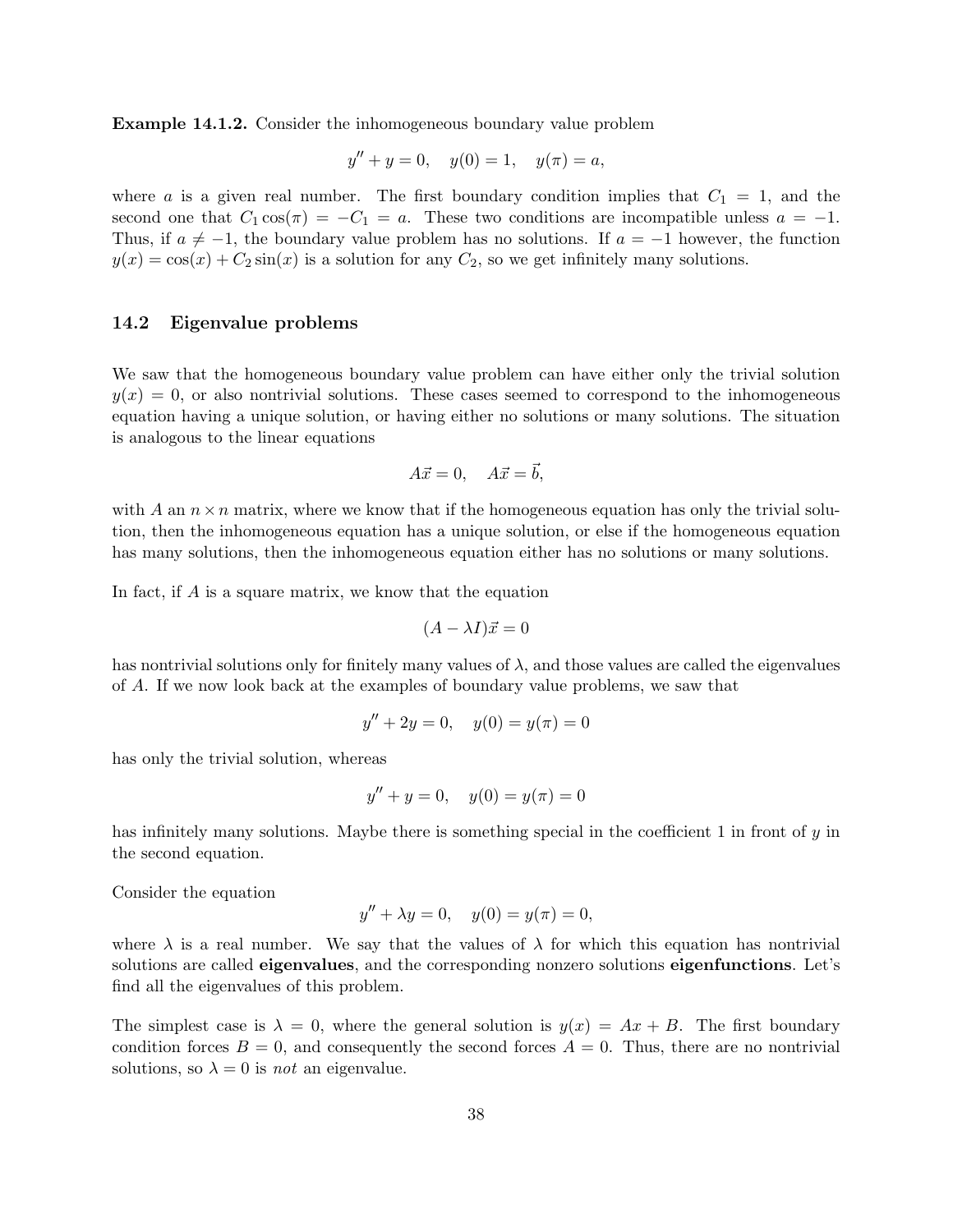**Example 14.1.2.** Consider the inhomogeneous boundary value problem

$$y'' + y = 0, \quad y(0) = 1, \quad y(\pi) = a,$$

where $a$ is a given real number. The first boundary condition implies that $C_1 = 1$, and the second one that $C_1 \cos(\pi) = -C_1 = a$. These two conditions are incompatible unless $a = -1$. Thus, if $a \neq -1$, the boundary value problem has no solutions. If $a = -1$ however, the function $y(x) = \cos(x) + C_2 \sin(x)$ is a solution for any $C_2$, so we get infinitely many solutions.

### 14.2 Eigenvalue problems

We saw that the homogeneous boundary value problem can have either only the trivial solution $y(x) = 0$, or also nontrivial solutions. These cases seemed to correspond to the inhomogeneous equation having a unique solution, or having either no solutions or many solutions. The situation is analogous to the linear equations

$$A\vec{x} = 0, \quad A\vec{x} = \vec{b},$$

with $A$ an $n \times n$ matrix, where we know that if the homogeneous equation has only the trivial solution, then the inhomogeneous equation has a unique solution, or else if the homogeneous equation has many solutions, then the inhomogeneous equation either has no solutions or many solutions.

In fact, if $A$ is a square matrix, we know that the equation

$$(A - \lambda I)\vec{x} = 0$$

has nontrivial solutions only for finitely many values of $\lambda$, and those values are called the eigenvalues of $A$. If we now look back at the examples of boundary value problems, we saw that

$$y'' + 2y = 0, \quad y(0) = y(\pi) = 0$$

has only the trivial solution, whereas

$$y'' + y = 0, \quad y(0) = y(\pi) = 0$$

has infinitely many solutions. Maybe there is something special in the coefficient 1 in front of $y$ in the second equation.

Consider the equation

$$y'' + \lambda y = 0, \quad y(0) = y(\pi) = 0,$$

where $\lambda$ is a real number. We say that the values of $\lambda$ for which this equation has nontrivial solutions are called **eigenvalues**, and the corresponding nonzero solutions **eigenfunctions**. Let's find all the eigenvalues of this problem.

The simplest case is $\lambda = 0$, where the general solution is $y(x) = Ax + B$. The first boundary condition forces $B = 0$, and consequently the second forces $A = 0$. Thus, there are no nontrivial solutions, so $\lambda = 0$ is *not* an eigenvalue.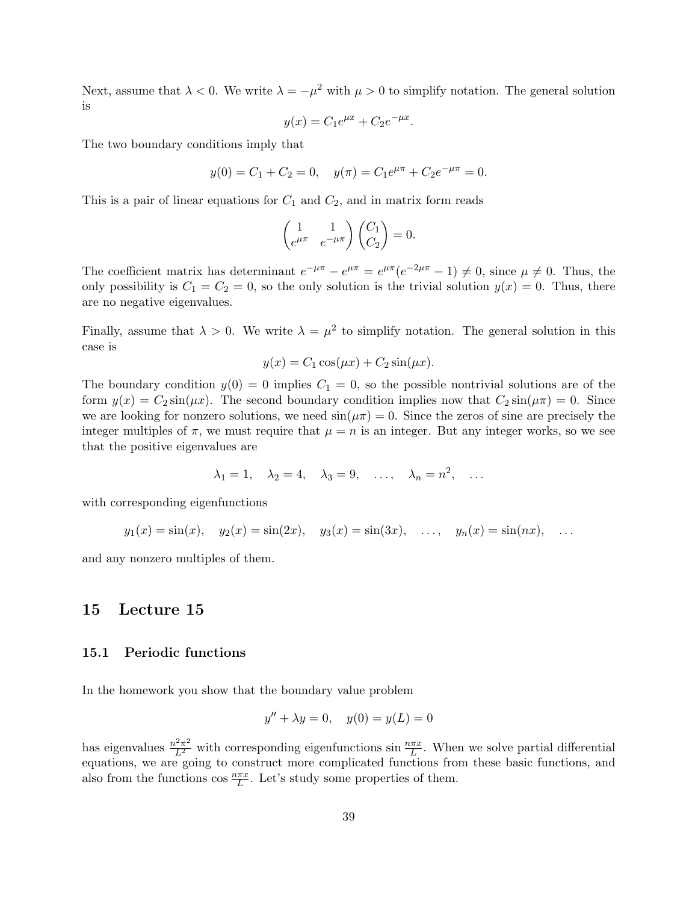Next, assume that $\lambda < 0$. We write $\lambda = -\mu^2$ with $\mu > 0$ to simplify notation. The general solution is

$$y(x) = C_1 e^{\mu x} + C_2 e^{-\mu x}.$$

The two boundary conditions imply that

$$y(0) = C_1 + C_2 = 0, \quad y(\pi) = C_1 e^{\mu\pi} + C_2 e^{-\mu\pi} = 0.$$

This is a pair of linear equations for $C_1$ and $C_2$, and in matrix form reads

$$\begin{pmatrix} 1 & 1 \\ e^{\mu\pi} & e^{-\mu\pi} \end{pmatrix} \begin{pmatrix} C_1 \\ C_2 \end{pmatrix} = 0.$$

The coefficient matrix has determinant $e^{-\mu\pi} - e^{\mu\pi} = e^{\mu\pi}(e^{-2\mu\pi} - 1) \neq 0$, since $\mu \neq 0$. Thus, the only possibility is $C_1 = C_2 = 0$, so the only solution is the trivial solution $y(x) = 0$. Thus, there are no negative eigenvalues.

Finally, assume that $\lambda > 0$. We write $\lambda = \mu^2$ to simplify notation. The general solution in this case is

$$y(x) = C_1 \cos(\mu x) + C_2 \sin(\mu x).$$

The boundary condition $y(0) = 0$ implies $C_1 = 0$, so the possible nontrivial solutions are of the form $y(x) = C_2 \sin(\mu x)$. The second boundary condition implies now that $C_2 \sin(\mu\pi) = 0$. Since we are looking for nonzero solutions, we need $\sin(\mu\pi) = 0$. Since the zeros of sine are precisely the integer multiples of $\pi$, we must require that $\mu = n$ is an integer. But any integer works, so we see that the positive eigenvalues are

$$\lambda_1 = 1, \quad \lambda_2 = 4, \quad \lambda_3 = 9, \quad \ldots, \quad \lambda_n = n^2, \quad \ldots$$

with corresponding eigenfunctions

$$y_1(x) = \sin(x), \quad y_2(x) = \sin(2x), \quad y_3(x) = \sin(3x), \quad \ldots, \quad y_n(x) = \sin(nx), \quad \ldots$$

and any nonzero multiples of them.

# 15 Lecture 15

## 15.1 Periodic functions

In the homework you show that the boundary value problem

$$y'' + \lambda y = 0, \quad y(0) = y(L) = 0$$

has eigenvalues $\frac{n^2\pi^2}{L^2}$ with corresponding eigenfunctions $\sin\frac{n\pi x}{L}$. When we solve partial differential equations, we are going to construct more complicated functions from these basic functions, and also from the functions $\cos\frac{n\pi x}{L}$. Let's study some properties of them.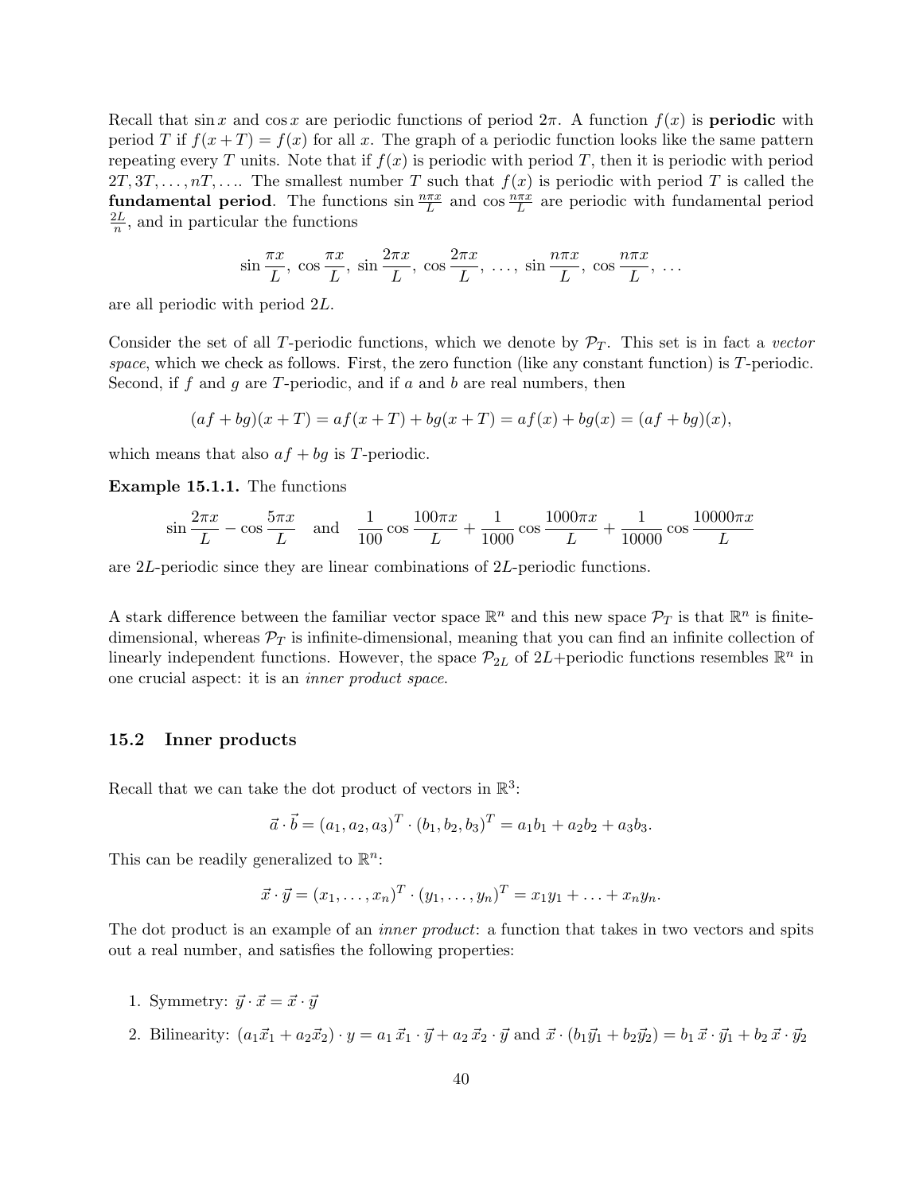Recall that $\sin x$ and $\cos x$ are periodic functions of period $2\pi$. A function $f(x)$ is **periodic** with period $T$ if $f(x+T) = f(x)$ for all $x$. The graph of a periodic function looks like the same pattern repeating every $T$ units. Note that if $f(x)$ is periodic with period $T$, then it is periodic with period $2T, 3T, \ldots, nT, \ldots$. The smallest number $T$ such that $f(x)$ is periodic with period $T$ is called the **fundamental period**. The functions $\sin \frac{n\pi x}{L}$ and $\cos \frac{n\pi x}{L}$ are periodic with fundamental period $\frac{2L}{n}$, and in particular the functions

$$\sin \frac{\pi x}{L},\ \cos \frac{\pi x}{L},\ \sin \frac{2\pi x}{L},\ \cos \frac{2\pi x}{L},\ \ldots,\ \sin \frac{n\pi x}{L},\ \cos \frac{n\pi x}{L},\ \ldots$$

are all periodic with period $2L$.

Consider the set of all $T$-periodic functions, which we denote by $\mathcal{P}_T$. This set is in fact a *vector space*, which we check as follows. First, the zero function (like any constant function) is $T$-periodic. Second, if $f$ and $g$ are $T$-periodic, and if $a$ and $b$ are real numbers, then

$$(af + bg)(x+T) = af(x+T) + bg(x+T) = af(x) + bg(x) = (af + bg)(x),$$

which means that also $af + bg$ is $T$-periodic.

**Example 15.1.1.** The functions

$$\sin \frac{2\pi x}{L} - \cos \frac{5\pi x}{L} \quad \text{and} \quad \frac{1}{100} \cos \frac{100\pi x}{L} + \frac{1}{1000} \cos \frac{1000\pi x}{L} + \frac{1}{10000} \cos \frac{10000\pi x}{L}$$

are $2L$-periodic since they are linear combinations of $2L$-periodic functions.

A stark difference between the familiar vector space $\mathbb{R}^n$ and this new space $\mathcal{P}_T$ is that $\mathbb{R}^n$ is finite-dimensional, whereas $\mathcal{P}_T$ is infinite-dimensional, meaning that you can find an infinite collection of linearly independent functions. However, the space $\mathcal{P}_{2L}$ of $2L$+periodic functions resembles $\mathbb{R}^n$ in one crucial aspect: it is an *inner product space*.

## 15.2 Inner products

Recall that we can take the dot product of vectors in $\mathbb{R}^3$:

$$\vec{a} \cdot \vec{b} = (a_1, a_2, a_3)^T \cdot (b_1, b_2, b_3)^T = a_1 b_1 + a_2 b_2 + a_3 b_3.$$

This can be readily generalized to $\mathbb{R}^n$:

$$\vec{x} \cdot \vec{y} = (x_1, \ldots, x_n)^T \cdot (y_1, \ldots, y_n)^T = x_1 y_1 + \ldots + x_n y_n.$$

The dot product is an example of an *inner product*: a function that takes in two vectors and spits out a real number, and satisfies the following properties:

1. Symmetry: $\vec{y} \cdot \vec{x} = \vec{x} \cdot \vec{y}$
2. Bilinearity: $(a_1 \vec{x}_1 + a_2 \vec{x}_2) \cdot y = a_1\, \vec{x}_1 \cdot \vec{y} + a_2\, \vec{x}_2 \cdot \vec{y}$ and $\vec{x} \cdot (b_1 \vec{y}_1 + b_2 \vec{y}_2) = b_1\, \vec{x} \cdot \vec{y}_1 + b_2\, \vec{x} \cdot \vec{y}_2$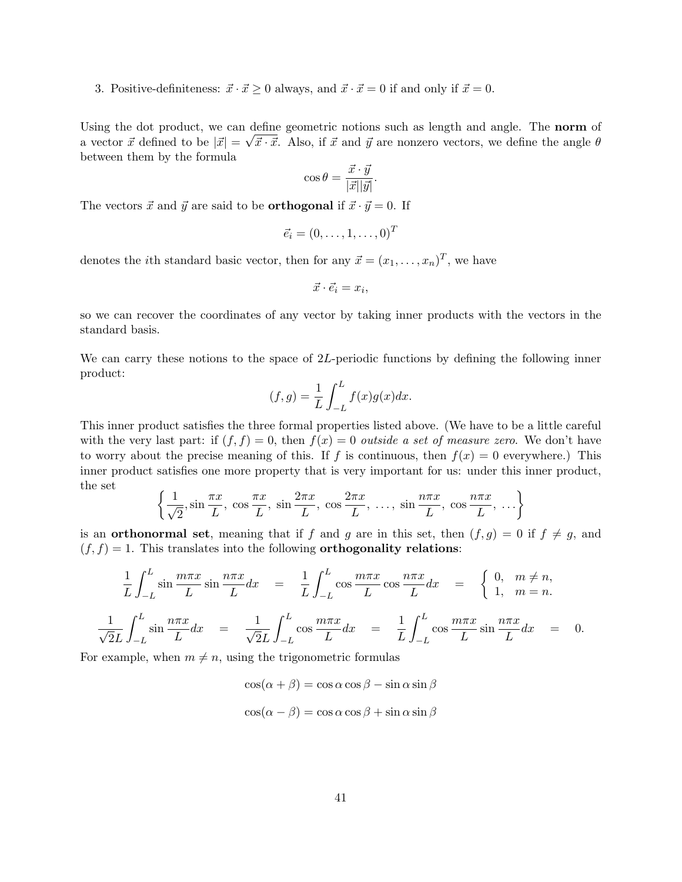3. Positive-definiteness: $\vec{x} \cdot \vec{x} \geq 0$ always, and $\vec{x} \cdot \vec{x} = 0$ if and only if $\vec{x} = 0$.

Using the dot product, we can define geometric notions such as length and angle. The **norm** of a vector $\vec{x}$ defined to be $|\vec{x}| = \sqrt{\vec{x} \cdot \vec{x}}$. Also, if $\vec{x}$ and $\vec{y}$ are nonzero vectors, we define the angle $\theta$ between them by the formula

$$\cos\theta = \frac{\vec{x} \cdot \vec{y}}{|\vec{x}||\vec{y}|}.$$

The vectors $\vec{x}$ and $\vec{y}$ are said to be **orthogonal** if $\vec{x} \cdot \vec{y} = 0$. If

$$\vec{e}_i = (0, \ldots, 1, \ldots, 0)^T$$

denotes the $i$th standard basic vector, then for any $\vec{x} = (x_1, \ldots, x_n)^T$, we have

$$\vec{x} \cdot \vec{e}_i = x_i,$$

so we can recover the coordinates of any vector by taking inner products with the vectors in the standard basis.

We can carry these notions to the space of $2L$-periodic functions by defining the following inner product:

$$(f, g) = \frac{1}{L} \int_{-L}^{L} f(x)g(x)dx.$$

This inner product satisfies the three formal properties listed above. (We have to be a little careful with the very last part: if $(f, f) = 0$, then $f(x) = 0$ *outside a set of measure zero*. We don't have to worry about the precise meaning of this. If $f$ is continuous, then $f(x) = 0$ everywhere.) This inner product satisfies one more property that is very important for us: under this inner product, the set

$$\left\{ \frac{1}{\sqrt{2}}, \sin\frac{\pi x}{L},\ \cos\frac{\pi x}{L},\ \sin\frac{2\pi x}{L},\ \cos\frac{2\pi x}{L},\ \ldots,\ \sin\frac{n\pi x}{L},\ \cos\frac{n\pi x}{L},\ \ldots \right\}$$

is an **orthonormal set**, meaning that if $f$ and $g$ are in this set, then $(f, g) = 0$ if $f \neq g$, and $(f, f) = 1$. This translates into the following **orthogonality relations**:

$$\frac{1}{L}\int_{-L}^{L} \sin\frac{m\pi x}{L} \sin\frac{n\pi x}{L} dx \quad = \quad \frac{1}{L}\int_{-L}^{L} \cos\frac{m\pi x}{L} \cos\frac{n\pi x}{L} dx \quad = \quad \begin{cases} 0, & m \neq n, \\ 1, & m = n. \end{cases}$$

$$\frac{1}{\sqrt{2}L}\int_{-L}^{L} \sin\frac{n\pi x}{L} dx \quad = \quad \frac{1}{\sqrt{2}L}\int_{-L}^{L} \cos\frac{m\pi x}{L} dx \quad = \quad \frac{1}{L}\int_{-L}^{L} \cos\frac{m\pi x}{L} \sin\frac{n\pi x}{L} dx \quad = \quad 0.$$

For example, when $m \neq n$, using the trigonometric formulas

$$\cos(\alpha + \beta) = \cos\alpha\cos\beta - \sin\alpha\sin\beta$$

$$\cos(\alpha - \beta) = \cos\alpha\cos\beta + \sin\alpha\sin\beta$$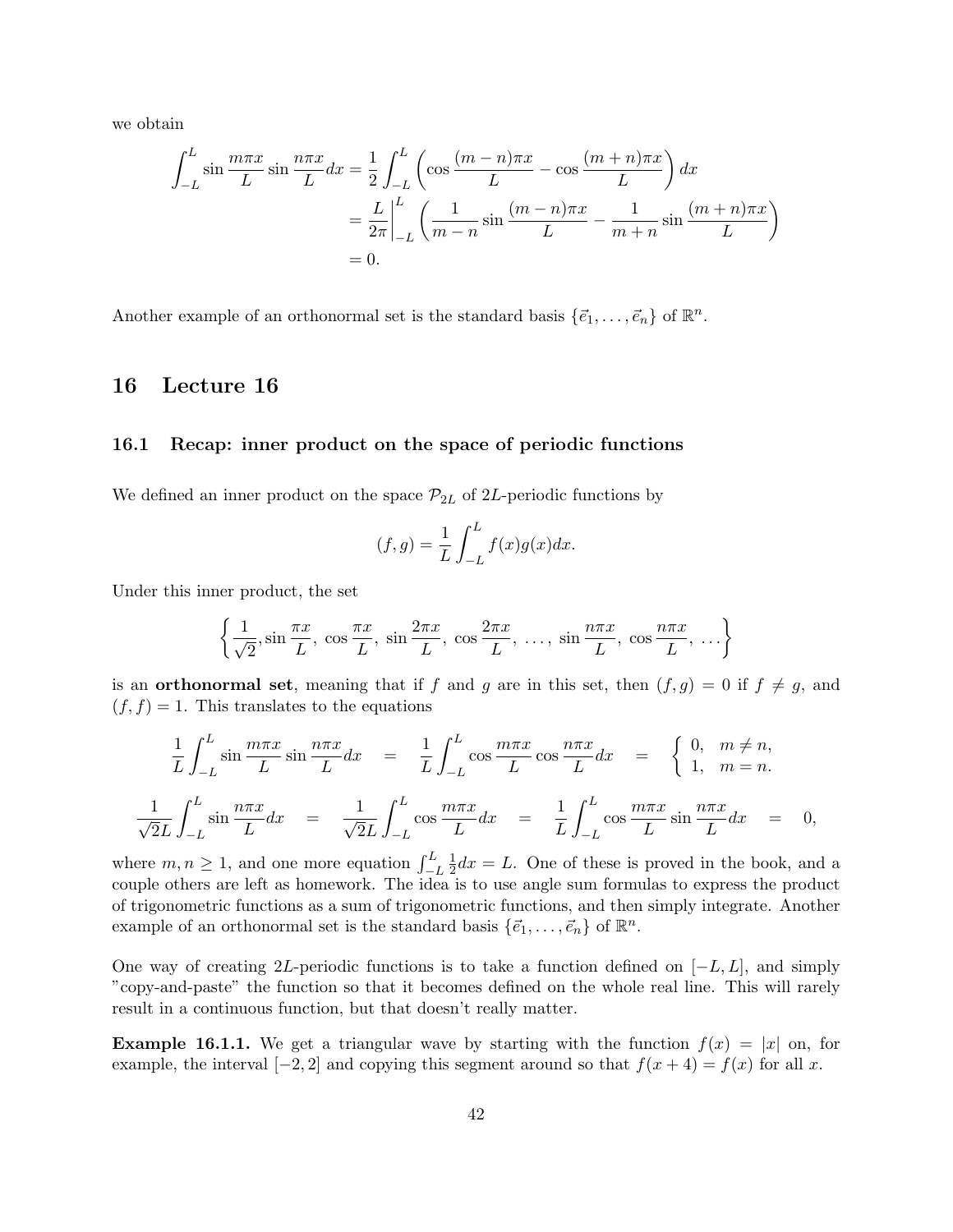we obtain

$$
\begin{aligned}
\int_{-L}^{L} \sin\frac{m\pi x}{L}\sin\frac{n\pi x}{L}dx &= \frac{1}{2}\int_{-L}^{L}\left(\cos\frac{(m-n)\pi x}{L} - \cos\frac{(m+n)\pi x}{L}\right)dx \\
&= \frac{L}{2\pi}\Bigg|_{-L}^{L}\left(\frac{1}{m-n}\sin\frac{(m-n)\pi x}{L} - \frac{1}{m+n}\sin\frac{(m+n)\pi x}{L}\right) \\
&= 0.
\end{aligned}
$$

Another example of an orthonormal set is the standard basis $\{\vec{e}_1, \ldots, \vec{e}_n\}$ of $\mathbb{R}^n$.

# 16 Lecture 16

## 16.1 Recap: inner product on the space of periodic functions

We defined an inner product on the space $\mathcal{P}_{2L}$ of $2L$-periodic functions by

$$
(f, g) = \frac{1}{L}\int_{-L}^{L} f(x)g(x)dx.
$$

Under this inner product, the set

$$
\left\{\frac{1}{\sqrt{2}}, \sin\frac{\pi x}{L},\ \cos\frac{\pi x}{L},\ \sin\frac{2\pi x}{L},\ \cos\frac{2\pi x}{L},\ \ldots,\ \sin\frac{n\pi x}{L},\ \cos\frac{n\pi x}{L},\ \ldots\right\}
$$

is an **orthonormal set**, meaning that if $f$ and $g$ are in this set, then $(f, g) = 0$ if $f \neq g$, and $(f, f) = 1$. This translates to the equations

$$
\frac{1}{L}\int_{-L}^{L}\sin\frac{m\pi x}{L}\sin\frac{n\pi x}{L}dx = \frac{1}{L}\int_{-L}^{L}\cos\frac{m\pi x}{L}\cos\frac{n\pi x}{L}dx = \begin{cases} 0, & m \neq n, \\ 1, & m = n. \end{cases}
$$

$$
\frac{1}{\sqrt{2}L}\int_{-L}^{L}\sin\frac{n\pi x}{L}dx = \frac{1}{\sqrt{2}L}\int_{-L}^{L}\cos\frac{m\pi x}{L}dx = \frac{1}{L}\int_{-L}^{L}\cos\frac{m\pi x}{L}\sin\frac{n\pi x}{L}dx = 0,
$$

where $m, n \geq 1$, and one more equation $\int_{-L}^{L}\frac{1}{2}dx = L$. One of these is proved in the book, and a couple others are left as homework. The idea is to use angle sum formulas to express the product of trigonometric functions as a sum of trigonometric functions, and then simply integrate. Another example of an orthonormal set is the standard basis $\{\vec{e}_1, \ldots, \vec{e}_n\}$ of $\mathbb{R}^n$.

One way of creating $2L$-periodic functions is to take a function defined on $[-L, L]$, and simply "copy-and-paste" the function so that it becomes defined on the whole real line. This will rarely result in a continuous function, but that doesn't really matter.

**Example 16.1.1.** We get a triangular wave by starting with the function $f(x) = |x|$ on, for example, the interval $[-2, 2]$ and copying this segment around so that $f(x + 4) = f(x)$ for all $x$.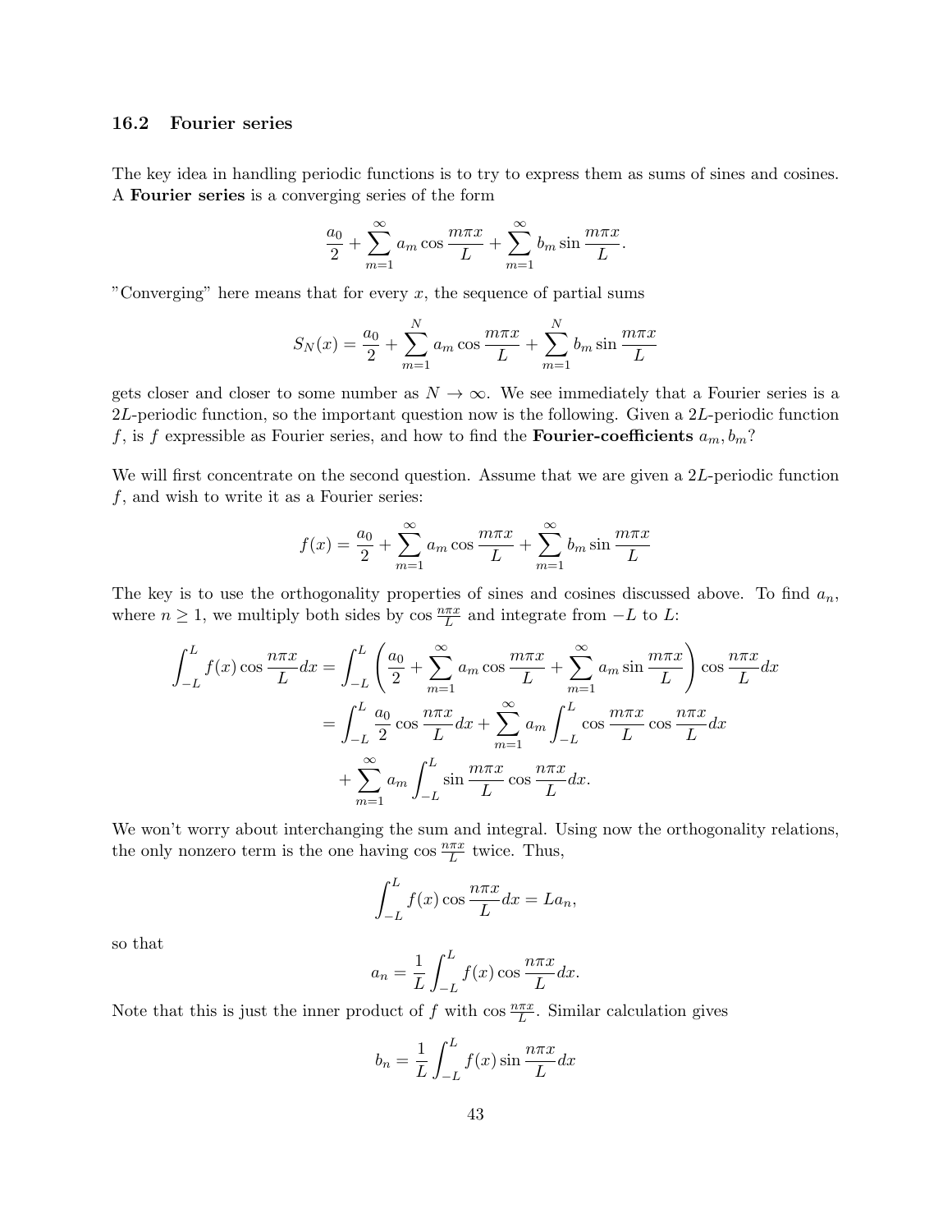### 16.2 Fourier series

The key idea in handling periodic functions is to try to express them as sums of sines and cosines. A **Fourier series** is a converging series of the form

$$\frac{a_0}{2} + \sum_{m=1}^{\infty} a_m \cos\frac{m\pi x}{L} + \sum_{m=1}^{\infty} b_m \sin\frac{m\pi x}{L}.$$

"Converging" here means that for every $x$, the sequence of partial sums

$$S_N(x) = \frac{a_0}{2} + \sum_{m=1}^{N} a_m \cos\frac{m\pi x}{L} + \sum_{m=1}^{N} b_m \sin\frac{m\pi x}{L}$$

gets closer and closer to some number as $N \to \infty$. We see immediately that a Fourier series is a $2L$-periodic function, so the important question now is the following. Given a $2L$-periodic function $f$, is $f$ expressible as Fourier series, and how to find the **Fourier-coefficients** $a_m, b_m$?

We will first concentrate on the second question. Assume that we are given a $2L$-periodic function $f$, and wish to write it as a Fourier series:

$$f(x) = \frac{a_0}{2} + \sum_{m=1}^{\infty} a_m \cos\frac{m\pi x}{L} + \sum_{m=1}^{\infty} b_m \sin\frac{m\pi x}{L}$$

The key is to use the orthogonality properties of sines and cosines discussed above. To find $a_n$, where $n \geq 1$, we multiply both sides by $\cos\frac{n\pi x}{L}$ and integrate from $-L$ to $L$:

$$\begin{aligned}
\int_{-L}^{L} f(x)\cos\frac{n\pi x}{L}dx &= \int_{-L}^{L}\left(\frac{a_0}{2} + \sum_{m=1}^{\infty} a_m \cos\frac{m\pi x}{L} + \sum_{m=1}^{\infty} a_m \sin\frac{m\pi x}{L}\right)\cos\frac{n\pi x}{L}dx \\
&= \int_{-L}^{L}\frac{a_0}{2}\cos\frac{n\pi x}{L}dx + \sum_{m=1}^{\infty} a_m \int_{-L}^{L}\cos\frac{m\pi x}{L}\cos\frac{n\pi x}{L}dx \\
&\quad + \sum_{m=1}^{\infty} a_m \int_{-L}^{L}\sin\frac{m\pi x}{L}\cos\frac{n\pi x}{L}dx.
\end{aligned}$$

We won't worry about interchanging the sum and integral. Using now the orthogonality relations, the only nonzero term is the one having $\cos\frac{n\pi x}{L}$ twice. Thus,

$$\int_{-L}^{L} f(x)\cos\frac{n\pi x}{L}dx = La_n,$$

so that

$$a_n = \frac{1}{L}\int_{-L}^{L} f(x)\cos\frac{n\pi x}{L}dx.$$

Note that this is just the inner product of $f$ with $\cos\frac{n\pi x}{L}$. Similar calculation gives

$$b_n = \frac{1}{L}\int_{-L}^{L} f(x)\sin\frac{n\pi x}{L}dx$$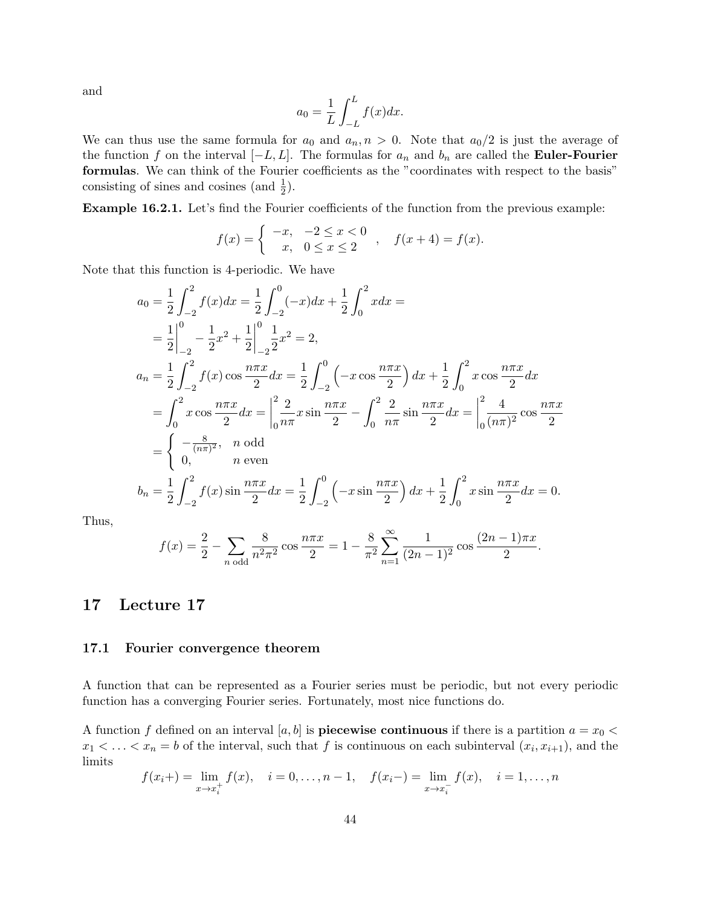and

$$a_0 = \frac{1}{L}\int_{-L}^{L} f(x)dx.$$

We can thus use the same formula for $a_0$ and $a_n, n > 0$. Note that $a_0/2$ is just the average of the function $f$ on the interval $[-L, L]$. The formulas for $a_n$ and $b_n$ are called the **Euler-Fourier formulas**. We can think of the Fourier coefficients as the "coordinates with respect to the basis" consisting of sines and cosines (and $\frac{1}{2}$).

**Example 16.2.1.** Let's find the Fourier coefficients of the function from the previous example:

$$f(x) = \begin{cases} -x, & -2 \leq x < 0 \\ x, & 0 \leq x \leq 2 \end{cases}, \quad f(x+4) = f(x).$$

Note that this function is 4-periodic. We have

$$\begin{aligned}
a_0 &= \frac{1}{2}\int_{-2}^{2} f(x)dx = \frac{1}{2}\int_{-2}^{0}(-x)dx + \frac{1}{2}\int_{0}^{2} xdx = \\
&= \frac{1}{2}\Big|_{-2}^{0} - \frac{1}{2}x^2 + \frac{1}{2}\Big|_{-2}^{0} \frac{1}{2}x^2 = 2, \\
a_n &= \frac{1}{2}\int_{-2}^{2} f(x)\cos\frac{n\pi x}{2}dx = \frac{1}{2}\int_{-2}^{0}\left(-x\cos\frac{n\pi x}{2}\right)dx + \frac{1}{2}\int_{0}^{2} x\cos\frac{n\pi x}{2}dx \\
&= \int_{0}^{2} x\cos\frac{n\pi x}{2}dx = \Big|_{0}^{2}\frac{2}{n\pi}x\sin\frac{n\pi x}{2} - \int_{0}^{2}\frac{2}{n\pi}\sin\frac{n\pi x}{2}dx = \Big|_{0}^{2}\frac{4}{(n\pi)^2}\cos\frac{n\pi x}{2} \\
&= \begin{cases} -\frac{8}{(n\pi)^2}, & n \text{ odd} \\ 0, & n \text{ even} \end{cases} \\
b_n &= \frac{1}{2}\int_{-2}^{2} f(x)\sin\frac{n\pi x}{2}dx = \frac{1}{2}\int_{-2}^{0}\left(-x\sin\frac{n\pi x}{2}\right)dx + \frac{1}{2}\int_{0}^{2} x\sin\frac{n\pi x}{2}dx = 0.
\end{aligned}$$

Thus,

$$f(x) = \frac{2}{2} - \sum_{n \text{ odd}} \frac{8}{n^2\pi^2}\cos\frac{n\pi x}{2} = 1 - \frac{8}{\pi^2}\sum_{n=1}^{\infty}\frac{1}{(2n-1)^2}\cos\frac{(2n-1)\pi x}{2}.$$

# 17 Lecture 17

## 17.1 Fourier convergence theorem

A function that can be represented as a Fourier series must be periodic, but not every periodic function has a converging Fourier series. Fortunately, most nice functions do.

A function $f$ defined on an interval $[a, b]$ is **piecewise continuous** if there is a partition $a = x_0 < x_1 < \ldots < x_n = b$ of the interval, such that $f$ is continuous on each subinterval $(x_i, x_{i+1})$, and the limits

$$f(x_i+) = \lim_{x \to x_i^+} f(x), \quad i = 0, \ldots, n-1, \quad f(x_i-) = \lim_{x \to x_i^-} f(x), \quad i = 1, \ldots, n$$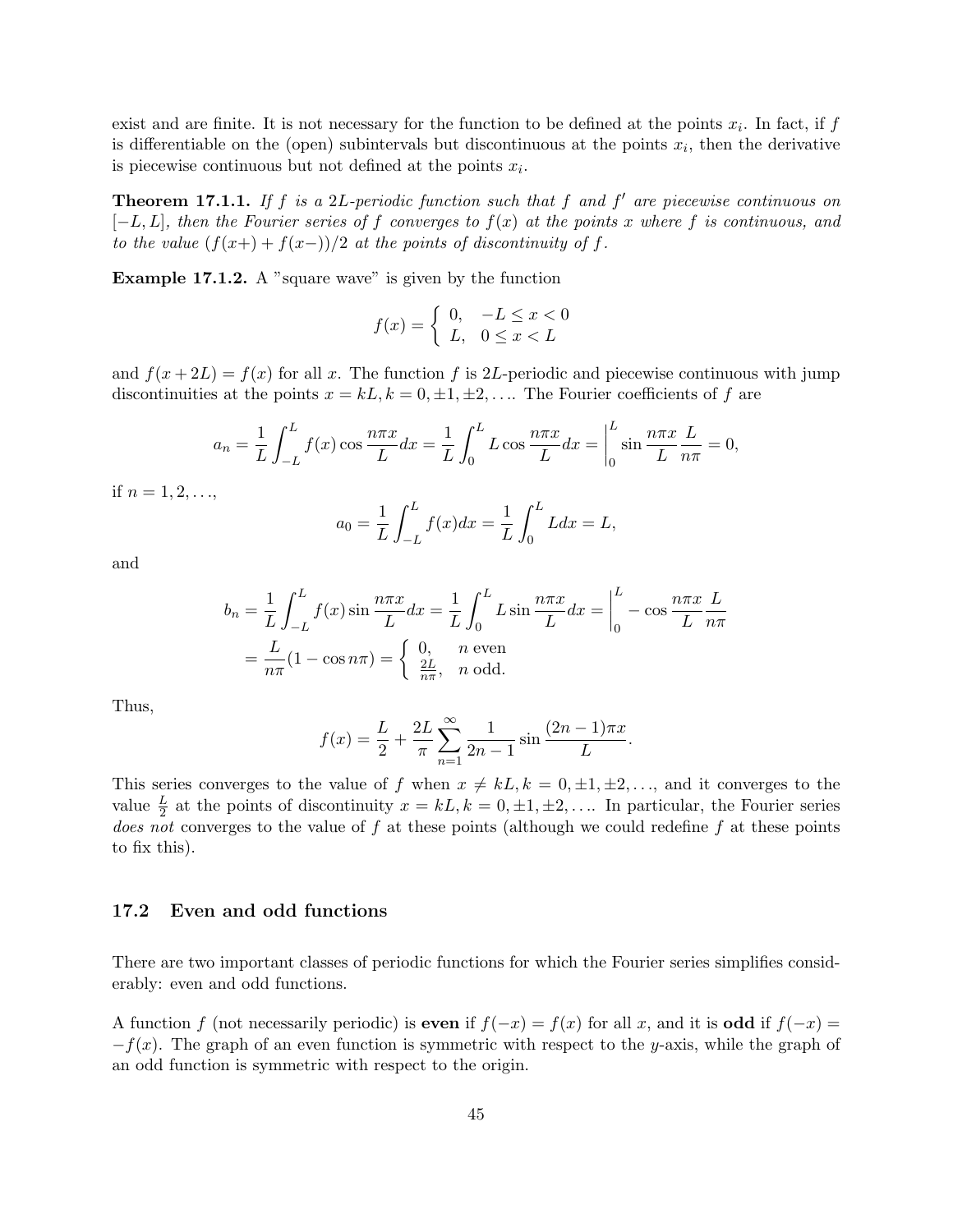exist and are finite. It is not necessary for the function to be defined at the points $x_i$. In fact, if $f$ is differentiable on the (open) subintervals but discontinuous at the points $x_i$, then the derivative is piecewise continuous but not defined at the points $x_i$.

**Theorem 17.1.1.** *If $f$ is a $2L$-periodic function such that $f$ and $f'$ are piecewise continuous on $[-L, L]$, then the Fourier series of $f$ converges to $f(x)$ at the points $x$ where $f$ is continuous, and to the value $(f(x+) + f(x-))/2$ at the points of discontinuity of $f$.*

**Example 17.1.2.** A "square wave" is given by the function

$$f(x) = \begin{cases} 0, & -L \le x < 0 \\ L, & 0 \le x < L \end{cases}$$

and $f(x + 2L) = f(x)$ for all $x$. The function $f$ is $2L$-periodic and piecewise continuous with jump discontinuities at the points $x = kL, k = 0, \pm 1, \pm 2, \ldots$. The Fourier coefficients of $f$ are

$$a_n = \frac{1}{L}\int_{-L}^{L} f(x)\cos\frac{n\pi x}{L}dx = \frac{1}{L}\int_{0}^{L} L\cos\frac{n\pi x}{L}dx = \Big|_0^L \sin\frac{n\pi x}{L}\frac{L}{n\pi} = 0,$$

if $n = 1, 2, \ldots$,

$$a_0 = \frac{1}{L}\int_{-L}^{L} f(x)dx = \frac{1}{L}\int_{0}^{L} L dx = L,$$

and

$$\begin{aligned} b_n &= \frac{1}{L}\int_{-L}^{L} f(x)\sin\frac{n\pi x}{L}dx = \frac{1}{L}\int_{0}^{L} L\sin\frac{n\pi x}{L}dx = \Big|_0^L -\cos\frac{n\pi x}{L}\frac{L}{n\pi} \\ &= \frac{L}{n\pi}(1 - \cos n\pi) = \begin{cases} 0, & n \text{ even} \\ \frac{2L}{n\pi}, & n \text{ odd.} \end{cases} \end{aligned}$$

Thus,

$$f(x) = \frac{L}{2} + \frac{2L}{\pi}\sum_{n=1}^{\infty}\frac{1}{2n-1}\sin\frac{(2n-1)\pi x}{L}.$$

This series converges to the value of $f$ when $x \ne kL, k = 0, \pm 1, \pm 2, \ldots$, and it converges to the value $\frac{L}{2}$ at the points of discontinuity $x = kL, k = 0, \pm 1, \pm 2, \ldots$. In particular, the Fourier series *does not* converges to the value of $f$ at these points (although we could redefine $f$ at these points to fix this).

## 17.2 Even and odd functions

There are two important classes of periodic functions for which the Fourier series simplifies considerably: even and odd functions.

A function $f$ (not necessarily periodic) is **even** if $f(-x) = f(x)$ for all $x$, and it is **odd** if $f(-x) = -f(x)$. The graph of an even function is symmetric with respect to the $y$-axis, while the graph of an odd function is symmetric with respect to the origin.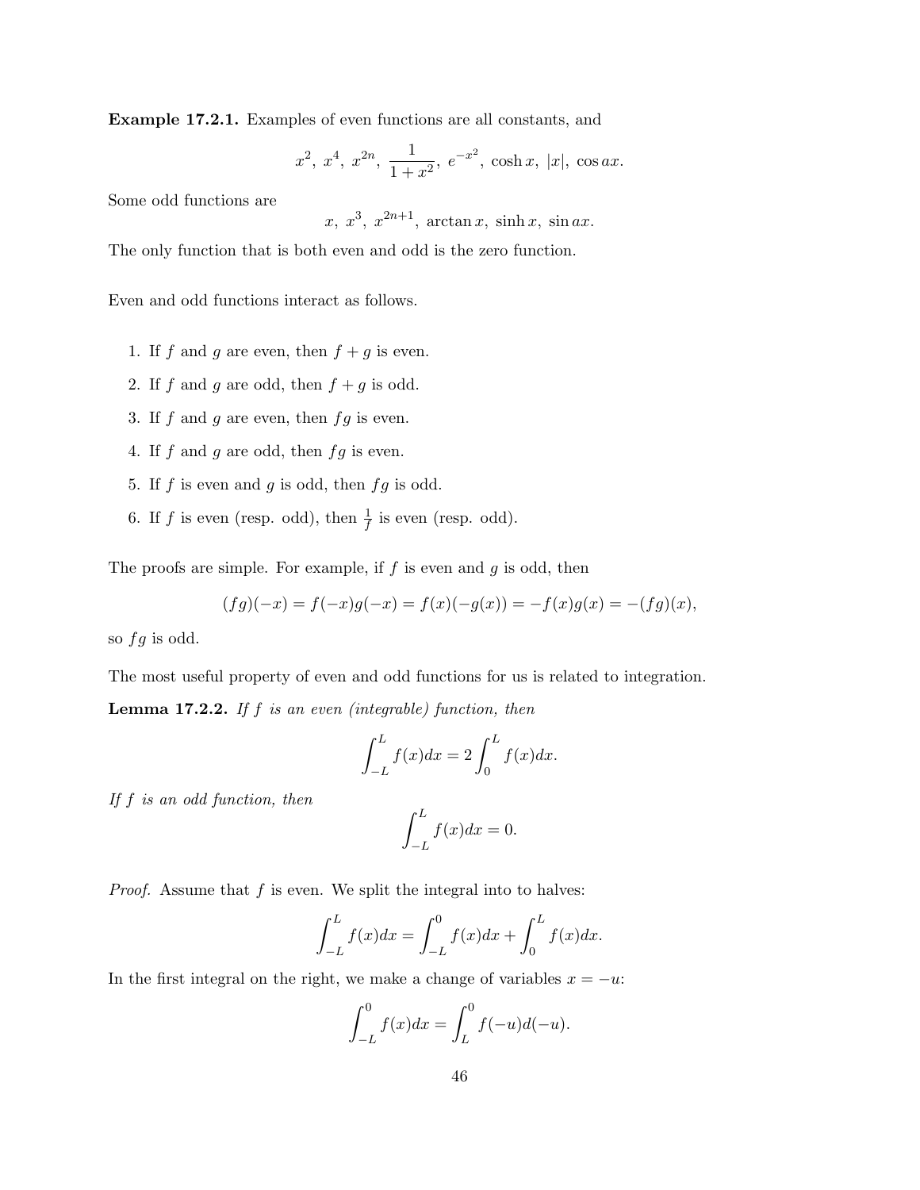**Example 17.2.1.** Examples of even functions are all constants, and

$$x^2,\ x^4,\ x^{2n},\ \frac{1}{1+x^2},\ e^{-x^2},\ \cosh x,\ |x|,\ \cos ax.$$

Some odd functions are

$$x,\ x^3,\ x^{2n+1},\ \arctan x,\ \sinh x,\ \sin ax.$$

The only function that is both even and odd is the zero function.

Even and odd functions interact as follows.

1. If $f$ and $g$ are even, then $f+g$ is even.
2. If $f$ and $g$ are odd, then $f+g$ is odd.
3. If $f$ and $g$ are even, then $fg$ is even.
4. If $f$ and $g$ are odd, then $fg$ is even.
5. If $f$ is even and $g$ is odd, then $fg$ is odd.
6. If $f$ is even (resp. odd), then $\frac{1}{f}$ is even (resp. odd).

The proofs are simple. For example, if $f$ is even and $g$ is odd, then

$$(fg)(-x) = f(-x)g(-x) = f(x)(-g(x)) = -f(x)g(x) = -(fg)(x),$$

so $fg$ is odd.

The most useful property of even and odd functions for us is related to integration.

**Lemma 17.2.2.** *If $f$ is an even (integrable) function, then*

$$\int_{-L}^{L} f(x)dx = 2\int_{0}^{L} f(x)dx.$$

*If $f$ is an odd function, then*

$$\int_{-L}^{L} f(x)dx = 0.$$

*Proof.* Assume that $f$ is even. We split the integral into to halves:

$$\int_{-L}^{L} f(x)dx = \int_{-L}^{0} f(x)dx + \int_{0}^{L} f(x)dx.$$

In the first integral on the right, we make a change of variables $x=-u$:

$$\int_{-L}^{0} f(x)dx = \int_{L}^{0} f(-u)d(-u).$$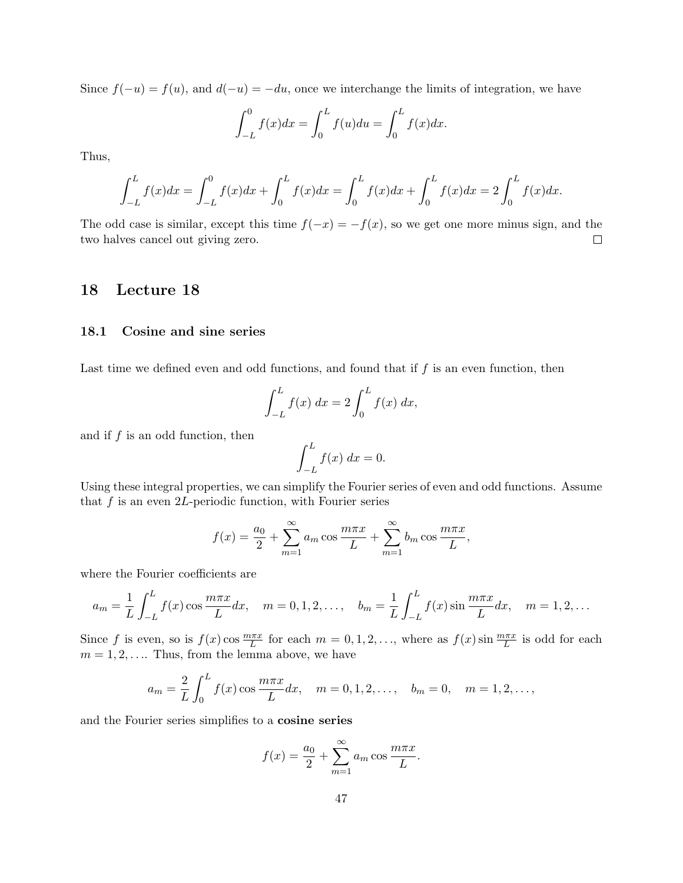Since $f(-u) = f(u)$, and $d(-u) = -du$, once we interchange the limits of integration, we have

$$\int_{-L}^{0} f(x)dx = \int_{0}^{L} f(u)du = \int_{0}^{L} f(x)dx.$$

Thus,

$$\int_{-L}^{L} f(x)dx = \int_{-L}^{0} f(x)dx + \int_{0}^{L} f(x)dx = \int_{0}^{L} f(x)dx + \int_{0}^{L} f(x)dx = 2\int_{0}^{L} f(x)dx.$$

The odd case is similar, except this time $f(-x) = -f(x)$, so we get one more minus sign, and the two halves cancel out giving zero. □

# 18 Lecture 18

## 18.1 Cosine and sine series

Last time we defined even and odd functions, and found that if $f$ is an even function, then

$$\int_{-L}^{L} f(x)\ dx = 2\int_{0}^{L} f(x)\ dx,$$

and if $f$ is an odd function, then

$$\int_{-L}^{L} f(x)\ dx = 0.$$

Using these integral properties, we can simplify the Fourier series of even and odd functions. Assume that $f$ is an even $2L$-periodic function, with Fourier series

$$f(x) = \frac{a_0}{2} + \sum_{m=1}^{\infty} a_m \cos\frac{m\pi x}{L} + \sum_{m=1}^{\infty} b_m \cos\frac{m\pi x}{L},$$

where the Fourier coefficients are

$$a_m = \frac{1}{L}\int_{-L}^{L} f(x)\cos\frac{m\pi x}{L}dx, \quad m = 0, 1, 2, \ldots, \quad b_m = \frac{1}{L}\int_{-L}^{L} f(x)\sin\frac{m\pi x}{L}dx, \quad m = 1, 2, \ldots$$

Since $f$ is even, so is $f(x)\cos\frac{m\pi x}{L}$ for each $m = 0, 1, 2, \ldots$, where as $f(x)\sin\frac{m\pi x}{L}$ is odd for each $m = 1, 2, \ldots$. Thus, from the lemma above, we have

$$a_m = \frac{2}{L}\int_{0}^{L} f(x)\cos\frac{m\pi x}{L}dx, \quad m = 0, 1, 2, \ldots, \quad b_m = 0, \quad m = 1, 2, \ldots,$$

and the Fourier series simplifies to a **cosine series**

$$f(x) = \frac{a_0}{2} + \sum_{m=1}^{\infty} a_m \cos\frac{m\pi x}{L}.$$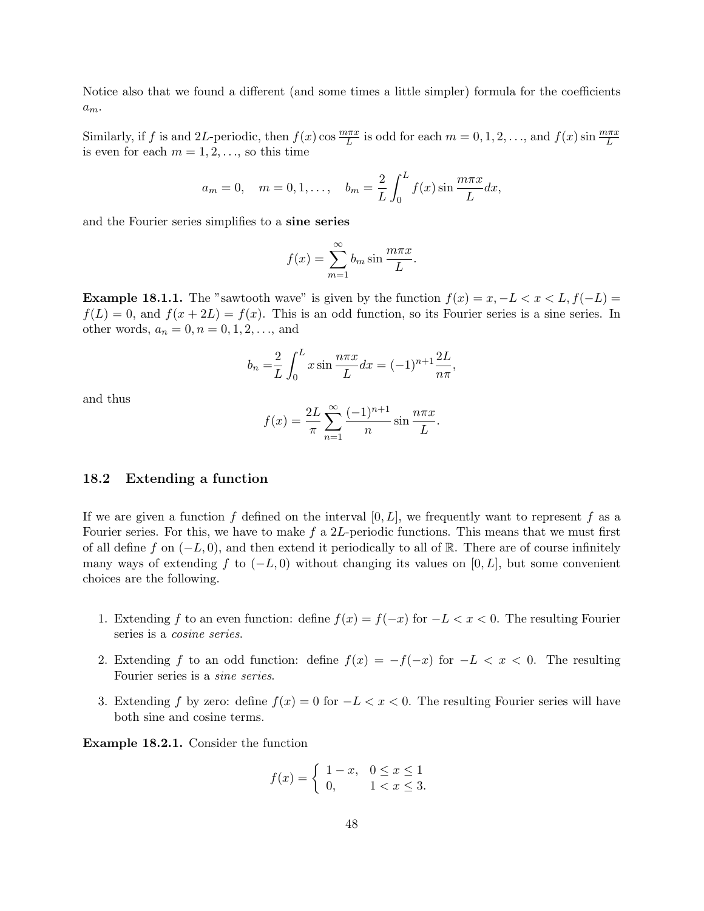Notice also that we found a different (and some times a little simpler) formula for the coefficients $a_m$.

Similarly, if $f$ is and $2L$-periodic, then $f(x)\cos\frac{m\pi x}{L}$ is odd for each $m = 0, 1, 2, \ldots$, and $f(x)\sin\frac{m\pi x}{L}$ is even for each $m = 1, 2, \ldots$, so this time

$$a_m = 0, \quad m = 0, 1, \ldots, \quad b_m = \frac{2}{L}\int_0^L f(x)\sin\frac{m\pi x}{L}dx,$$

and the Fourier series simplifies to a **sine series**

$$f(x) = \sum_{m=1}^{\infty} b_m \sin\frac{m\pi x}{L}.$$

**Example 18.1.1.** The "sawtooth wave" is given by the function $f(x) = x, -L < x < L, f(-L) = f(L) = 0$, and $f(x + 2L) = f(x)$. This is an odd function, so its Fourier series is a sine series. In other words, $a_n = 0, n = 0, 1, 2, \ldots$, and

$$b_n = \frac{2}{L}\int_0^L x\sin\frac{n\pi x}{L}dx = (-1)^{n+1}\frac{2L}{n\pi},$$

and thus

$$f(x) = \frac{2L}{\pi}\sum_{n=1}^{\infty}\frac{(-1)^{n+1}}{n}\sin\frac{n\pi x}{L}.$$

## 18.2 Extending a function

If we are given a function $f$ defined on the interval $[0, L]$, we frequently want to represent $f$ as a Fourier series. For this, we have to make $f$ a $2L$-periodic functions. This means that we must first of all define $f$ on $(-L, 0)$, and then extend it periodically to all of $\mathbb{R}$. There are of course infinitely many ways of extending $f$ to $(-L, 0)$ without changing its values on $[0, L]$, but some convenient choices are the following.

1. Extending $f$ to an even function: define $f(x) = f(-x)$ for $-L < x < 0$. The resulting Fourier series is a *cosine series*.
2. Extending $f$ to an odd function: define $f(x) = -f(-x)$ for $-L < x < 0$. The resulting Fourier series is a *sine series*.
3. Extending $f$ by zero: define $f(x) = 0$ for $-L < x < 0$. The resulting Fourier series will have both sine and cosine terms.

**Example 18.2.1.** Consider the function

$$f(x) = \begin{cases} 1 - x, & 0 \leq x \leq 1 \\ 0, & 1 < x \leq 3. \end{cases}$$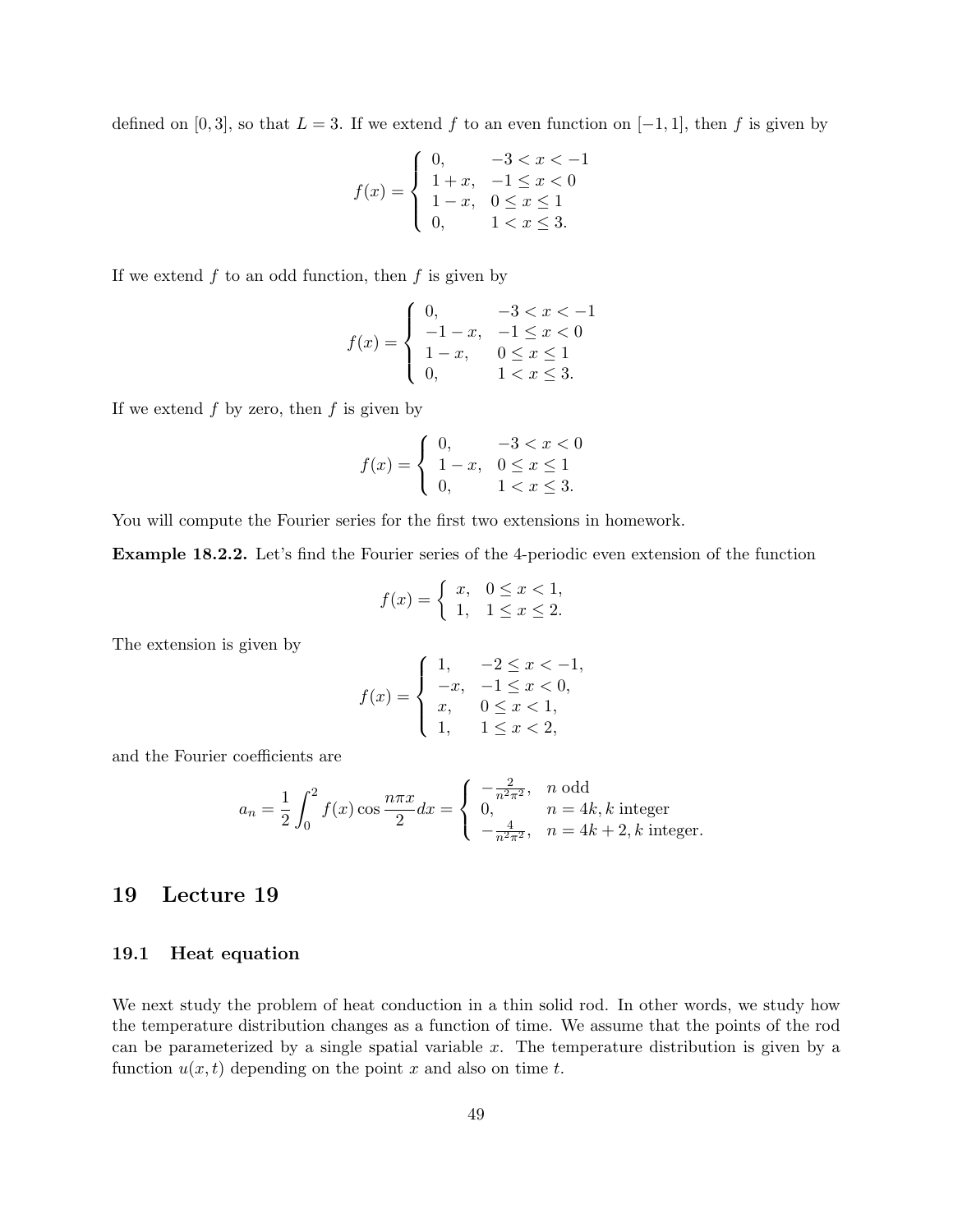defined on $[0, 3]$, so that $L = 3$. If we extend $f$ to an even function on $[-1, 1]$, then $f$ is given by

$$f(x) = \begin{cases} 0, & -3 < x < -1 \\ 1 + x, & -1 \leq x < 0 \\ 1 - x, & 0 \leq x \leq 1 \\ 0, & 1 < x \leq 3. \end{cases}$$

If we extend $f$ to an odd function, then $f$ is given by

$$f(x) = \begin{cases} 0, & -3 < x < -1 \\ -1 - x, & -1 \leq x < 0 \\ 1 - x, & 0 \leq x \leq 1 \\ 0, & 1 < x \leq 3. \end{cases}$$

If we extend $f$ by zero, then $f$ is given by

$$f(x) = \begin{cases} 0, & -3 < x < 0 \\ 1 - x, & 0 \leq x \leq 1 \\ 0, & 1 < x \leq 3. \end{cases}$$

You will compute the Fourier series for the first two extensions in homework.

**Example 18.2.2.** Let's find the Fourier series of the 4-periodic even extension of the function

$$f(x) = \begin{cases} x, & 0 \leq x < 1, \\ 1, & 1 \leq x \leq 2. \end{cases}$$

The extension is given by

$$f(x) = \begin{cases} 1, & -2 \leq x < -1, \\ -x, & -1 \leq x < 0, \\ x, & 0 \leq x < 1, \\ 1, & 1 \leq x < 2, \end{cases}$$

and the Fourier coefficients are

$$a_n = \frac{1}{2} \int_0^2 f(x) \cos \frac{n\pi x}{2} dx = \begin{cases} -\frac{2}{n^2\pi^2}, & n \text{ odd} \\ 0, & n = 4k, k \text{ integer} \\ -\frac{4}{n^2\pi^2}, & n = 4k + 2, k \text{ integer}. \end{cases}$$

# 19 Lecture 19

## 19.1 Heat equation

We next study the problem of heat conduction in a thin solid rod. In other words, we study how the temperature distribution changes as a function of time. We assume that the points of the rod can be parameterized by a single spatial variable $x$. The temperature distribution is given by a function $u(x, t)$ depending on the point $x$ and also on time $t$.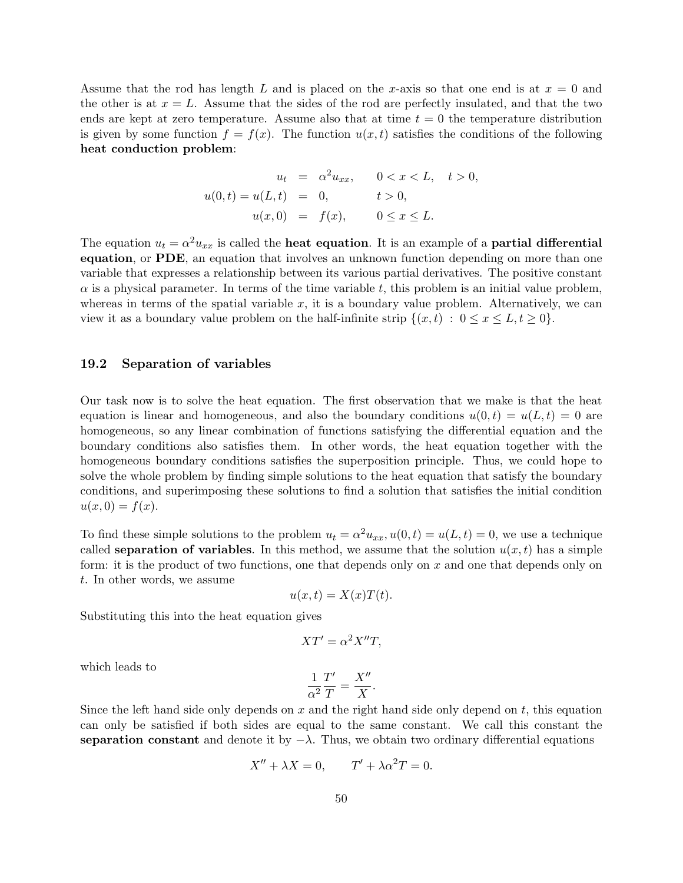Assume that the rod has length $L$ and is placed on the $x$-axis so that one end is at $x = 0$ and the other is at $x = L$. Assume that the sides of the rod are perfectly insulated, and that the two ends are kept at zero temperature. Assume also that at time $t = 0$ the temperature distribution is given by some function $f = f(x)$. The function $u(x,t)$ satisfies the conditions of the following **heat conduction problem**:

$$
\begin{aligned}
u_t &= \alpha^2 u_{xx}, \qquad 0 < x < L, \quad t > 0, \\
u(0,t) = u(L,t) &= 0, \qquad t > 0, \\
u(x,0) &= f(x), \qquad 0 \leq x \leq L.
\end{aligned}
$$

The equation $u_t = \alpha^2 u_{xx}$ is called the **heat equation**. It is an example of a **partial differential equation**, or **PDE**, an equation that involves an unknown function depending on more than one variable that expresses a relationship between its various partial derivatives. The positive constant $\alpha$ is a physical parameter. In terms of the time variable $t$, this problem is an initial value problem, whereas in terms of the spatial variable $x$, it is a boundary value problem. Alternatively, we can view it as a boundary value problem on the half-infinite strip $\{(x,t) : 0 \leq x \leq L, t \geq 0\}$.

### 19.2 Separation of variables

Our task now is to solve the heat equation. The first observation that we make is that the heat equation is linear and homogeneous, and also the boundary conditions $u(0,t) = u(L,t) = 0$ are homogeneous, so any linear combination of functions satisfying the differential equation and the boundary conditions also satisfies them. In other words, the heat equation together with the homogeneous boundary conditions satisfies the superposition principle. Thus, we could hope to solve the whole problem by finding simple solutions to the heat equation that satisfy the boundary conditions, and superimposing these solutions to find a solution that satisfies the initial condition $u(x,0) = f(x)$.

To find these simple solutions to the problem $u_t = \alpha^2 u_{xx}, u(0,t) = u(L,t) = 0$, we use a technique called **separation of variables**. In this method, we assume that the solution $u(x,t)$ has a simple form: it is the product of two functions, one that depends only on $x$ and one that depends only on $t$. In other words, we assume

$$u(x,t) = X(x)T(t).$$

Substituting this into the heat equation gives

$$XT' = \alpha^2 X''T,$$

which leads to

$$\frac{1}{\alpha^2}\frac{T'}{T} = \frac{X''}{X}.$$

Since the left hand side only depends on $x$ and the right hand side only depend on $t$, this equation can only be satisfied if both sides are equal to the same constant. We call this constant the **separation constant** and denote it by $-\lambda$. Thus, we obtain two ordinary differential equations

$$X'' + \lambda X = 0, \qquad T' + \lambda\alpha^2 T = 0.$$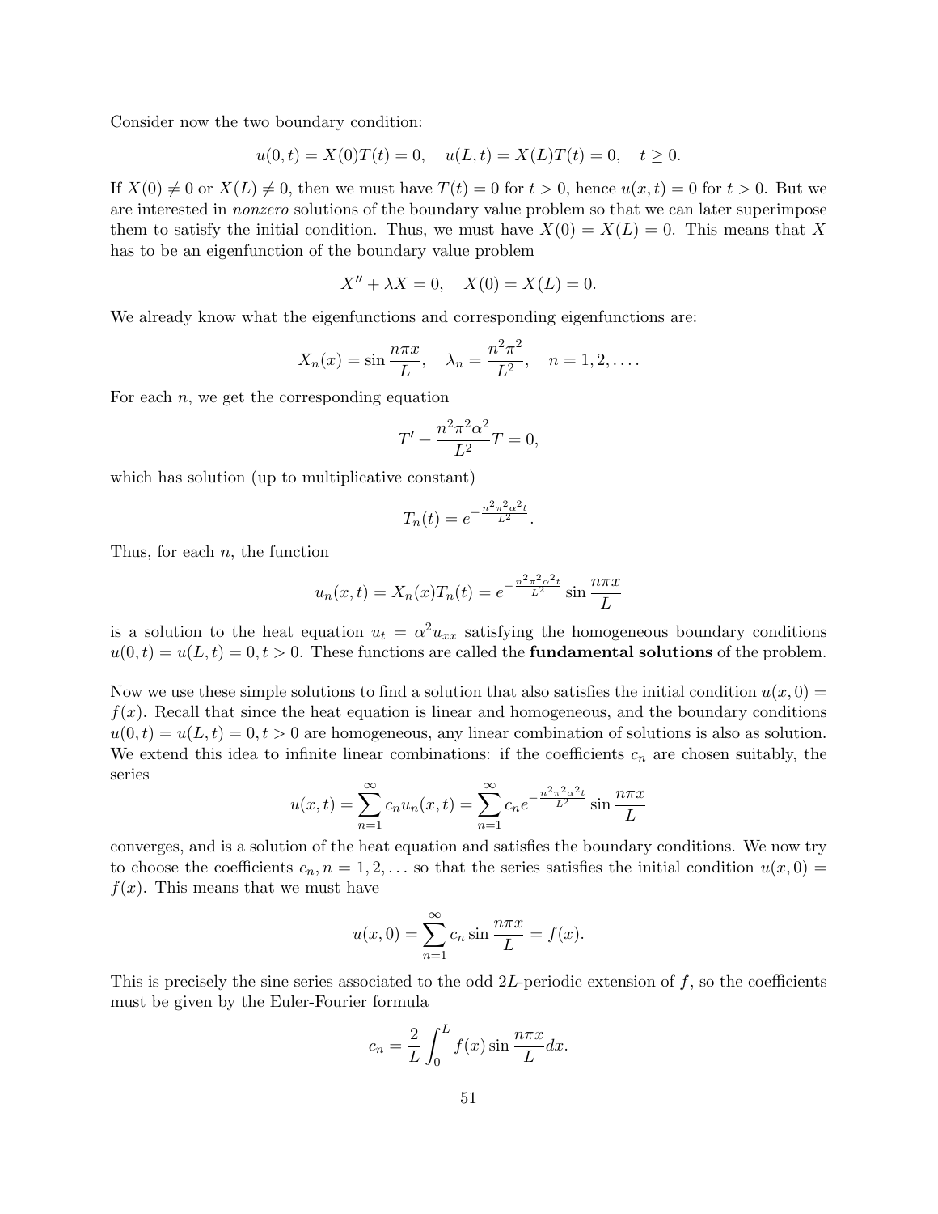Consider now the two boundary condition:

$$u(0,t) = X(0)T(t) = 0, \quad u(L,t) = X(L)T(t) = 0, \quad t \geq 0.$$

If $X(0) \neq 0$ or $X(L) \neq 0$, then we must have $T(t) = 0$ for $t > 0$, hence $u(x,t) = 0$ for $t > 0$. But we are interested in *nonzero* solutions of the boundary value problem so that we can later superimpose them to satisfy the initial condition. Thus, we must have $X(0) = X(L) = 0$. This means that $X$ has to be an eigenfunction of the boundary value problem

$$X'' + \lambda X = 0, \quad X(0) = X(L) = 0.$$

We already know what the eigenfunctions and corresponding eigenfunctions are:

$$X_n(x) = \sin\frac{n\pi x}{L}, \quad \lambda_n = \frac{n^2\pi^2}{L^2}, \quad n = 1, 2, \ldots.$$

For each $n$, we get the corresponding equation

$$T' + \frac{n^2\pi^2\alpha^2}{L^2}T = 0,$$

which has solution (up to multiplicative constant)

$$T_n(t) = e^{-\frac{n^2\pi^2\alpha^2 t}{L^2}}.$$

Thus, for each $n$, the function

$$u_n(x,t) = X_n(x)T_n(t) = e^{-\frac{n^2\pi^2\alpha^2 t}{L^2}}\sin\frac{n\pi x}{L}$$

is a solution to the heat equation $u_t = \alpha^2 u_{xx}$ satisfying the homogeneous boundary conditions $u(0,t) = u(L,t) = 0, t > 0$. These functions are called the **fundamental solutions** of the problem.

Now we use these simple solutions to find a solution that also satisfies the initial condition $u(x,0) = f(x)$. Recall that since the heat equation is linear and homogeneous, and the boundary conditions $u(0,t) = u(L,t) = 0, t > 0$ are homogeneous, any linear combination of solutions is also as solution. We extend this idea to infinite linear combinations: if the coefficients $c_n$ are chosen suitably, the series

$$u(x,t) = \sum_{n=1}^{\infty} c_n u_n(x,t) = \sum_{n=1}^{\infty} c_n e^{-\frac{n^2\pi^2\alpha^2 t}{L^2}}\sin\frac{n\pi x}{L}$$

converges, and is a solution of the heat equation and satisfies the boundary conditions. We now try to choose the coefficients $c_n, n = 1, 2, \ldots$ so that the series satisfies the initial condition $u(x,0) = f(x)$. This means that we must have

$$u(x,0) = \sum_{n=1}^{\infty} c_n \sin\frac{n\pi x}{L} = f(x).$$

This is precisely the sine series associated to the odd $2L$-periodic extension of $f$, so the coefficients must be given by the Euler-Fourier formula

$$c_n = \frac{2}{L}\int_0^L f(x)\sin\frac{n\pi x}{L}dx.$$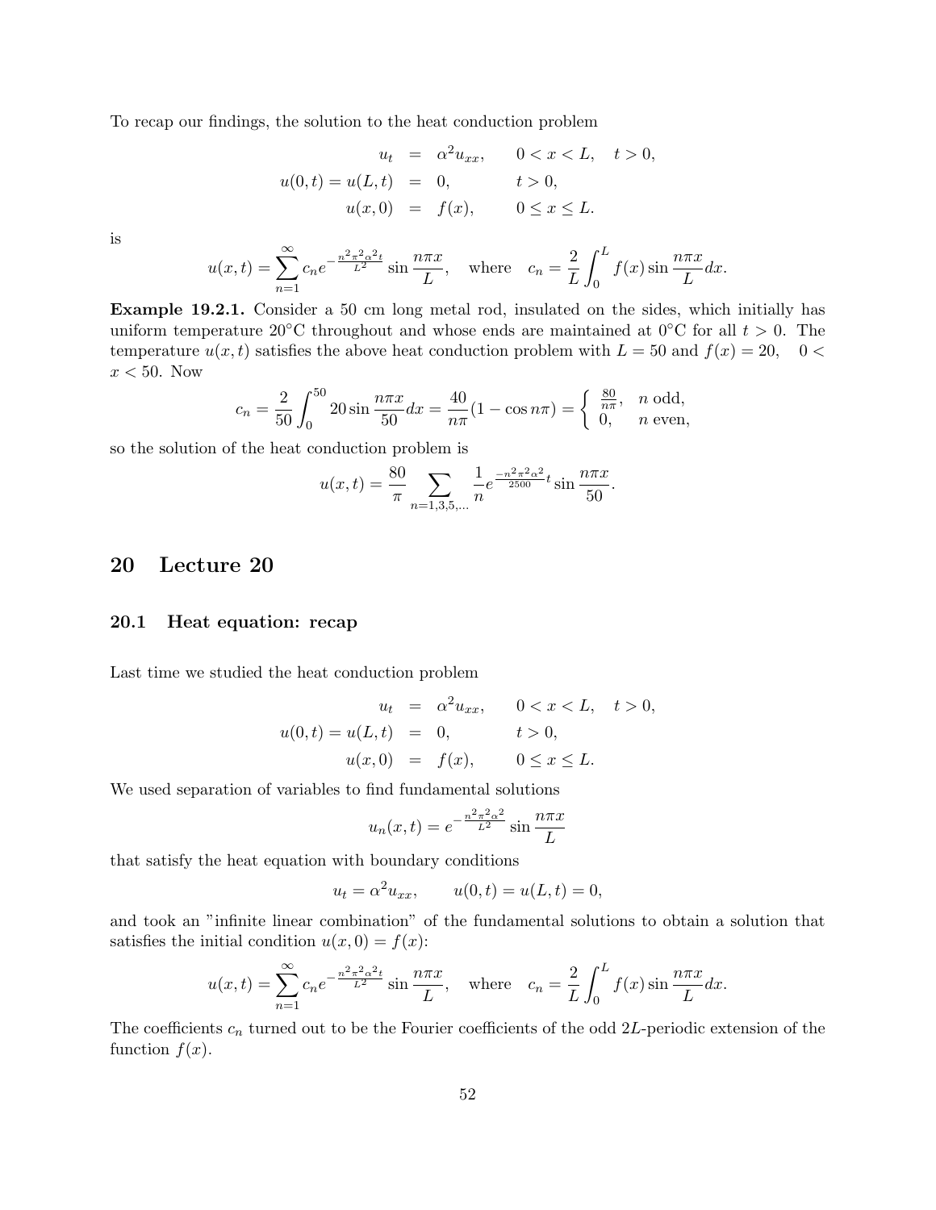To recap our findings, the solution to the heat conduction problem

$$
\begin{aligned}
u_t &= \alpha^2 u_{xx}, \qquad 0 < x < L, \quad t > 0, \\
u(0,t) = u(L,t) &= 0, \qquad t > 0, \\
u(x,0) &= f(x), \qquad 0 \le x \le L.
\end{aligned}
$$

is

$$
u(x,t) = \sum_{n=1}^{\infty} c_n e^{-\frac{n^2\pi^2\alpha^2 t}{L^2}} \sin\frac{n\pi x}{L}, \quad \text{where} \quad c_n = \frac{2}{L}\int_0^L f(x)\sin\frac{n\pi x}{L}dx.
$$

**Example 19.2.1.** Consider a 50 cm long metal rod, insulated on the sides, which initially has uniform temperature 20°C throughout and whose ends are maintained at 0°C for all $t > 0$. The temperature $u(x,t)$ satisfies the above heat conduction problem with $L = 50$ and $f(x) = 20, \quad 0 < x < 50$. Now

$$
c_n = \frac{2}{50}\int_0^{50} 20 \sin\frac{n\pi x}{50}dx = \frac{40}{n\pi}(1 - \cos n\pi) = \begin{cases} \frac{80}{n\pi}, & n \text{ odd}, \\ 0, & n \text{ even}, \end{cases}
$$

so the solution of the heat conduction problem is

$$
u(x,t) = \frac{80}{\pi}\sum_{n=1,3,5,\ldots} \frac{1}{n} e^{\frac{-n^2\pi^2\alpha^2}{2500}t} \sin\frac{n\pi x}{50}.
$$

# 20 Lecture 20

## 20.1 Heat equation: recap

Last time we studied the heat conduction problem

$$
\begin{aligned}
u_t &= \alpha^2 u_{xx}, \qquad 0 < x < L, \quad t > 0, \\
u(0,t) = u(L,t) &= 0, \qquad t > 0, \\
u(x,0) &= f(x), \qquad 0 \le x \le L.
\end{aligned}
$$

We used separation of variables to find fundamental solutions

$$
u_n(x,t) = e^{-\frac{n^2\pi^2\alpha^2}{L^2}} \sin\frac{n\pi x}{L}
$$

that satisfy the heat equation with boundary conditions

$$
u_t = \alpha^2 u_{xx}, \qquad u(0,t) = u(L,t) = 0,
$$

and took an "infinite linear combination" of the fundamental solutions to obtain a solution that satisfies the initial condition $u(x,0) = f(x)$:

$$
u(x,t) = \sum_{n=1}^{\infty} c_n e^{-\frac{n^2\pi^2\alpha^2 t}{L^2}} \sin\frac{n\pi x}{L}, \quad \text{where} \quad c_n = \frac{2}{L}\int_0^L f(x)\sin\frac{n\pi x}{L}dx.
$$

The coefficients $c_n$ turned out to be the Fourier coefficients of the odd $2L$-periodic extension of the function $f(x)$.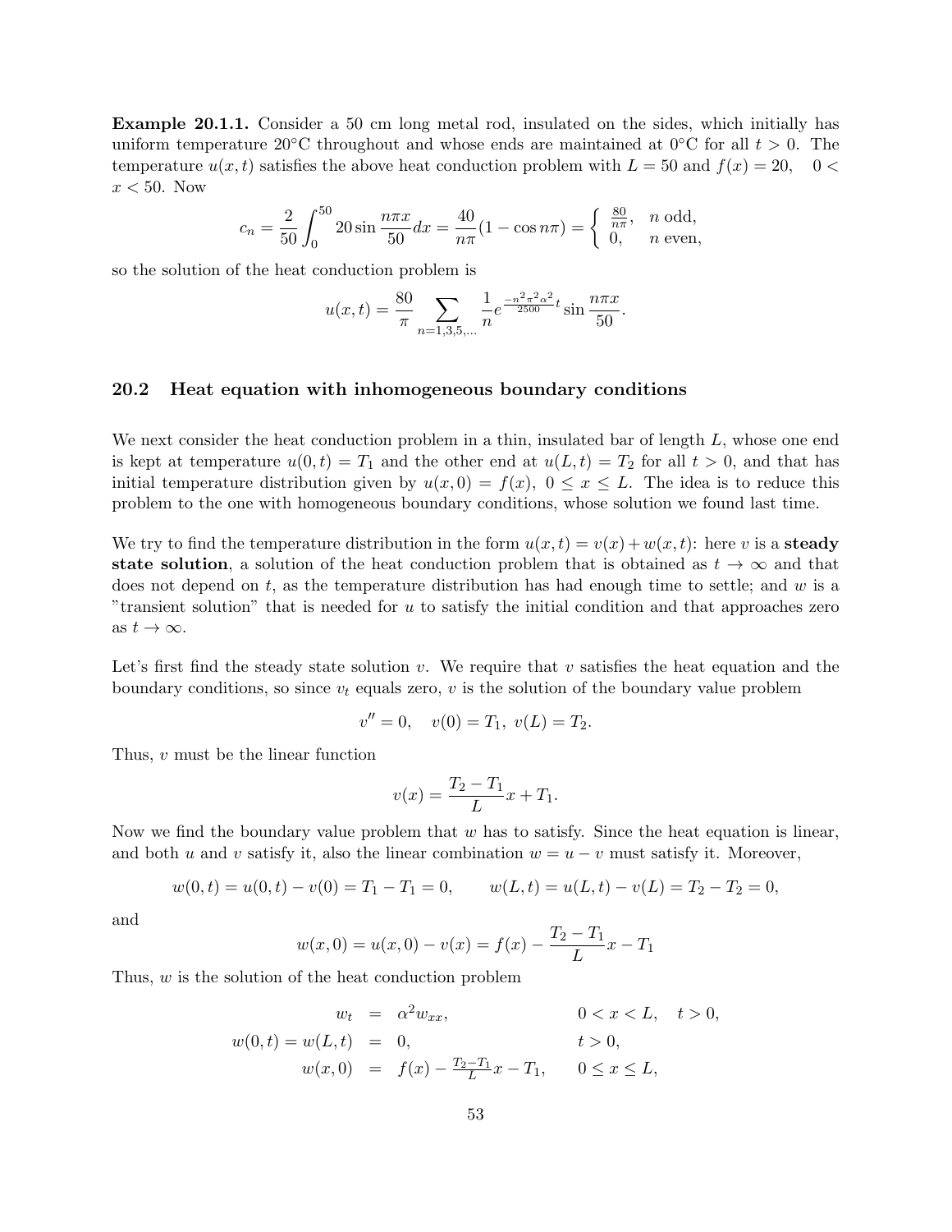**Example 20.1.1.** Consider a 50 cm long metal rod, insulated on the sides, which initially has uniform temperature 20°C throughout and whose ends are maintained at 0°C for all $t > 0$. The temperature $u(x,t)$ satisfies the above heat conduction problem with $L = 50$ and $f(x) = 20, \quad 0 < x < 50$. Now

$$c_n = \frac{2}{50}\int_0^{50} 20 \sin\frac{n\pi x}{50}dx = \frac{40}{n\pi}(1-\cos n\pi) = \begin{cases} \frac{80}{n\pi}, & n \text{ odd}, \\ 0, & n \text{ even}, \end{cases}$$

so the solution of the heat conduction problem is

$$u(x,t) = \frac{80}{\pi}\sum_{n=1,3,5,\ldots} \frac{1}{n} e^{\frac{-n^2\pi^2\alpha^2}{2500}t} \sin\frac{n\pi x}{50}.$$

## 20.2 Heat equation with inhomogeneous boundary conditions

We next consider the heat conduction problem in a thin, insulated bar of length $L$, whose one end is kept at temperature $u(0,t) = T_1$ and the other end at $u(L,t) = T_2$ for all $t > 0$, and that has initial temperature distribution given by $u(x,0) = f(x), \ 0 \le x \le L$. The idea is to reduce this problem to the one with homogeneous boundary conditions, whose solution we found last time.

We try to find the temperature distribution in the form $u(x,t) = v(x) + w(x,t)$: here $v$ is a **steady state solution**, a solution of the heat conduction problem that is obtained as $t \to \infty$ and that does not depend on $t$, as the temperature distribution has had enough time to settle; and $w$ is a "transient solution" that is needed for $u$ to satisfy the initial condition and that approaches zero as $t \to \infty$.

Let's first find the steady state solution $v$. We require that $v$ satisfies the heat equation and the boundary conditions, so since $v_t$ equals zero, $v$ is the solution of the boundary value problem

$$v'' = 0, \quad v(0) = T_1, \ v(L) = T_2.$$

Thus, $v$ must be the linear function

$$v(x) = \frac{T_2 - T_1}{L}x + T_1.$$

Now we find the boundary value problem that $w$ has to satisfy. Since the heat equation is linear, and both $u$ and $v$ satisfy it, also the linear combination $w = u - v$ must satisfy it. Moreover,

$$w(0,t) = u(0,t) - v(0) = T_1 - T_1 = 0, \qquad w(L,t) = u(L,t) - v(L) = T_2 - T_2 = 0,$$

and

$$w(x,0) = u(x,0) - v(x) = f(x) - \frac{T_2 - T_1}{L}x - T_1$$

Thus, $w$ is the solution of the heat conduction problem

$$\begin{aligned} w_t &= \alpha^2 w_{xx}, && 0 < x < L, \quad t > 0, \\ w(0,t) = w(L,t) &= 0, && t > 0, \\ w(x,0) &= f(x) - \tfrac{T_2 - T_1}{L}x - T_1, && 0 \le x \le L, \end{aligned}$$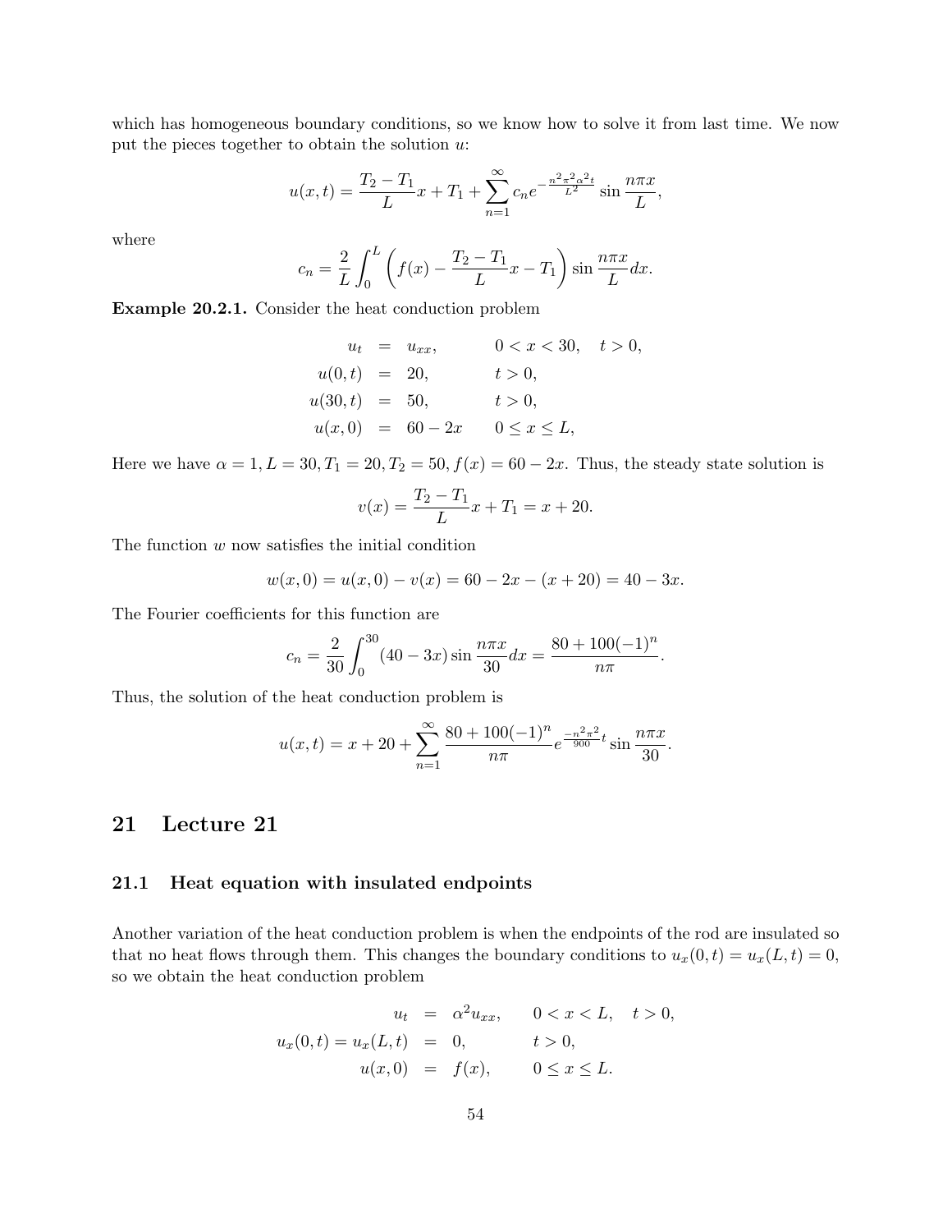which has homogeneous boundary conditions, so we know how to solve it from last time. We now put the pieces together to obtain the solution $u$:

$$u(x,t) = \frac{T_2 - T_1}{L}x + T_1 + \sum_{n=1}^{\infty} c_n e^{-\frac{n^2\pi^2\alpha^2 t}{L^2}} \sin\frac{n\pi x}{L},$$

where

$$c_n = \frac{2}{L}\int_0^L \left(f(x) - \frac{T_2 - T_1}{L}x - T_1\right) \sin\frac{n\pi x}{L}dx.$$

**Example 20.2.1.** Consider the heat conduction problem

$$\begin{aligned}
u_t &= u_{xx}, & 0 < x < 30, \quad t > 0, \\
u(0,t) &= 20, & t > 0, \\
u(30,t) &= 50, & t > 0, \\
u(x,0) &= 60 - 2x & 0 \le x \le L,
\end{aligned}$$

Here we have $\alpha = 1, L = 30, T_1 = 20, T_2 = 50, f(x) = 60 - 2x$. Thus, the steady state solution is

$$v(x) = \frac{T_2 - T_1}{L}x + T_1 = x + 20.$$

The function $w$ now satisfies the initial condition

$$w(x,0) = u(x,0) - v(x) = 60 - 2x - (x + 20) = 40 - 3x.$$

The Fourier coefficients for this function are

$$c_n = \frac{2}{30}\int_0^{30} (40 - 3x) \sin\frac{n\pi x}{30}dx = \frac{80 + 100(-1)^n}{n\pi}.$$

Thus, the solution of the heat conduction problem is

$$u(x,t) = x + 20 + \sum_{n=1}^{\infty} \frac{80 + 100(-1)^n}{n\pi} e^{\frac{-n^2\pi^2}{900}t} \sin\frac{n\pi x}{30}.$$

# 21 Lecture 21

## 21.1 Heat equation with insulated endpoints

Another variation of the heat conduction problem is when the endpoints of the rod are insulated so that no heat flows through them. This changes the boundary conditions to $u_x(0,t) = u_x(L,t) = 0$, so we obtain the heat conduction problem

$$\begin{aligned}
u_t &= \alpha^2 u_{xx}, & 0 < x < L, \quad t > 0, \\
u_x(0,t) = u_x(L,t) &= 0, & t > 0, \\
u(x,0) &= f(x), & 0 \le x \le L.
\end{aligned}$$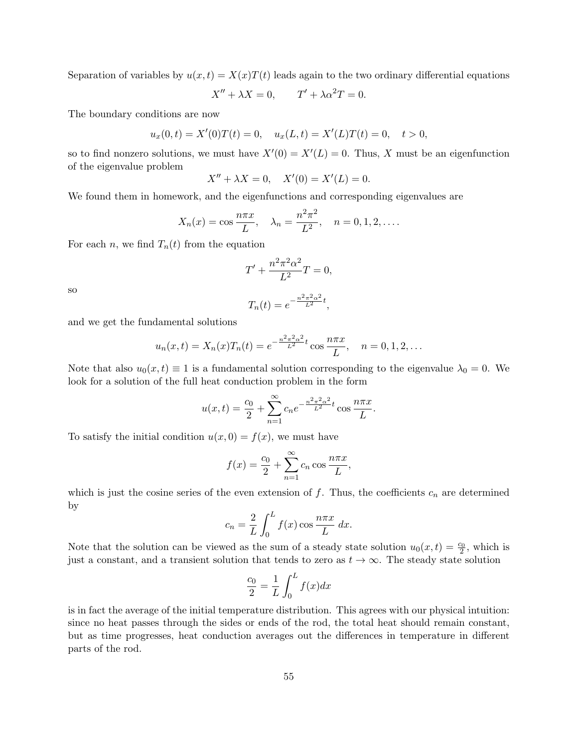Separation of variables by $u(x,t) = X(x)T(t)$ leads again to the two ordinary differential equations

$$X'' + \lambda X = 0, \qquad T' + \lambda\alpha^2 T = 0.$$

The boundary conditions are now

$$u_x(0,t) = X'(0)T(t) = 0, \quad u_x(L,t) = X'(L)T(t) = 0, \quad t > 0,$$

so to find nonzero solutions, we must have $X'(0) = X'(L) = 0$. Thus, $X$ must be an eigenfunction of the eigenvalue problem

$$X'' + \lambda X = 0, \quad X'(0) = X'(L) = 0.$$

We found them in homework, and the eigenfunctions and corresponding eigenvalues are

$$X_n(x) = \cos\frac{n\pi x}{L}, \quad \lambda_n = \frac{n^2\pi^2}{L^2}, \quad n = 0, 1, 2, \ldots.$$

For each $n$, we find $T_n(t)$ from the equation

$$T' + \frac{n^2\pi^2\alpha^2}{L^2}T = 0,$$

so

$$T_n(t) = e^{-\frac{n^2\pi^2\alpha^2}{L^2}t},$$

and we get the fundamental solutions

$$u_n(x,t) = X_n(x)T_n(t) = e^{-\frac{n^2\pi^2\alpha^2}{L^2}t}\cos\frac{n\pi x}{L}, \quad n = 0, 1, 2, \ldots$$

Note that also $u_0(x,t) \equiv 1$ is a fundamental solution corresponding to the eigenvalue $\lambda_0 = 0$. We look for a solution of the full heat conduction problem in the form

$$u(x,t) = \frac{c_0}{2} + \sum_{n=1}^{\infty} c_n e^{-\frac{n^2\pi^2\alpha^2}{L^2}t}\cos\frac{n\pi x}{L}.$$

To satisfy the initial condition $u(x,0) = f(x)$, we must have

$$f(x) = \frac{c_0}{2} + \sum_{n=1}^{\infty} c_n \cos\frac{n\pi x}{L},$$

which is just the cosine series of the even extension of $f$. Thus, the coefficients $c_n$ are determined by

$$c_n = \frac{2}{L}\int_0^L f(x)\cos\frac{n\pi x}{L}\,dx.$$

Note that the solution can be viewed as the sum of a steady state solution $u_0(x,t) = \frac{c_0}{2}$, which is just a constant, and a transient solution that tends to zero as $t \to \infty$. The steady state solution

$$\frac{c_0}{2} = \frac{1}{L}\int_0^L f(x)dx$$

is in fact the average of the initial temperature distribution. This agrees with our physical intuition: since no heat passes through the sides or ends of the rod, the total heat should remain constant, but as time progresses, heat conduction averages out the differences in temperature in different parts of the rod.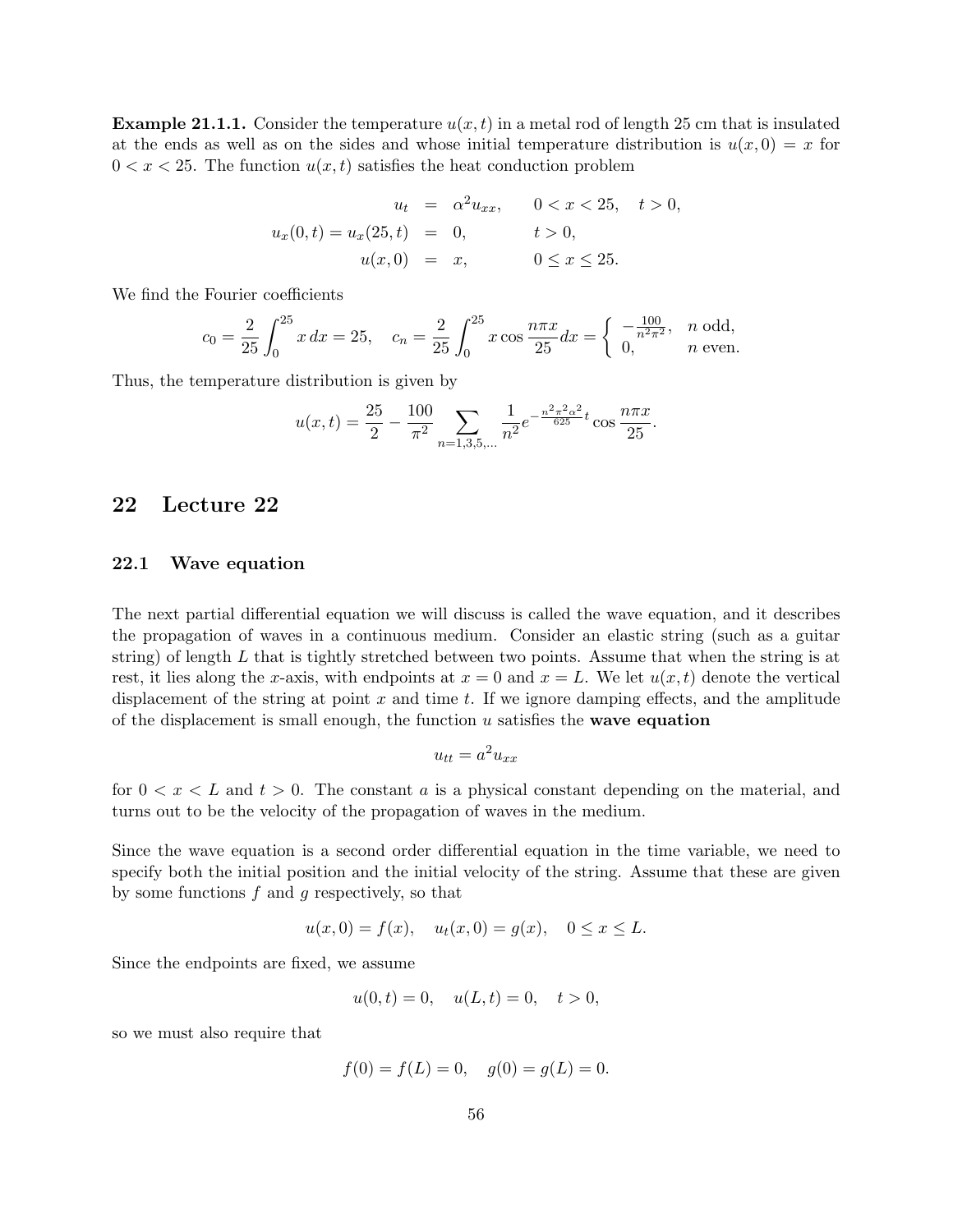**Example 21.1.1.** Consider the temperature $u(x,t)$ in a metal rod of length 25 cm that is insulated at the ends as well as on the sides and whose initial temperature distribution is $u(x,0) = x$ for $0 < x < 25$. The function $u(x,t)$ satisfies the heat conduction problem

$$\begin{aligned} u_t &= \alpha^2 u_{xx}, && 0 < x < 25, \quad t > 0, \\ u_x(0,t) = u_x(25,t) &= 0, && t > 0, \\ u(x,0) &= x, && 0 \leq x \leq 25. \end{aligned}$$

We find the Fourier coefficients

$$c_0 = \frac{2}{25}\int_0^{25} x\,dx = 25, \quad c_n = \frac{2}{25}\int_0^{25} x\cos\frac{n\pi x}{25}dx = \begin{cases} -\frac{100}{n^2\pi^2}, & n \text{ odd}, \\ 0, & n \text{ even}. \end{cases}$$

Thus, the temperature distribution is given by

$$u(x,t) = \frac{25}{2} - \frac{100}{\pi^2}\sum_{n=1,3,5,\ldots}\frac{1}{n^2}e^{-\frac{n^2\pi^2\alpha^2}{625}t}\cos\frac{n\pi x}{25}.$$

# 22 Lecture 22

## 22.1 Wave equation

The next partial differential equation we will discuss is called the wave equation, and it describes the propagation of waves in a continuous medium. Consider an elastic string (such as a guitar string) of length $L$ that is tightly stretched between two points. Assume that when the string is at rest, it lies along the $x$-axis, with endpoints at $x = 0$ and $x = L$. We let $u(x,t)$ denote the vertical displacement of the string at point $x$ and time $t$. If we ignore damping effects, and the amplitude of the displacement is small enough, the function $u$ satisfies the **wave equation**

$$u_{tt} = a^2 u_{xx}$$

for $0 < x < L$ and $t > 0$. The constant $a$ is a physical constant depending on the material, and turns out to be the velocity of the propagation of waves in the medium.

Since the wave equation is a second order differential equation in the time variable, we need to specify both the initial position and the initial velocity of the string. Assume that these are given by some functions $f$ and $g$ respectively, so that

$$u(x,0) = f(x), \quad u_t(x,0) = g(x), \quad 0 \leq x \leq L.$$

Since the endpoints are fixed, we assume

$$u(0,t) = 0, \quad u(L,t) = 0, \quad t > 0,$$

so we must also require that

$$f(0) = f(L) = 0, \quad g(0) = g(L) = 0.$$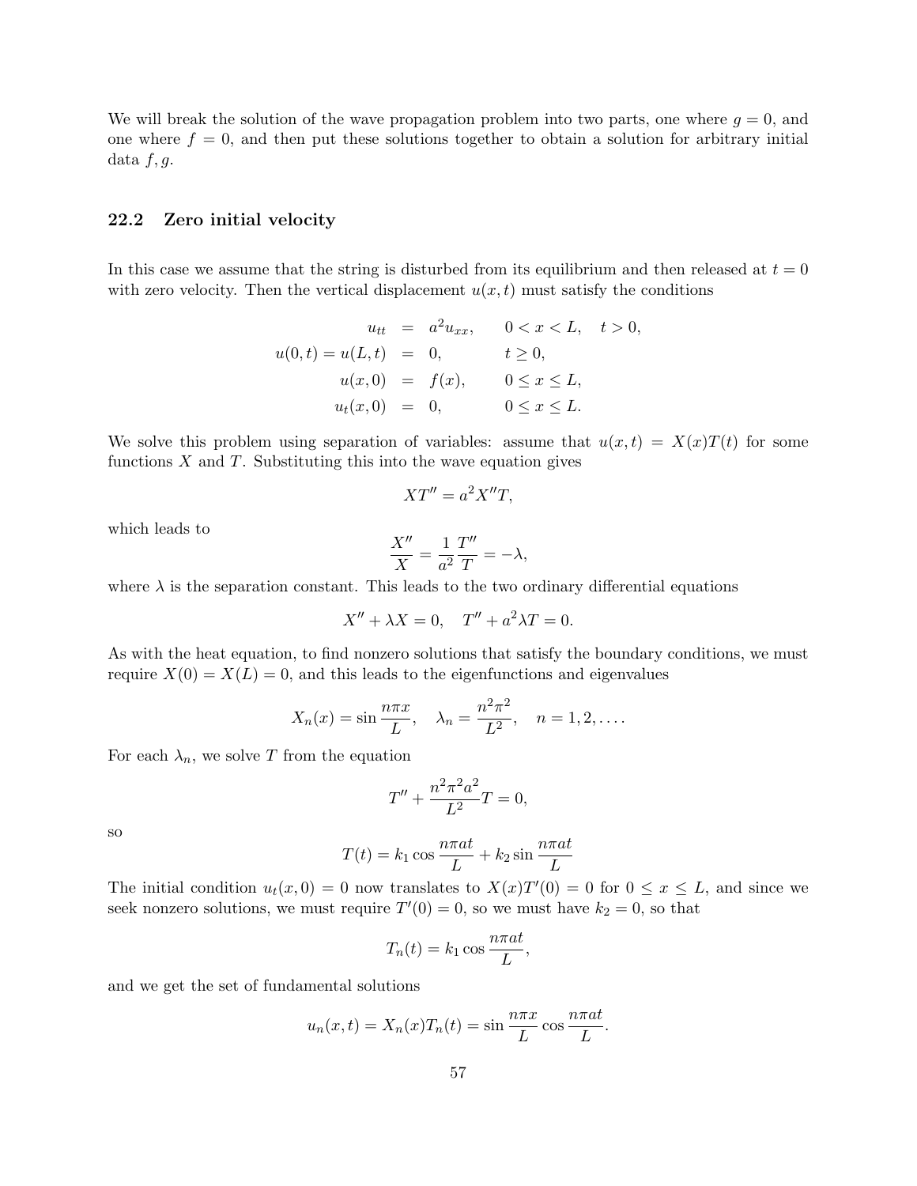We will break the solution of the wave propagation problem into two parts, one where $g = 0$, and one where $f = 0$, and then put these solutions together to obtain a solution for arbitrary initial data $f, g$.

### 22.2 Zero initial velocity

In this case we assume that the string is disturbed from its equilibrium and then released at $t = 0$ with zero velocity. Then the vertical displacement $u(x,t)$ must satisfy the conditions

$$
\begin{aligned}
u_{tt} &= a^2 u_{xx}, & 0 < x < L, \quad t > 0, \\
u(0,t) = u(L,t) &= 0, & t \geq 0, \\
u(x,0) &= f(x), & 0 \leq x \leq L, \\
u_t(x,0) &= 0, & 0 \leq x \leq L.
\end{aligned}
$$

We solve this problem using separation of variables: assume that $u(x,t) = X(x)T(t)$ for some functions $X$ and $T$. Substituting this into the wave equation gives

$$XT'' = a^2 X'' T,$$

which leads to

$$\frac{X''}{X} = \frac{1}{a^2}\frac{T''}{T} = -\lambda,$$

where $\lambda$ is the separation constant. This leads to the two ordinary differential equations

$$X'' + \lambda X = 0, \quad T'' + a^2 \lambda T = 0.$$

As with the heat equation, to find nonzero solutions that satisfy the boundary conditions, we must require $X(0) = X(L) = 0$, and this leads to the eigenfunctions and eigenvalues

$$X_n(x) = \sin\frac{n\pi x}{L}, \quad \lambda_n = \frac{n^2\pi^2}{L^2}, \quad n = 1, 2, \ldots.$$

For each $\lambda_n$, we solve $T$ from the equation

$$T'' + \frac{n^2\pi^2 a^2}{L^2} T = 0,$$

so

$$T(t) = k_1 \cos\frac{n\pi a t}{L} + k_2 \sin\frac{n\pi a t}{L}$$

The initial condition $u_t(x,0) = 0$ now translates to $X(x)T'(0) = 0$ for $0 \leq x \leq L$, and since we seek nonzero solutions, we must require $T'(0) = 0$, so we must have $k_2 = 0$, so that

$$T_n(t) = k_1 \cos\frac{n\pi a t}{L},$$

and we get the set of fundamental solutions

$$u_n(x,t) = X_n(x)T_n(t) = \sin\frac{n\pi x}{L}\cos\frac{n\pi a t}{L}.$$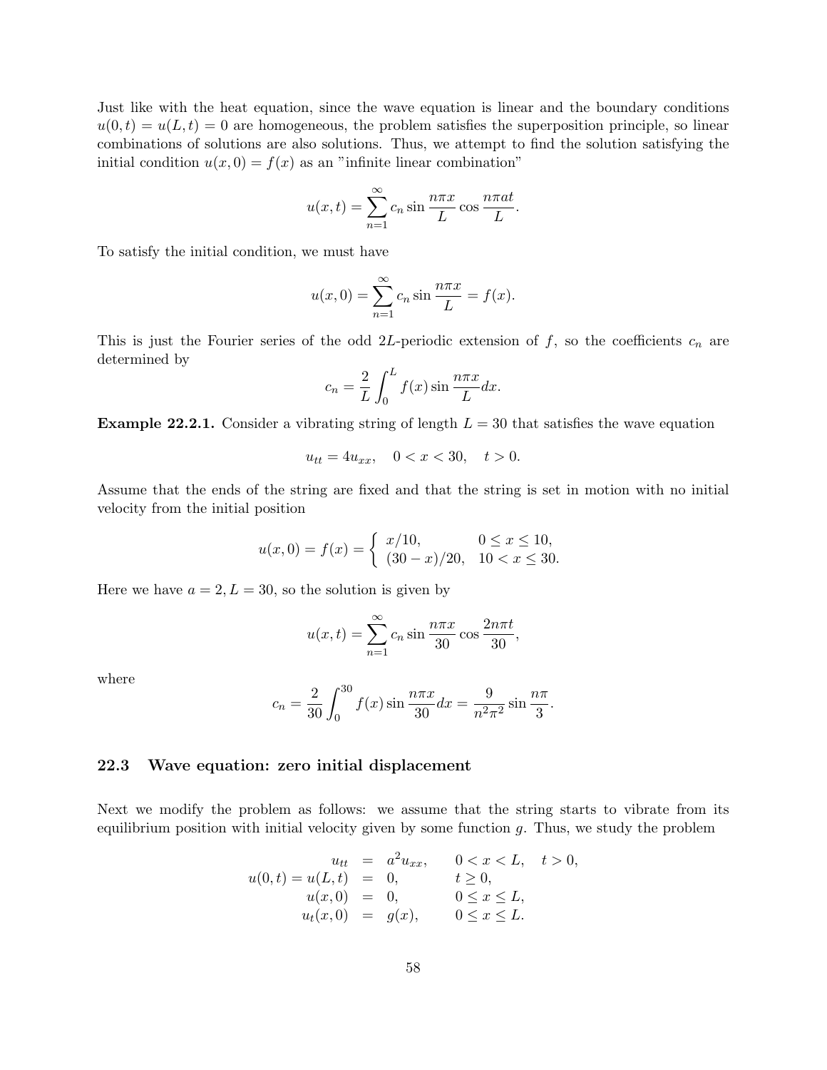Just like with the heat equation, since the wave equation is linear and the boundary conditions $u(0,t) = u(L,t) = 0$ are homogeneous, the problem satisfies the superposition principle, so linear combinations of solutions are also solutions. Thus, we attempt to find the solution satisfying the initial condition $u(x,0) = f(x)$ as an "infinite linear combination"

$$u(x,t) = \sum_{n=1}^{\infty} c_n \sin \frac{n\pi x}{L} \cos \frac{n\pi a t}{L}.$$

To satisfy the initial condition, we must have

$$u(x,0) = \sum_{n=1}^{\infty} c_n \sin \frac{n\pi x}{L} = f(x).$$

This is just the Fourier series of the odd $2L$-periodic extension of $f$, so the coefficients $c_n$ are determined by

$$c_n = \frac{2}{L} \int_0^L f(x) \sin \frac{n\pi x}{L} dx.$$

**Example 22.2.1.** Consider a vibrating string of length $L = 30$ that satisfies the wave equation

$$u_{tt} = 4u_{xx}, \quad 0 < x < 30, \quad t > 0.$$

Assume that the ends of the string are fixed and that the string is set in motion with no initial velocity from the initial position

$$u(x,0) = f(x) = \begin{cases} x/10, & 0 \leq x \leq 10, \\ (30-x)/20, & 10 < x \leq 30. \end{cases}$$

Here we have $a = 2, L = 30$, so the solution is given by

$$u(x,t) = \sum_{n=1}^{\infty} c_n \sin \frac{n\pi x}{30} \cos \frac{2n\pi t}{30},$$

where

$$c_n = \frac{2}{30} \int_0^{30} f(x) \sin \frac{n\pi x}{30} dx = \frac{9}{n^2\pi^2} \sin \frac{n\pi}{3}.$$

### 22.3 Wave equation: zero initial displacement

Next we modify the problem as follows: we assume that the string starts to vibrate from its equilibrium position with initial velocity given by some function $g$. Thus, we study the problem

$$\begin{aligned} u_{tt} &= a^2 u_{xx}, && 0 < x < L, \quad t > 0, \\ u(0,t) = u(L,t) &= 0, && t \geq 0, \\ u(x,0) &= 0, && 0 \leq x \leq L, \\ u_t(x,0) &= g(x), && 0 \leq x \leq L. \end{aligned}$$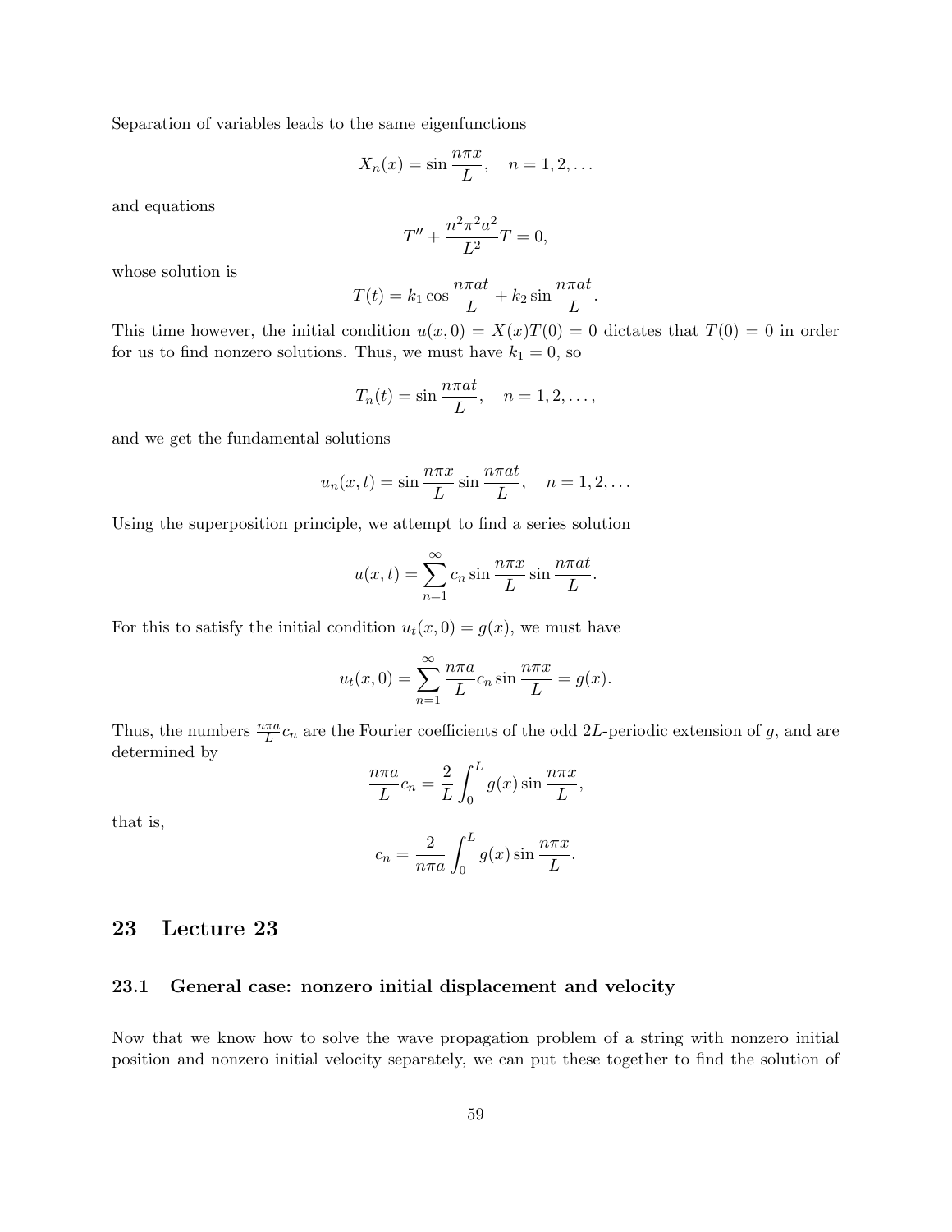Separation of variables leads to the same eigenfunctions

$$X_n(x) = \sin\frac{n\pi x}{L}, \quad n = 1, 2, \ldots$$

and equations

$$T'' + \frac{n^2\pi^2 a^2}{L^2}T = 0,$$

whose solution is

$$T(t) = k_1 \cos\frac{n\pi a t}{L} + k_2 \sin\frac{n\pi a t}{L}.$$

This time however, the initial condition $u(x, 0) = X(x)T(0) = 0$ dictates that $T(0) = 0$ in order for us to find nonzero solutions. Thus, we must have $k_1 = 0$, so

$$T_n(t) = \sin\frac{n\pi a t}{L}, \quad n = 1, 2, \ldots,$$

and we get the fundamental solutions

$$u_n(x, t) = \sin\frac{n\pi x}{L}\sin\frac{n\pi a t}{L}, \quad n = 1, 2, \ldots$$

Using the superposition principle, we attempt to find a series solution

$$u(x, t) = \sum_{n=1}^{\infty} c_n \sin\frac{n\pi x}{L}\sin\frac{n\pi a t}{L}.$$

For this to satisfy the initial condition $u_t(x, 0) = g(x)$, we must have

$$u_t(x, 0) = \sum_{n=1}^{\infty} \frac{n\pi a}{L} c_n \sin\frac{n\pi x}{L} = g(x).$$

Thus, the numbers $\frac{n\pi a}{L}c_n$ are the Fourier coefficients of the odd $2L$-periodic extension of $g$, and are determined by

$$\frac{n\pi a}{L}c_n = \frac{2}{L}\int_0^L g(x)\sin\frac{n\pi x}{L},$$

that is,

$$c_n = \frac{2}{n\pi a}\int_0^L g(x)\sin\frac{n\pi x}{L}.$$

# 23 Lecture 23

## 23.1 General case: nonzero initial displacement and velocity

Now that we know how to solve the wave propagation problem of a string with nonzero initial position and nonzero initial velocity separately, we can put these together to find the solution of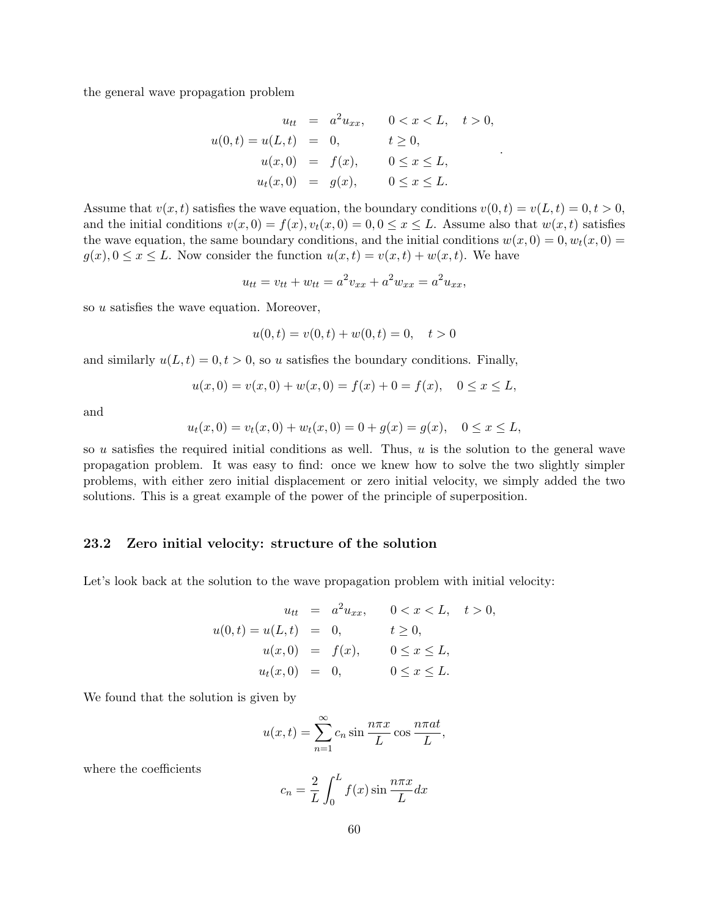the general wave propagation problem

$$
\begin{aligned}
u_{tt} &= a^2 u_{xx}, \qquad 0 < x < L, \quad t > 0, \\
u(0,t) = u(L,t) &= 0, \qquad t \geq 0, \\
u(x,0) &= f(x), \qquad 0 \leq x \leq L, \\
u_t(x,0) &= g(x), \qquad 0 \leq x \leq L.
\end{aligned}
$$

Assume that $v(x,t)$ satisfies the wave equation, the boundary conditions $v(0,t) = v(L,t) = 0, t > 0$, and the initial conditions $v(x,0) = f(x), v_t(x,0) = 0, 0 \leq x \leq L$. Assume also that $w(x,t)$ satisfies the wave equation, the same boundary conditions, and the initial conditions $w(x,0) = 0, w_t(x,0) = g(x), 0 \leq x \leq L$. Now consider the function $u(x,t) = v(x,t) + w(x,t)$. We have

$$
u_{tt} = v_{tt} + w_{tt} = a^2 v_{xx} + a^2 w_{xx} = a^2 u_{xx},
$$

so $u$ satisfies the wave equation. Moreover,

$$
u(0,t) = v(0,t) + w(0,t) = 0, \quad t > 0
$$

and similarly $u(L,t) = 0, t > 0$, so $u$ satisfies the boundary conditions. Finally,

$$
u(x,0) = v(x,0) + w(x,0) = f(x) + 0 = f(x), \quad 0 \leq x \leq L,
$$

and

$$
u_t(x,0) = v_t(x,0) + w_t(x,0) = 0 + g(x) = g(x), \quad 0 \leq x \leq L,
$$

so $u$ satisfies the required initial conditions as well. Thus, $u$ is the solution to the general wave propagation problem. It was easy to find: once we knew how to solve the two slightly simpler problems, with either zero initial displacement or zero initial velocity, we simply added the two solutions. This is a great example of the power of the principle of superposition.

### 23.2 Zero initial velocity: structure of the solution

Let's look back at the solution to the wave propagation problem with initial velocity:

$$
\begin{aligned}
u_{tt} &= a^2 u_{xx}, \qquad 0 < x < L, \quad t > 0, \\
u(0,t) = u(L,t) &= 0, \qquad t \geq 0, \\
u(x,0) &= f(x), \qquad 0 \leq x \leq L, \\
u_t(x,0) &= 0, \qquad 0 \leq x \leq L.
\end{aligned}
$$

We found that the solution is given by

$$
u(x,t) = \sum_{n=1}^{\infty} c_n \sin \frac{n\pi x}{L} \cos \frac{n\pi a t}{L},
$$

where the coefficients

$$
c_n = \frac{2}{L} \int_0^L f(x) \sin \frac{n\pi x}{L} dx
$$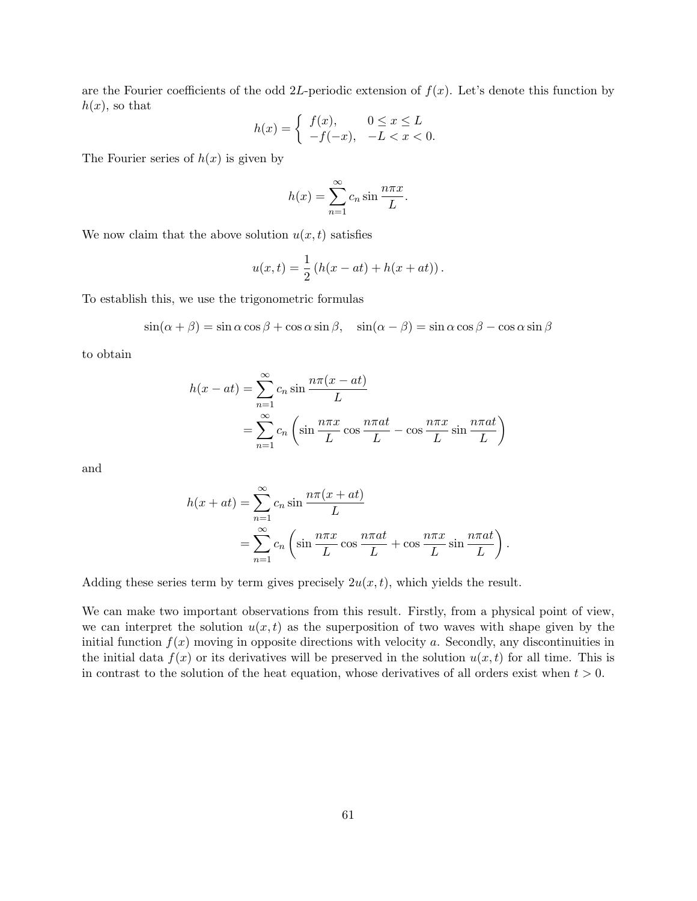are the Fourier coefficients of the odd $2L$-periodic extension of $f(x)$. Let's denote this function by $h(x)$, so that

$$h(x) = \begin{cases} f(x), & 0 \le x \le L \\ -f(-x), & -L < x < 0. \end{cases}$$

The Fourier series of $h(x)$ is given by

$$h(x) = \sum_{n=1}^{\infty} c_n \sin \frac{n\pi x}{L}.$$

We now claim that the above solution $u(x,t)$ satisfies

$$u(x,t) = \frac{1}{2}\left(h(x-at) + h(x+at)\right).$$

To establish this, we use the trigonometric formulas

$$\sin(\alpha+\beta) = \sin\alpha\cos\beta + \cos\alpha\sin\beta, \quad \sin(\alpha-\beta) = \sin\alpha\cos\beta - \cos\alpha\sin\beta$$

to obtain

$$\begin{aligned} h(x-at) &= \sum_{n=1}^{\infty} c_n \sin \frac{n\pi(x-at)}{L} \\ &= \sum_{n=1}^{\infty} c_n \left( \sin\frac{n\pi x}{L} \cos\frac{n\pi at}{L} - \cos\frac{n\pi x}{L} \sin\frac{n\pi at}{L} \right) \end{aligned}$$

and

$$\begin{aligned} h(x+at) &= \sum_{n=1}^{\infty} c_n \sin \frac{n\pi(x+at)}{L} \\ &= \sum_{n=1}^{\infty} c_n \left( \sin\frac{n\pi x}{L} \cos\frac{n\pi at}{L} + \cos\frac{n\pi x}{L} \sin\frac{n\pi at}{L} \right). \end{aligned}$$

Adding these series term by term gives precisely $2u(x,t)$, which yields the result.

We can make two important observations from this result. Firstly, from a physical point of view, we can interpret the solution $u(x,t)$ as the superposition of two waves with shape given by the initial function $f(x)$ moving in opposite directions with velocity $a$. Secondly, any discontinuities in the initial data $f(x)$ or its derivatives will be preserved in the solution $u(x,t)$ for all time. This is in contrast to the solution of the heat equation, whose derivatives of all orders exist when $t > 0$.